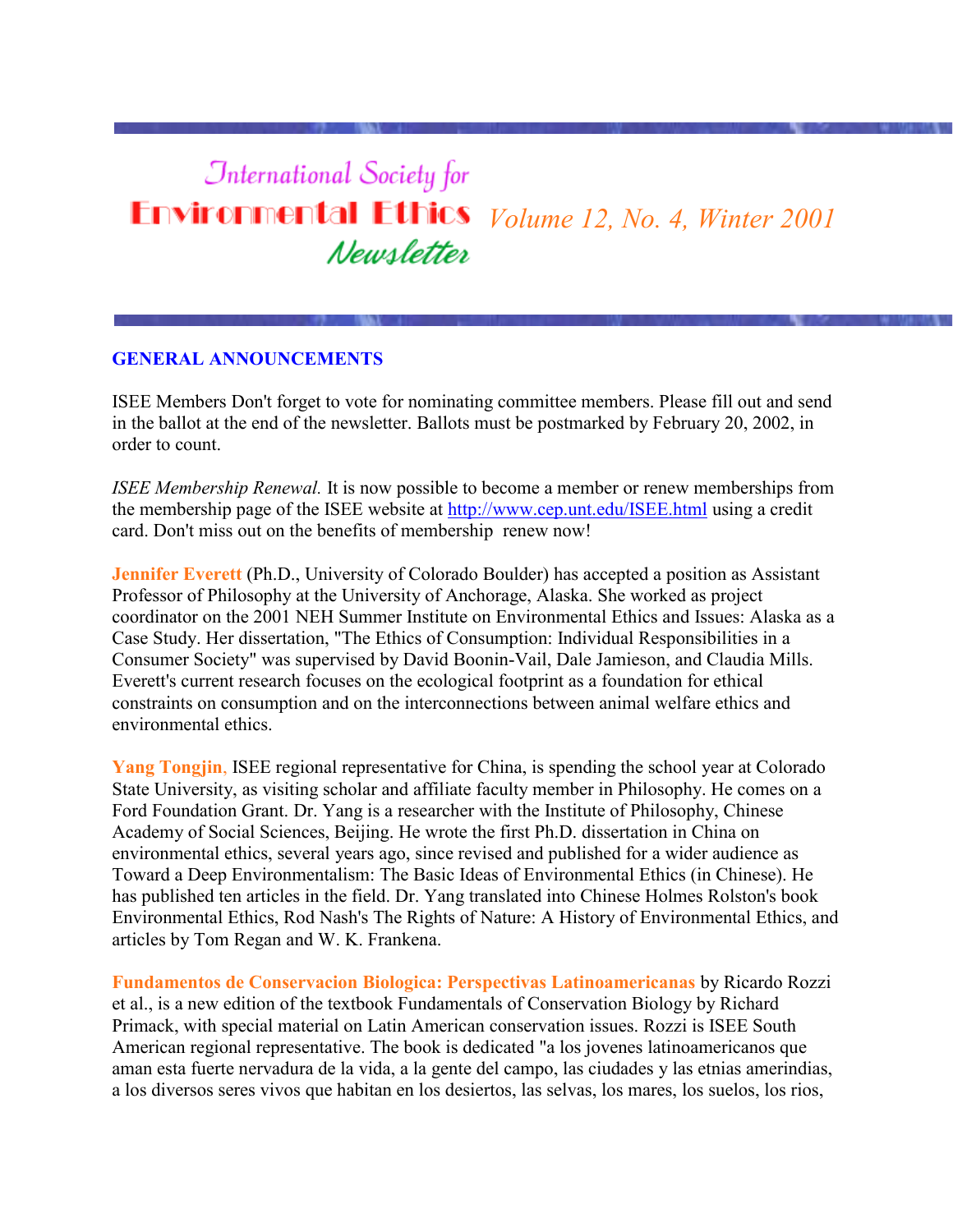# International Society for Environmental Ethics Newsletter

*Volume 12, No. 4, Winter 2001*

## GENERAL ANNOUNCEMENTS

ISEE Members Don't forget to vote for nominating committee members. Please fill out and send in the ballot at the end of the newsletter. Ballots must be postmarked by February 20, 2002, in order to count.

*ISEE Membership Renewal.* It is now possible to become a member or renew memberships from the membership page of the ISEE website at http://www.cep.unt.edu/ISEE.html using a credit card. Don't miss out on the benefits of membership  renew now!

**Jennifer Everett** (Ph.D., University of Colorado Boulder) has accepted a position as Assistant Professor of Philosophy at the University of Anchorage, Alaska. She worked as project coordinator on the 2001 NEH Summer Institute on Environmental Ethics and Issues: Alaska as a Case Study. Her dissertation, "The Ethics of Consumption: Individual Responsibilities in a Consumer Society" was supervised by David Boonin-Vail, Dale Jamieson, and Claudia Mills. Everett's current research focuses on the ecological footprint as a foundation for ethical constraints on consumption and on the interconnections between animal welfare ethics and environmental ethics.

**Yang Tongjin,** ISEE regional representative for China, is spending the school year at Colorado State University, as visiting scholar and affiliate faculty member in Philosophy. He comes on a Ford Foundation Grant. Dr. Yang is a researcher with the Institute of Philosophy, Chinese Academy of Social Sciences, Beijing. He wrote the first Ph.D. dissertation in China on environmental ethics, several years ago, since revised and published for a wider audience as Toward a Deep Environmentalism: The Basic Ideas of Environmental Ethics (in Chinese). He has published ten articles in the field. Dr. Yang translated into Chinese Holmes Rolston's book Environmental Ethics, Rod Nash's The Rights of Nature: A History of Environmental Ethics, and articles by Tom Regan and W. K. Frankena.

**Fundamentos de Conservacion Biologica: Perspectivas Latinoamericanas** by Ricardo Rozzi et al., is a new edition of the textbook Fundamentals of Conservation Biology by Richard Primack, with special material on Latin American conservation issues. Rozzi is ISEE South American regional representative. The book is dedicated "a los jovenes latinoamericanos que aman esta fuerte nervadura de la vida, a la gente del campo, las ciudades y las etnias amerindias, a los diversos seres vivos que habitan en los desiertos, las selvas, los mares, los suelos, los rios,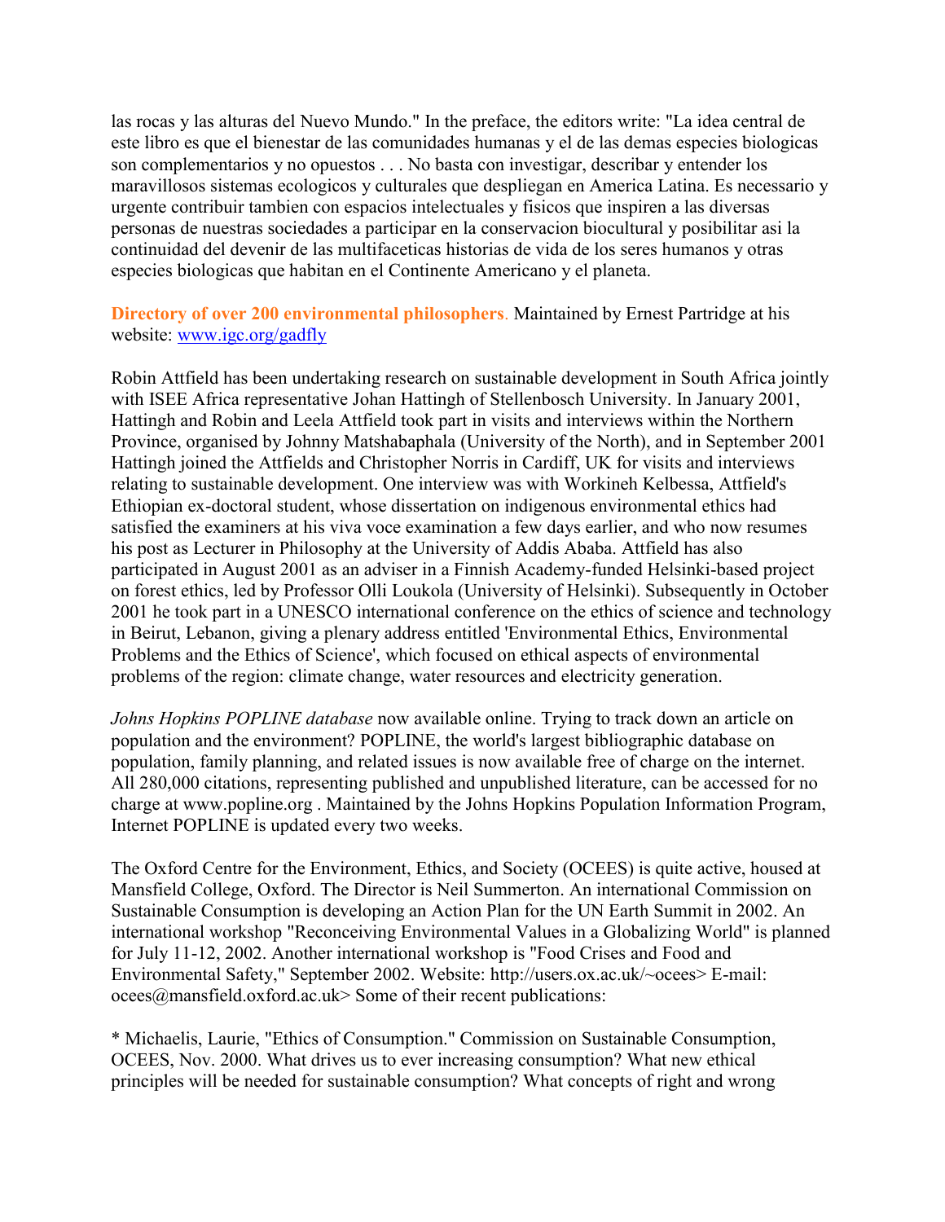las rocas y las alturas del Nuevo Mundo." In the preface, the editors write: "La idea central de este libro es que el bienestar de las comunidades humanas y el de las demas especies biologicas son complementarios y no opuestos . . . No basta con investigar, describar y entender los maravillosos sistemas ecologicos y culturales que despliegan en America Latina. Es necessario y urgente contribuir tambien con espacios intelectuales y fisicos que inspiren a las diversas personas de nuestras sociedades a participar en la conservacion biocultural y posibilitar asi la continuidad del devenir de las multifaceticas historias de vida de los seres humanos y otras especies biologicas que habitan en el Continente Americano y el planeta.

**Directory of over 200 environmental philosophers**. Maintained by Ernest Partridge at his website: [www.igc.org/gadfly](www.igc.org/gadfly)

Robin Attfield has been undertaking research on sustainable development in South Africa jointly with ISEE Africa representative Johan Hattingh of Stellenbosch University. In January 2001, Hattingh and Robin and Leela Attfield took part in visits and interviews within the Northern Province, organised by Johnny Matshabaphala (University of the North), and in September 2001 Hattingh joined the Attfields and Christopher Norris in Cardiff, UK for visits and interviews relating to sustainable development. One interview was with Workineh Kelbessa, Attfield's Ethiopian ex-doctoral student, whose dissertation on indigenous environmental ethics had satisfied the examiners at his viva voce examination a few days earlier, and who now resumes his post as Lecturer in Philosophy at the University of Addis Ababa. Attfield has also participated in August 2001 as an adviser in a Finnish Academy-funded Helsinki-based project on forest ethics, led by Professor Olli Loukola (University of Helsinki). Subsequently in October 2001 he took part in a UNESCO international conference on the ethics of science and technology in Beirut, Lebanon, giving a plenary address entitled 'Environmental Ethics, Environmental Problems and the Ethics of Science', which focused on ethical aspects of environmental problems of the region: climate change, water resources and electricity generation.

*Johns Hopkins POPLINE database* now available online. Trying to track down an article on population and the environment? POPLINE, the world's largest bibliographic database on population, family planning, and related issues is now available free of charge on the internet. All 280,000 citations, representing published and unpublished literature, can be accessed for no charge at www.popline.org . Maintained by the Johns Hopkins Population Information Program, Internet POPLINE is updated every two weeks.

The Oxford Centre for the Environment, Ethics, and Society (OCEES) is quite active, housed at Mansfield College, Oxford. The Director is Neil Summerton. An international Commission on Sustainable Consumption is developing an Action Plan for the UN Earth Summit in 2002. An international workshop "Reconceiving Environmental Values in a Globalizing World" is planned for July 11-12, 2002. Another international workshop is "Food Crises and Food and Environmental Safety," September 2002. Website: http://users.ox.ac.uk/~ocees> E-mail: ocees@mansfield.oxford.ac.uk> Some of their recent publications:

* Michaelis, Laurie, "Ethics of Consumption." Commission on Sustainable Consumption, OCEES, Nov. 2000. What drives us to ever increasing consumption? What new ethical principles will be needed for sustainable consumption? What concepts of right and wrong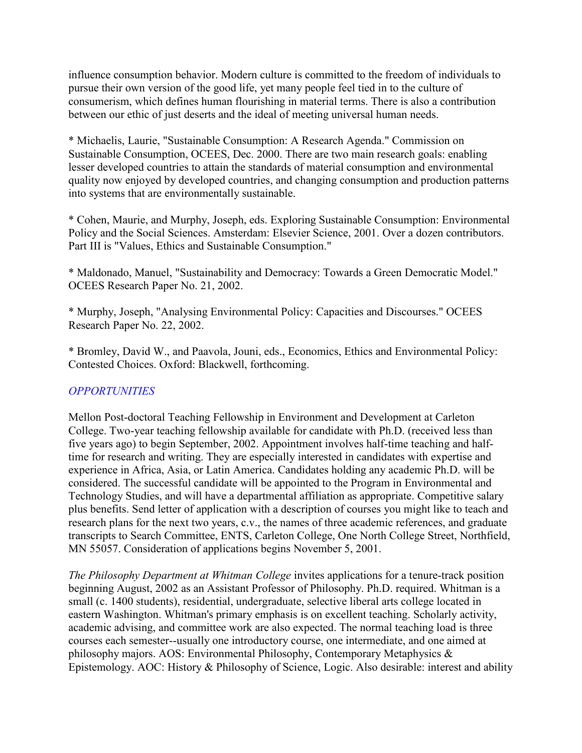influence consumption behavior. Modern culture is committed to the freedom of individuals to pursue their own version of the good life, yet many people feel tied in to the culture of consumerism, which defines human flourishing in material terms. There is also a contribution between our ethic of just deserts and the ideal of meeting universal human needs.

* Michaelis, Laurie, "Sustainable Consumption: A Research Agenda." Commission on Sustainable Consumption, OCEES, Dec. 2000. There are two main research goals: enabling lesser developed countries to attain the standards of material consumption and environmental quality now enjoyed by developed countries, and changing consumption and production patterns into systems that are environmentally sustainable.

* Cohen, Maurie, and Murphy, Joseph, eds. Exploring Sustainable Consumption: Environmental Policy and the Social Sciences. Amsterdam: Elsevier Science, 2001. Over a dozen contributors. Part III is "Values, Ethics and Sustainable Consumption."

* Maldonado, Manuel, "Sustainability and Democracy: Towards a Green Democratic Model." OCEES Research Paper No. 21, 2002.

* Murphy, Joseph, "Analysing Environmental Policy: Capacities and Discourses." OCEES Research Paper No. 22, 2002.

* Bromley, David W., and Paavola, Jouni, eds., Economics, Ethics and Environmental Policy: Contested Choices. Oxford: Blackwell, forthcoming.

## *OPPORTUNITIES*

Mellon Post-doctoral Teaching Fellowship in Environment and Development at Carleton College. Two-year teaching fellowship available for candidate with Ph.D. (received less than five years ago) to begin September, 2002. Appointment involves half-time teaching and half-time for research and writing. They are especially interested in candidates with expertise and experience in Africa, Asia, or Latin America. Candidates holding any academic Ph.D. will be considered. The successful candidate will be appointed to the Program in Environmental and Technology Studies, and will have a departmental affiliation as appropriate. Competitive salary plus benefits. Send letter of application with a description of courses you might like to teach and research plans for the next two years, c.v., the names of three academic references, and graduate transcripts to Search Committee, ENTS, Carleton College, One North College Street, Northfield, MN 55057. Consideration of applications begins November 5, 2001.

*The Philosophy Department at Whitman College* invites applications for a tenure-track position beginning August, 2002 as an Assistant Professor of Philosophy. Ph.D. required. Whitman is a small (c. 1400 students), residential, undergraduate, selective liberal arts college located in eastern Washington. Whitman's primary emphasis is on excellent teaching. Scholarly activity, academic advising, and committee work are also expected. The normal teaching load is three courses each semester--usually one introductory course, one intermediate, and one aimed at philosophy majors. AOS: Environmental Philosophy, Contemporary Metaphysics & Epistemology. AOC: History & Philosophy of Science, Logic. Also desirable: interest and ability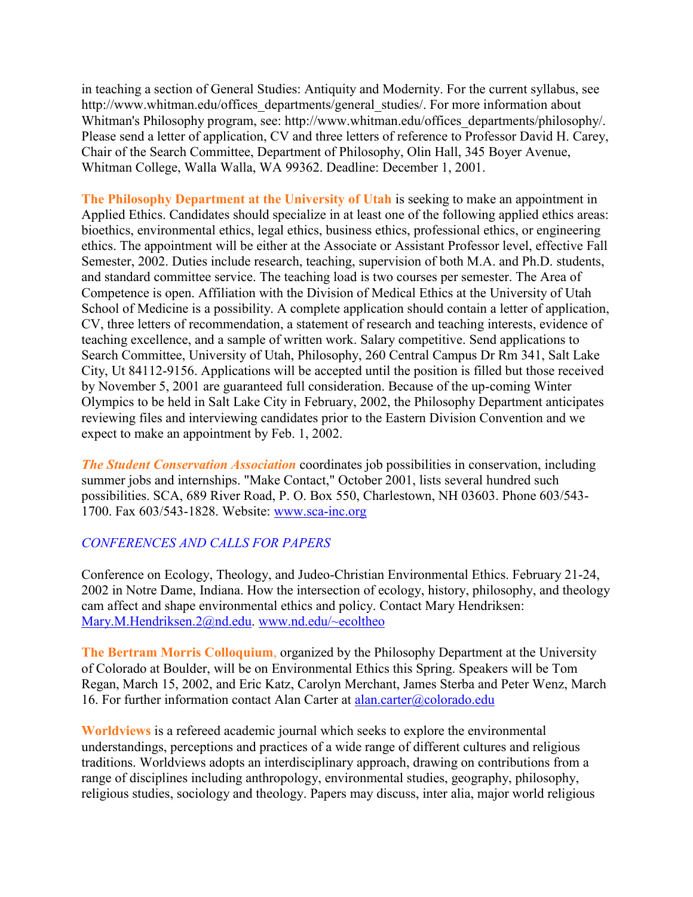in teaching a section of General Studies: Antiquity and Modernity. For the current syllabus, see http://www.whitman.edu/offices_departments/general_studies/. For more information about Whitman's Philosophy program, see: http://www.whitman.edu/offices_departments/philosophy/. Please send a letter of application, CV and three letters of reference to Professor David H. Carey, Chair of the Search Committee, Department of Philosophy, Olin Hall, 345 Boyer Avenue, Whitman College, Walla Walla, WA 99362. Deadline: December 1, 2001.

**The Philosophy Department at the University of Utah** is seeking to make an appointment in Applied Ethics. Candidates should specialize in at least one of the following applied ethics areas: bioethics, environmental ethics, legal ethics, business ethics, professional ethics, or engineering ethics. The appointment will be either at the Associate or Assistant Professor level, effective Fall Semester, 2002. Duties include research, teaching, supervision of both M.A. and Ph.D. students, and standard committee service. The teaching load is two courses per semester. The Area of Competence is open. Affiliation with the Division of Medical Ethics at the University of Utah School of Medicine is a possibility. A complete application should contain a letter of application, CV, three letters of recommendation, a statement of research and teaching interests, evidence of teaching excellence, and a sample of written work. Salary competitive. Send applications to Search Committee, University of Utah, Philosophy, 260 Central Campus Dr Rm 341, Salt Lake City, Ut 84112-9156. Applications will be accepted until the position is filled but those received by November 5, 2001 are guaranteed full consideration. Because of the up-coming Winter Olympics to be held in Salt Lake City in February, 2002, the Philosophy Department anticipates reviewing files and interviewing candidates prior to the Eastern Division Convention and we expect to make an appointment by Feb. 1, 2002.

***The Student Conservation Association*** coordinates job possibilities in conservation, including summer jobs and internships. "Make Contact," October 2001, lists several hundred such possibilities. SCA, 689 River Road, P. O. Box 550, Charlestown, NH 03603. Phone 603/543-1700. Fax 603/543-1828. Website: www.sca-inc.org

## *CONFERENCES AND CALLS FOR PAPERS*

Conference on Ecology, Theology, and Judeo-Christian Environmental Ethics. February 21-24, 2002 in Notre Dame, Indiana. How the intersection of ecology, history, philosophy, and theology cam affect and shape environmental ethics and policy. Contact Mary Hendriksen: Mary.M.Hendriksen.2@nd.edu. www.nd.edu/~ecoltheo

**The Bertram Morris Colloquium**, organized by the Philosophy Department at the University of Colorado at Boulder, will be on Environmental Ethics this Spring. Speakers will be Tom Regan, March 15, 2002, and Eric Katz, Carolyn Merchant, James Sterba and Peter Wenz, March 16. For further information contact Alan Carter at alan.carter@colorado.edu

**Worldviews** is a refereed academic journal which seeks to explore the environmental understandings, perceptions and practices of a wide range of different cultures and religious traditions. Worldviews adopts an interdisciplinary approach, drawing on contributions from a range of disciplines including anthropology, environmental studies, geography, philosophy, religious studies, sociology and theology. Papers may discuss, inter alia, major world religious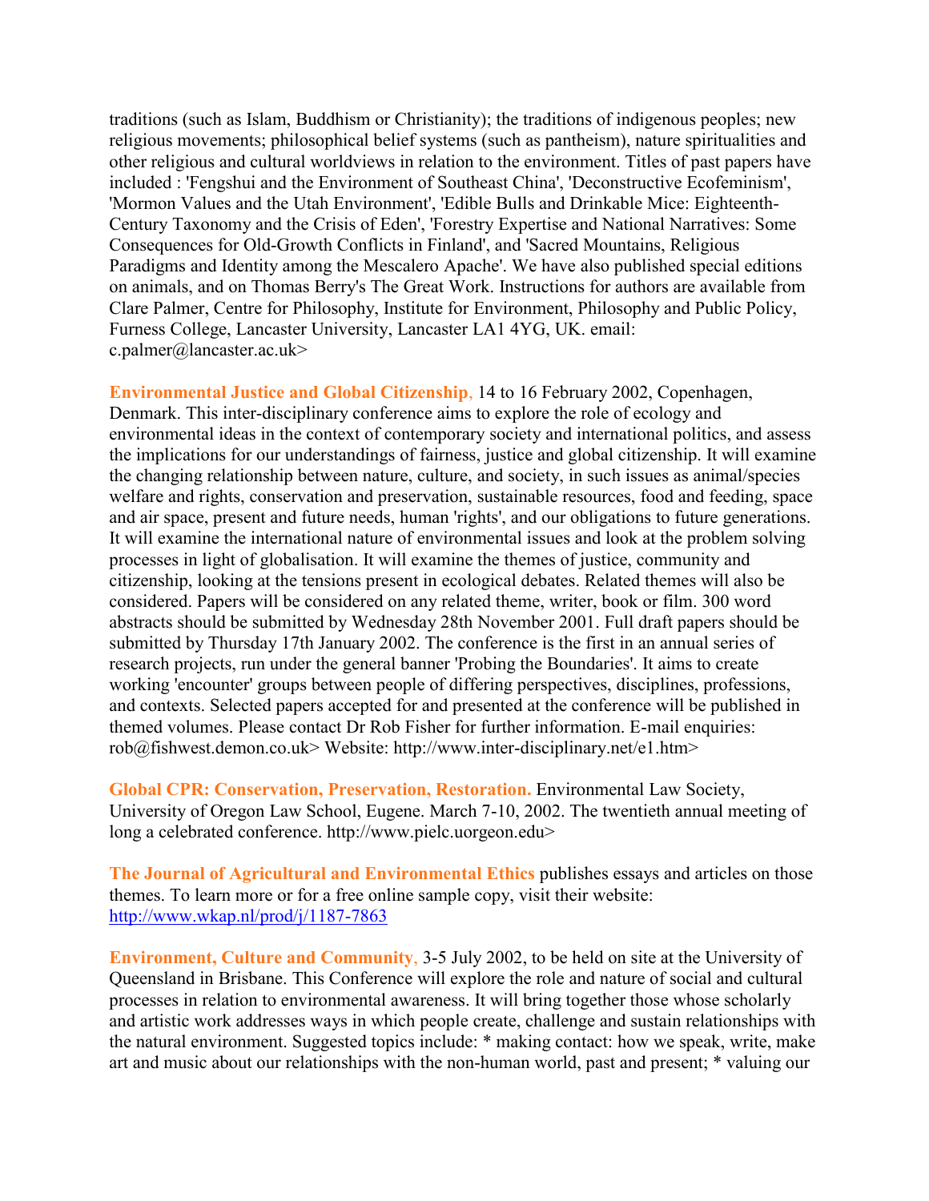traditions (such as Islam, Buddhism or Christianity); the traditions of indigenous peoples; new religious movements; philosophical belief systems (such as pantheism), nature spiritualities and other religious and cultural worldviews in relation to the environment. Titles of past papers have included : 'Fengshui and the Environment of Southeast China', 'Deconstructive Ecofeminism', 'Mormon Values and the Utah Environment', 'Edible Bulls and Drinkable Mice: Eighteenth-Century Taxonomy and the Crisis of Eden', 'Forestry Expertise and National Narratives: Some Consequences for Old-Growth Conflicts in Finland', and 'Sacred Mountains, Religious Paradigms and Identity among the Mescalero Apache'. We have also published special editions on animals, and on Thomas Berry's The Great Work. Instructions for authors are available from Clare Palmer, Centre for Philosophy, Institute for Environment, Philosophy and Public Policy, Furness College, Lancaster University, Lancaster LA1 4YG, UK. email: c.palmer@lancaster.ac.uk>

**Environmental Justice and Global Citizenship**, 14 to 16 February 2002, Copenhagen, Denmark. This inter-disciplinary conference aims to explore the role of ecology and environmental ideas in the context of contemporary society and international politics, and assess the implications for our understandings of fairness, justice and global citizenship. It will examine the changing relationship between nature, culture, and society, in such issues as animal/species welfare and rights, conservation and preservation, sustainable resources, food and feeding, space and air space, present and future needs, human 'rights', and our obligations to future generations. It will examine the international nature of environmental issues and look at the problem solving processes in light of globalisation. It will examine the themes of justice, community and citizenship, looking at the tensions present in ecological debates. Related themes will also be considered. Papers will be considered on any related theme, writer, book or film. 300 word abstracts should be submitted by Wednesday 28th November 2001. Full draft papers should be submitted by Thursday 17th January 2002. The conference is the first in an annual series of research projects, run under the general banner 'Probing the Boundaries'. It aims to create working 'encounter' groups between people of differing perspectives, disciplines, professions, and contexts. Selected papers accepted for and presented at the conference will be published in themed volumes. Please contact Dr Rob Fisher for further information. E-mail enquiries: rob@fishwest.demon.co.uk> Website: http://www.inter-disciplinary.net/e1.htm>

**Global CPR: Conservation, Preservation, Restoration.** Environmental Law Society, University of Oregon Law School, Eugene. March 7-10, 2002. The twentieth annual meeting of long a celebrated conference. http://www.pielc.uorgeon.edu>

**The Journal of Agricultural and Environmental Ethics** publishes essays and articles on those themes. To learn more or for a free online sample copy, visit their website: http://www.wkap.nl/prod/j/1187-7863

**Environment, Culture and Community**, 3-5 July 2002, to be held on site at the University of Queensland in Brisbane. This Conference will explore the role and nature of social and cultural processes in relation to environmental awareness. It will bring together those whose scholarly and artistic work addresses ways in which people create, challenge and sustain relationships with the natural environment. Suggested topics include: * making contact: how we speak, write, make art and music about our relationships with the non-human world, past and present; * valuing our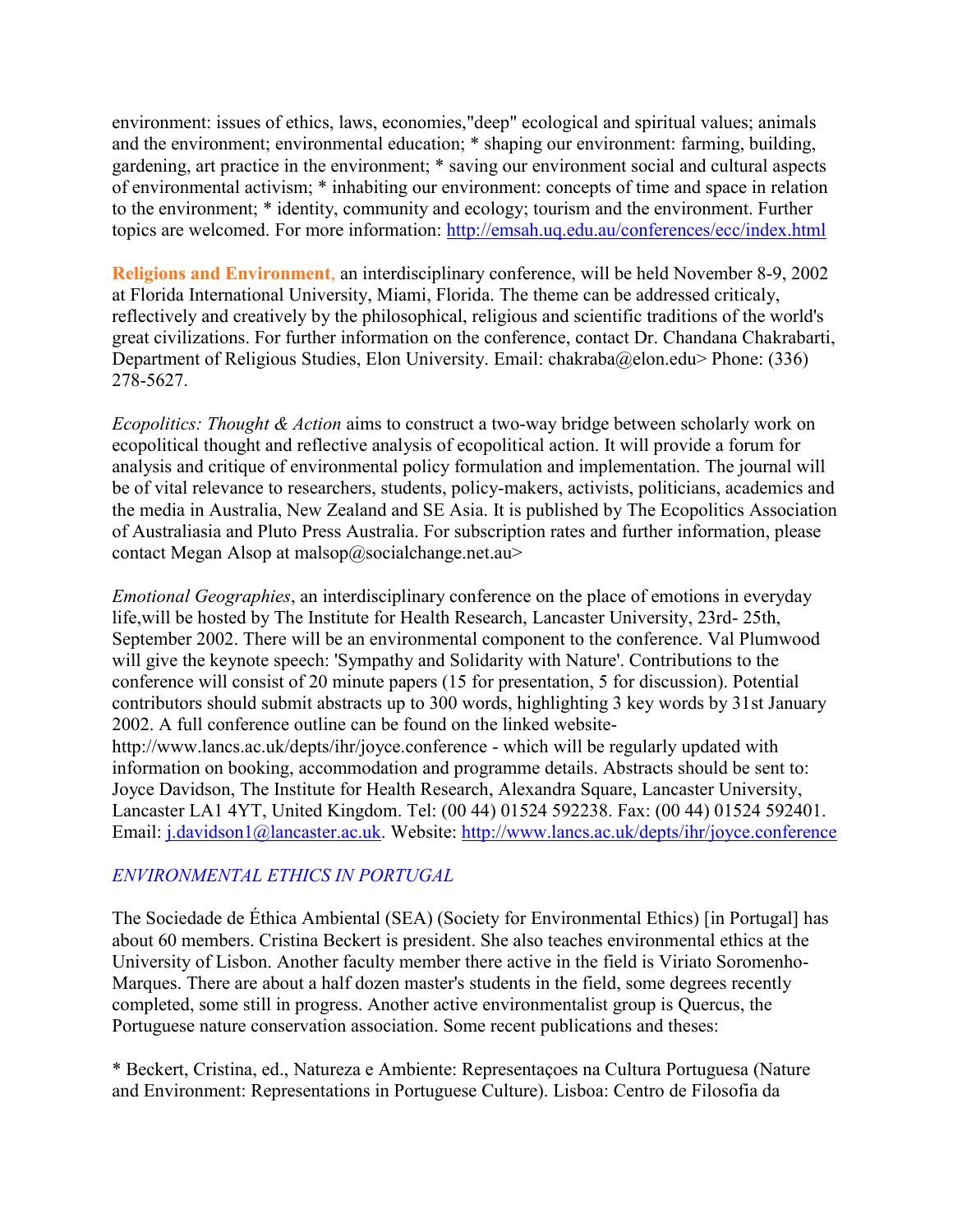environment: issues of ethics, laws, economies,"deep" ecological and spiritual values; animals and the environment; environmental education; * shaping our environment: farming, building, gardening, art practice in the environment; * saving our environment social and cultural aspects of environmental activism; * inhabiting our environment: concepts of time and space in relation to the environment; * identity, community and ecology; tourism and the environment. Further topics are welcomed. For more information: http://emsah.uq.edu.au/conferences/ecc/index.html

**Religions and Environment**, an interdisciplinary conference, will be held November 8-9, 2002 at Florida International University, Miami, Florida. The theme can be addressed criticaly, reflectively and creatively by the philosophical, religious and scientific traditions of the world's great civilizations. For further information on the conference, contact Dr. Chandana Chakrabarti, Department of Religious Studies, Elon University. Email: chakraba@elon.edu> Phone: (336) 278-5627.

*Ecopolitics: Thought & Action* aims to construct a two-way bridge between scholarly work on ecopolitical thought and reflective analysis of ecopolitical action. It will provide a forum for analysis and critique of environmental policy formulation and implementation. The journal will be of vital relevance to researchers, students, policy-makers, activists, politicians, academics and the media in Australia, New Zealand and SE Asia. It is published by The Ecopolitics Association of Australiasia and Pluto Press Australia. For subscription rates and further information, please contact Megan Alsop at malsop@socialchange.net.au>

*Emotional Geographies*, an interdisciplinary conference on the place of emotions in everyday life,will be hosted by The Institute for Health Research, Lancaster University, 23rd- 25th, September 2002. There will be an environmental component to the conference. Val Plumwood will give the keynote speech: 'Sympathy and Solidarity with Nature'. Contributions to the conference will consist of 20 minute papers (15 for presentation, 5 for discussion). Potential contributors should submit abstracts up to 300 words, highlighting 3 key words by 31st January 2002. A full conference outline can be found on the linked website- http://www.lancs.ac.uk/depts/ihr/joyce.conference - which will be regularly updated with information on booking, accommodation and programme details. Abstracts should be sent to: Joyce Davidson, The Institute for Health Research, Alexandra Square, Lancaster University, Lancaster LA1 4YT, United Kingdom. Tel: (00 44) 01524 592238. Fax: (00 44) 01524 592401. Email: j.davidson1@lancaster.ac.uk. Website: http://www.lancs.ac.uk/depts/ihr/joyce.conference

## *ENVIRONMENTAL ETHICS IN PORTUGAL*

The Sociedade de Ética Ambiental (SEA) (Society for Environmental Ethics) [in Portugal] has about 60 members. Cristina Beckert is president. She also teaches environmental ethics at the University of Lisbon. Another faculty member there active in the field is Viriato Soromenho-Marques. There are about a half dozen master's students in the field, some degrees recently completed, some still in progress. Another active environmentalist group is Quercus, the Portuguese nature conservation association. Some recent publications and theses:

* Beckert, Cristina, ed., Natureza e Ambiente: Representaçoes na Cultura Portuguesa (Nature and Environment: Representations in Portuguese Culture). Lisboa: Centro de Filosofia da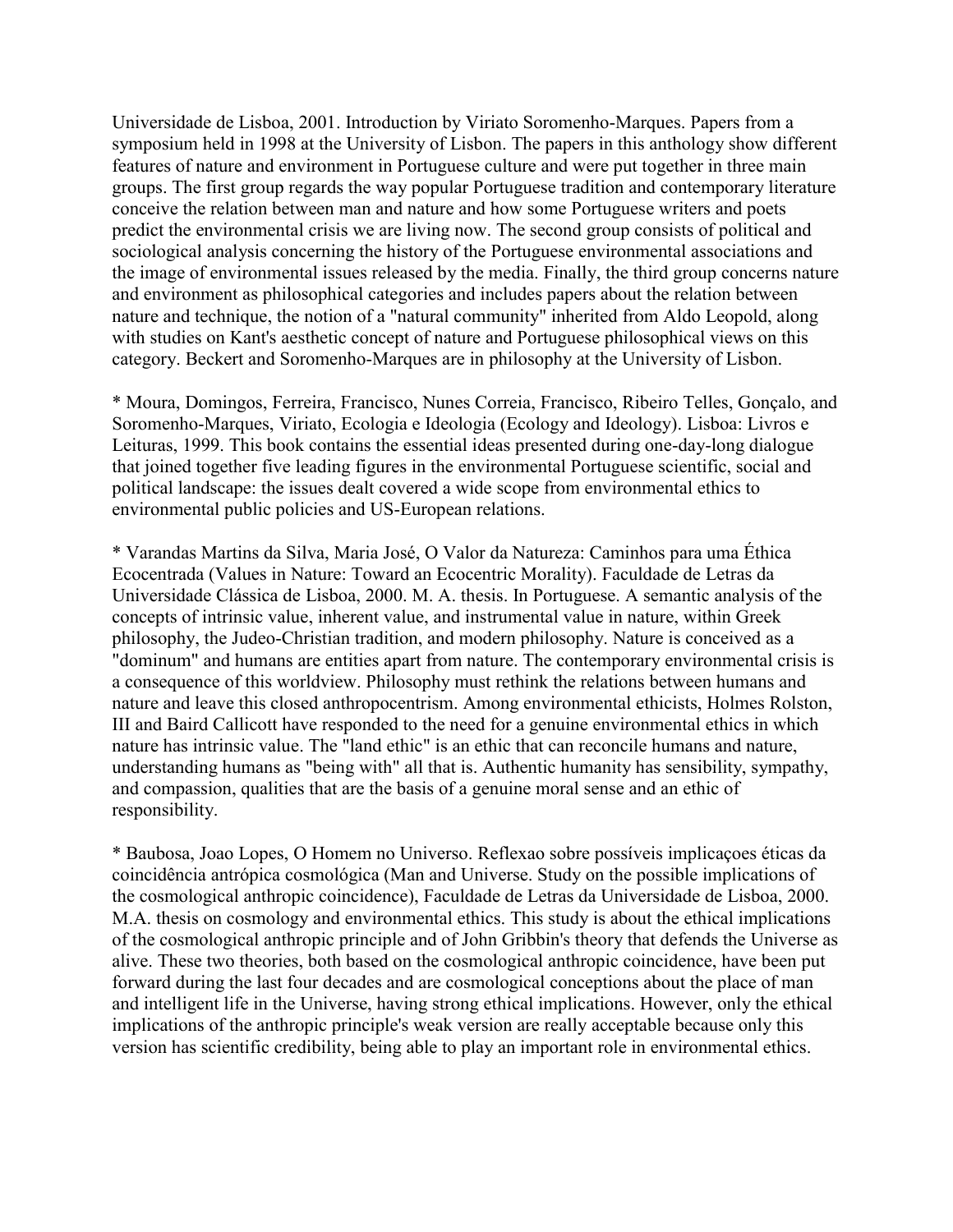Universidade de Lisboa, 2001. Introduction by Viriato Soromenho-Marques. Papers from a symposium held in 1998 at the University of Lisbon. The papers in this anthology show different features of nature and environment in Portuguese culture and were put together in three main groups. The first group regards the way popular Portuguese tradition and contemporary literature conceive the relation between man and nature and how some Portuguese writers and poets predict the environmental crisis we are living now. The second group consists of political and sociological analysis concerning the history of the Portuguese environmental associations and the image of environmental issues released by the media. Finally, the third group concerns nature and environment as philosophical categories and includes papers about the relation between nature and technique, the notion of a "natural community" inherited from Aldo Leopold, along with studies on Kant's aesthetic concept of nature and Portuguese philosophical views on this category. Beckert and Soromenho-Marques are in philosophy at the University of Lisbon.

* Moura, Domingos, Ferreira, Francisco, Nunes Correia, Francisco, Ribeiro Telles, Gonçalo, and Soromenho-Marques, Viriato, Ecologia e Ideologia (Ecology and Ideology). Lisboa: Livros e Leituras, 1999. This book contains the essential ideas presented during one-day-long dialogue that joined together five leading figures in the environmental Portuguese scientific, social and political landscape: the issues dealt covered a wide scope from environmental ethics to environmental public policies and US-European relations.

* Varandas Martins da Silva, Maria José, O Valor da Natureza: Caminhos para uma Éthica Ecocentrada (Values in Nature: Toward an Ecocentric Morality). Faculdade de Letras da Universidade Clássica de Lisboa, 2000. M. A. thesis. In Portuguese. A semantic analysis of the concepts of intrinsic value, inherent value, and instrumental value in nature, within Greek philosophy, the Judeo-Christian tradition, and modern philosophy. Nature is conceived as a "dominum" and humans are entities apart from nature. The contemporary environmental crisis is a consequence of this worldview. Philosophy must rethink the relations between humans and nature and leave this closed anthropocentrism. Among environmental ethicists, Holmes Rolston, III and Baird Callicott have responded to the need for a genuine environmental ethics in which nature has intrinsic value. The "land ethic" is an ethic that can reconcile humans and nature, understanding humans as "being with" all that is. Authentic humanity has sensibility, sympathy, and compassion, qualities that are the basis of a genuine moral sense and an ethic of responsibility.

* Baubosa, Joao Lopes, O Homem no Universo. Reflexao sobre possíveis implicaçoes éticas da coincidência antrópica cosmológica (Man and Universe. Study on the possible implications of the cosmological anthropic coincidence), Faculdade de Letras da Universidade de Lisboa, 2000. M.A. thesis on cosmology and environmental ethics. This study is about the ethical implications of the cosmological anthropic principle and of John Gribbin's theory that defends the Universe as alive. These two theories, both based on the cosmological anthropic coincidence, have been put forward during the last four decades and are cosmological conceptions about the place of man and intelligent life in the Universe, having strong ethical implications. However, only the ethical implications of the anthropic principle's weak version are really acceptable because only this version has scientific credibility, being able to play an important role in environmental ethics.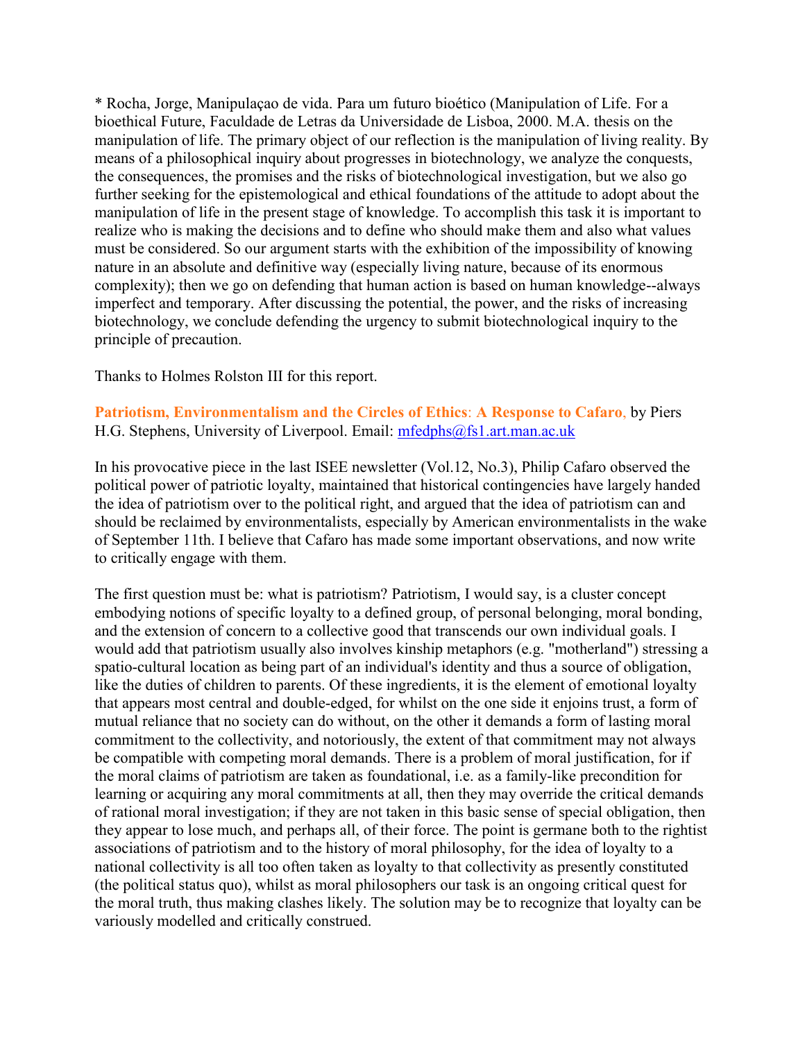* Rocha, Jorge, Manipulaçao de vida. Para um futuro bioético (Manipulation of Life. For a bioethical Future, Faculdade de Letras da Universidade de Lisboa, 2000. M.A. thesis on the manipulation of life. The primary object of our reflection is the manipulation of living reality. By means of a philosophical inquiry about progresses in biotechnology, we analyze the conquests, the consequences, the promises and the risks of biotechnological investigation, but we also go further seeking for the epistemological and ethical foundations of the attitude to adopt about the manipulation of life in the present stage of knowledge. To accomplish this task it is important to realize who is making the decisions and to define who should make them and also what values must be considered. So our argument starts with the exhibition of the impossibility of knowing nature in an absolute and definitive way (especially living nature, because of its enormous complexity); then we go on defending that human action is based on human knowledge--always imperfect and temporary. After discussing the potential, the power, and the risks of increasing biotechnology, we conclude defending the urgency to submit biotechnological inquiry to the principle of precaution.

Thanks to Holmes Rolston III for this report.

**Patriotism, Environmentalism and the Circles of Ethics: A Response to Cafaro,** by Piers H.G. Stephens, University of Liverpool. Email: mfedphs@fs1.art.man.ac.uk

In his provocative piece in the last ISEE newsletter (Vol.12, No.3), Philip Cafaro observed the political power of patriotic loyalty, maintained that historical contingencies have largely handed the idea of patriotism over to the political right, and argued that the idea of patriotism can and should be reclaimed by environmentalists, especially by American environmentalists in the wake of September 11th. I believe that Cafaro has made some important observations, and now write to critically engage with them.

The first question must be: what is patriotism? Patriotism, I would say, is a cluster concept embodying notions of specific loyalty to a defined group, of personal belonging, moral bonding, and the extension of concern to a collective good that transcends our own individual goals. I would add that patriotism usually also involves kinship metaphors (e.g. "motherland") stressing a spatio-cultural location as being part of an individual's identity and thus a source of obligation, like the duties of children to parents. Of these ingredients, it is the element of emotional loyalty that appears most central and double-edged, for whilst on the one side it enjoins trust, a form of mutual reliance that no society can do without, on the other it demands a form of lasting moral commitment to the collectivity, and notoriously, the extent of that commitment may not always be compatible with competing moral demands. There is a problem of moral justification, for if the moral claims of patriotism are taken as foundational, i.e. as a family-like precondition for learning or acquiring any moral commitments at all, then they may override the critical demands of rational moral investigation; if they are not taken in this basic sense of special obligation, then they appear to lose much, and perhaps all, of their force. The point is germane both to the rightist associations of patriotism and to the history of moral philosophy, for the idea of loyalty to a national collectivity is all too often taken as loyalty to that collectivity as presently constituted (the political status quo), whilst as moral philosophers our task is an ongoing critical quest for the moral truth, thus making clashes likely. The solution may be to recognize that loyalty can be variously modelled and critically construed.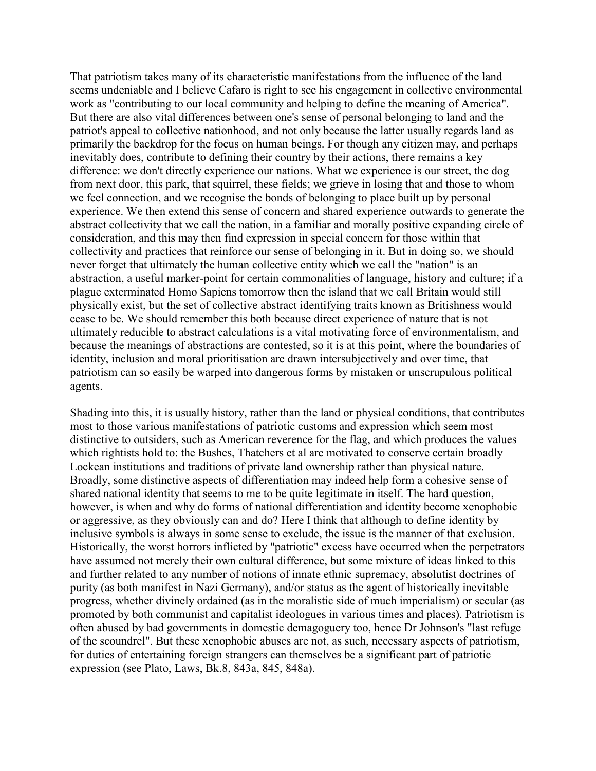That patriotism takes many of its characteristic manifestations from the influence of the land seems undeniable and I believe Cafaro is right to see his engagement in collective environmental work as "contributing to our local community and helping to define the meaning of America". But there are also vital differences between one's sense of personal belonging to land and the patriot's appeal to collective nationhood, and not only because the latter usually regards land as primarily the backdrop for the focus on human beings. For though any citizen may, and perhaps inevitably does, contribute to defining their country by their actions, there remains a key difference: we don't directly experience our nations. What we experience is our street, the dog from next door, this park, that squirrel, these fields; we grieve in losing that and those to whom we feel connection, and we recognise the bonds of belonging to place built up by personal experience. We then extend this sense of concern and shared experience outwards to generate the abstract collectivity that we call the nation, in a familiar and morally positive expanding circle of consideration, and this may then find expression in special concern for those within that collectivity and practices that reinforce our sense of belonging in it. But in doing so, we should never forget that ultimately the human collective entity which we call the "nation" is an abstraction, a useful marker-point for certain commonalities of language, history and culture; if a plague exterminated Homo Sapiens tomorrow then the island that we call Britain would still physically exist, but the set of collective abstract identifying traits known as Britishness would cease to be. We should remember this both because direct experience of nature that is not ultimately reducible to abstract calculations is a vital motivating force of environmentalism, and because the meanings of abstractions are contested, so it is at this point, where the boundaries of identity, inclusion and moral prioritisation are drawn intersubjectively and over time, that patriotism can so easily be warped into dangerous forms by mistaken or unscrupulous political agents.

Shading into this, it is usually history, rather than the land or physical conditions, that contributes most to those various manifestations of patriotic customs and expression which seem most distinctive to outsiders, such as American reverence for the flag, and which produces the values which rightists hold to: the Bushes, Thatchers et al are motivated to conserve certain broadly Lockean institutions and traditions of private land ownership rather than physical nature. Broadly, some distinctive aspects of differentiation may indeed help form a cohesive sense of shared national identity that seems to me to be quite legitimate in itself. The hard question, however, is when and why do forms of national differentiation and identity become xenophobic or aggressive, as they obviously can and do? Here I think that although to define identity by inclusive symbols is always in some sense to exclude, the issue is the manner of that exclusion. Historically, the worst horrors inflicted by "patriotic" excess have occurred when the perpetrators have assumed not merely their own cultural difference, but some mixture of ideas linked to this and further related to any number of notions of innate ethnic supremacy, absolutist doctrines of purity (as both manifest in Nazi Germany), and/or status as the agent of historically inevitable progress, whether divinely ordained (as in the moralistic side of much imperialism) or secular (as promoted by both communist and capitalist ideologues in various times and places). Patriotism is often abused by bad governments in domestic demagoguery too, hence Dr Johnson's "last refuge of the scoundrel". But these xenophobic abuses are not, as such, necessary aspects of patriotism, for duties of entertaining foreign strangers can themselves be a significant part of patriotic expression (see Plato, Laws, Bk.8, 843a, 845, 848a).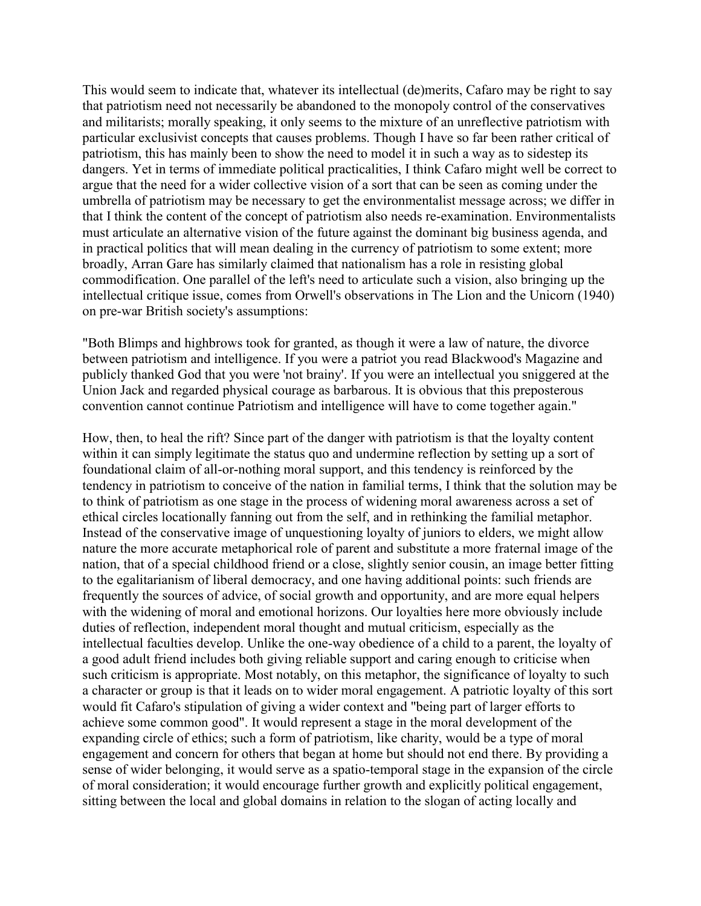This would seem to indicate that, whatever its intellectual (de)merits, Cafaro may be right to say that patriotism need not necessarily be abandoned to the monopoly control of the conservatives and militarists; morally speaking, it only seems to the mixture of an unreflective patriotism with particular exclusivist concepts that causes problems. Though I have so far been rather critical of patriotism, this has mainly been to show the need to model it in such a way as to sidestep its dangers. Yet in terms of immediate political practicalities, I think Cafaro might well be correct to argue that the need for a wider collective vision of a sort that can be seen as coming under the umbrella of patriotism may be necessary to get the environmentalist message across; we differ in that I think the content of the concept of patriotism also needs re-examination. Environmentalists must articulate an alternative vision of the future against the dominant big business agenda, and in practical politics that will mean dealing in the currency of patriotism to some extent; more broadly, Arran Gare has similarly claimed that nationalism has a role in resisting global commodification. One parallel of the left's need to articulate such a vision, also bringing up the intellectual critique issue, comes from Orwell's observations in The Lion and the Unicorn (1940) on pre-war British society's assumptions:

"Both Blimps and highbrows took for granted, as though it were a law of nature, the divorce between patriotism and intelligence. If you were a patriot you read Blackwood's Magazine and publicly thanked God that you were 'not brainy'. If you were an intellectual you sniggered at the Union Jack and regarded physical courage as barbarous. It is obvious that this preposterous convention cannot continue Patriotism and intelligence will have to come together again."

How, then, to heal the rift? Since part of the danger with patriotism is that the loyalty content within it can simply legitimate the status quo and undermine reflection by setting up a sort of foundational claim of all-or-nothing moral support, and this tendency is reinforced by the tendency in patriotism to conceive of the nation in familial terms, I think that the solution may be to think of patriotism as one stage in the process of widening moral awareness across a set of ethical circles locationally fanning out from the self, and in rethinking the familial metaphor. Instead of the conservative image of unquestioning loyalty of juniors to elders, we might allow nature the more accurate metaphorical role of parent and substitute a more fraternal image of the nation, that of a special childhood friend or a close, slightly senior cousin, an image better fitting to the egalitarianism of liberal democracy, and one having additional points: such friends are frequently the sources of advice, of social growth and opportunity, and are more equal helpers with the widening of moral and emotional horizons. Our loyalties here more obviously include duties of reflection, independent moral thought and mutual criticism, especially as the intellectual faculties develop. Unlike the one-way obedience of a child to a parent, the loyalty of a good adult friend includes both giving reliable support and caring enough to criticise when such criticism is appropriate. Most notably, on this metaphor, the significance of loyalty to such a character or group is that it leads on to wider moral engagement. A patriotic loyalty of this sort would fit Cafaro's stipulation of giving a wider context and "being part of larger efforts to achieve some common good". It would represent a stage in the moral development of the expanding circle of ethics; such a form of patriotism, like charity, would be a type of moral engagement and concern for others that began at home but should not end there. By providing a sense of wider belonging, it would serve as a spatio-temporal stage in the expansion of the circle of moral consideration; it would encourage further growth and explicitly political engagement, sitting between the local and global domains in relation to the slogan of acting locally and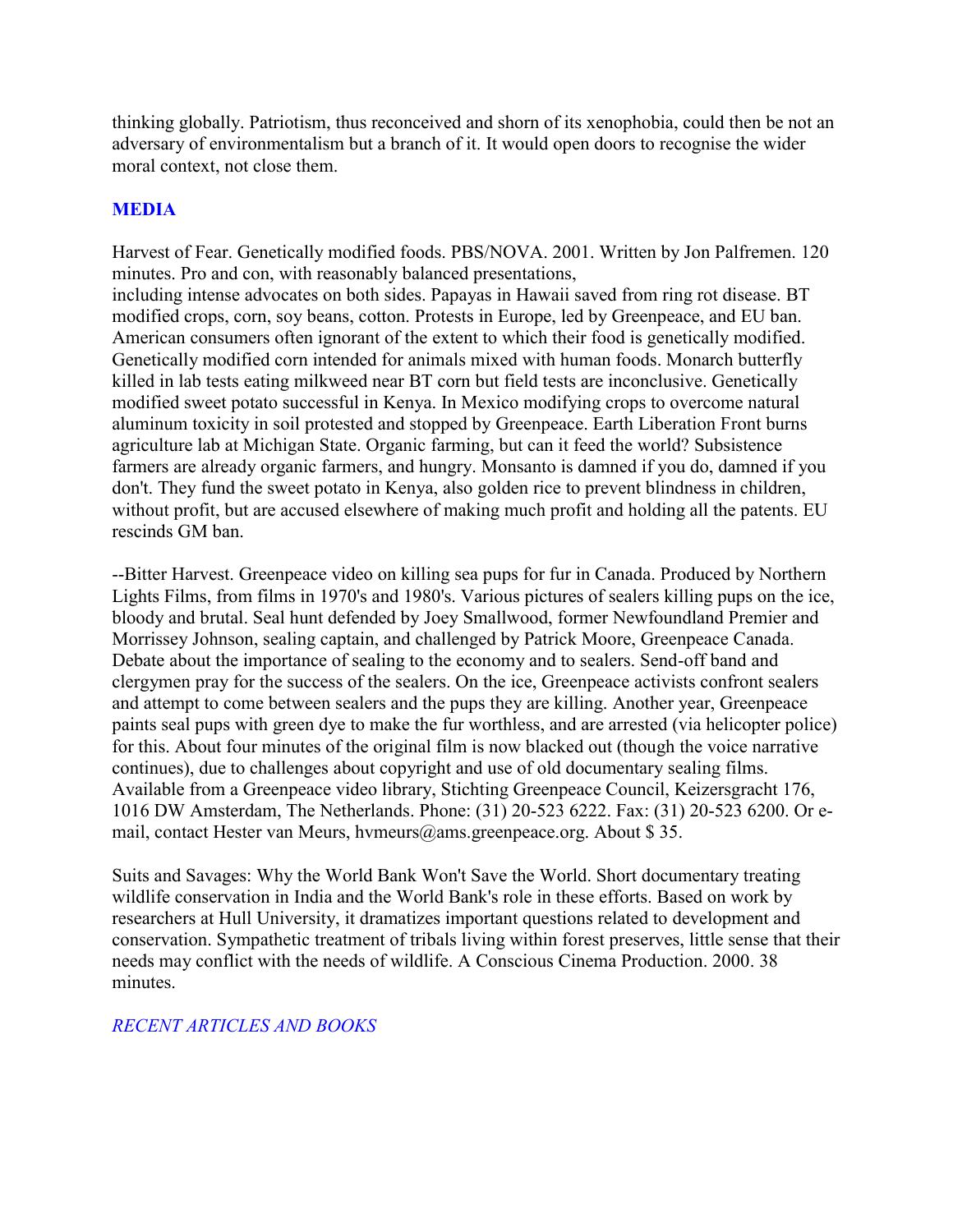thinking globally. Patriotism, thus reconceived and shorn of its xenophobia, could then be not an adversary of environmentalism but a branch of it. It would open doors to recognise the wider moral context, not close them.

## MEDIA

Harvest of Fear. Genetically modified foods. PBS/NOVA. 2001. Written by Jon Palfremen. 120 minutes. Pro and con, with reasonably balanced presentations,
including intense advocates on both sides. Papayas in Hawaii saved from ring rot disease. BT modified crops, corn, soy beans, cotton. Protests in Europe, led by Greenpeace, and EU ban. American consumers often ignorant of the extent to which their food is genetically modified. Genetically modified corn intended for animals mixed with human foods. Monarch butterfly killed in lab tests eating milkweed near BT corn but field tests are inconclusive. Genetically modified sweet potato successful in Kenya. In Mexico modifying crops to overcome natural aluminum toxicity in soil protested and stopped by Greenpeace. Earth Liberation Front burns agriculture lab at Michigan State. Organic farming, but can it feed the world? Subsistence farmers are already organic farmers, and hungry. Monsanto is damned if you do, damned if you don't. They fund the sweet potato in Kenya, also golden rice to prevent blindness in children, without profit, but are accused elsewhere of making much profit and holding all the patents. EU rescinds GM ban.

--Bitter Harvest. Greenpeace video on killing sea pups for fur in Canada. Produced by Northern Lights Films, from films in 1970's and 1980's. Various pictures of sealers killing pups on the ice, bloody and brutal. Seal hunt defended by Joey Smallwood, former Newfoundland Premier and Morrissey Johnson, sealing captain, and challenged by Patrick Moore, Greenpeace Canada. Debate about the importance of sealing to the economy and to sealers. Send-off band and clergymen pray for the success of the sealers. On the ice, Greenpeace activists confront sealers and attempt to come between sealers and the pups they are killing. Another year, Greenpeace paints seal pups with green dye to make the fur worthless, and are arrested (via helicopter police) for this. About four minutes of the original film is now blacked out (though the voice narrative continues), due to challenges about copyright and use of old documentary sealing films. Available from a Greenpeace video library, Stichting Greenpeace Council, Keizersgracht 176, 1016 DW Amsterdam, The Netherlands. Phone: (31) 20-523 6222. Fax: (31) 20-523 6200. Or e-mail, contact Hester van Meurs, hvmeurs@ams.greenpeace.org. About $ 35.

Suits and Savages: Why the World Bank Won't Save the World. Short documentary treating wildlife conservation in India and the World Bank's role in these efforts. Based on work by researchers at Hull University, it dramatizes important questions related to development and conservation. Sympathetic treatment of tribals living within forest preserves, little sense that their needs may conflict with the needs of wildlife. A Conscious Cinema Production. 2000. 38 minutes.

## *RECENT ARTICLES AND BOOKS*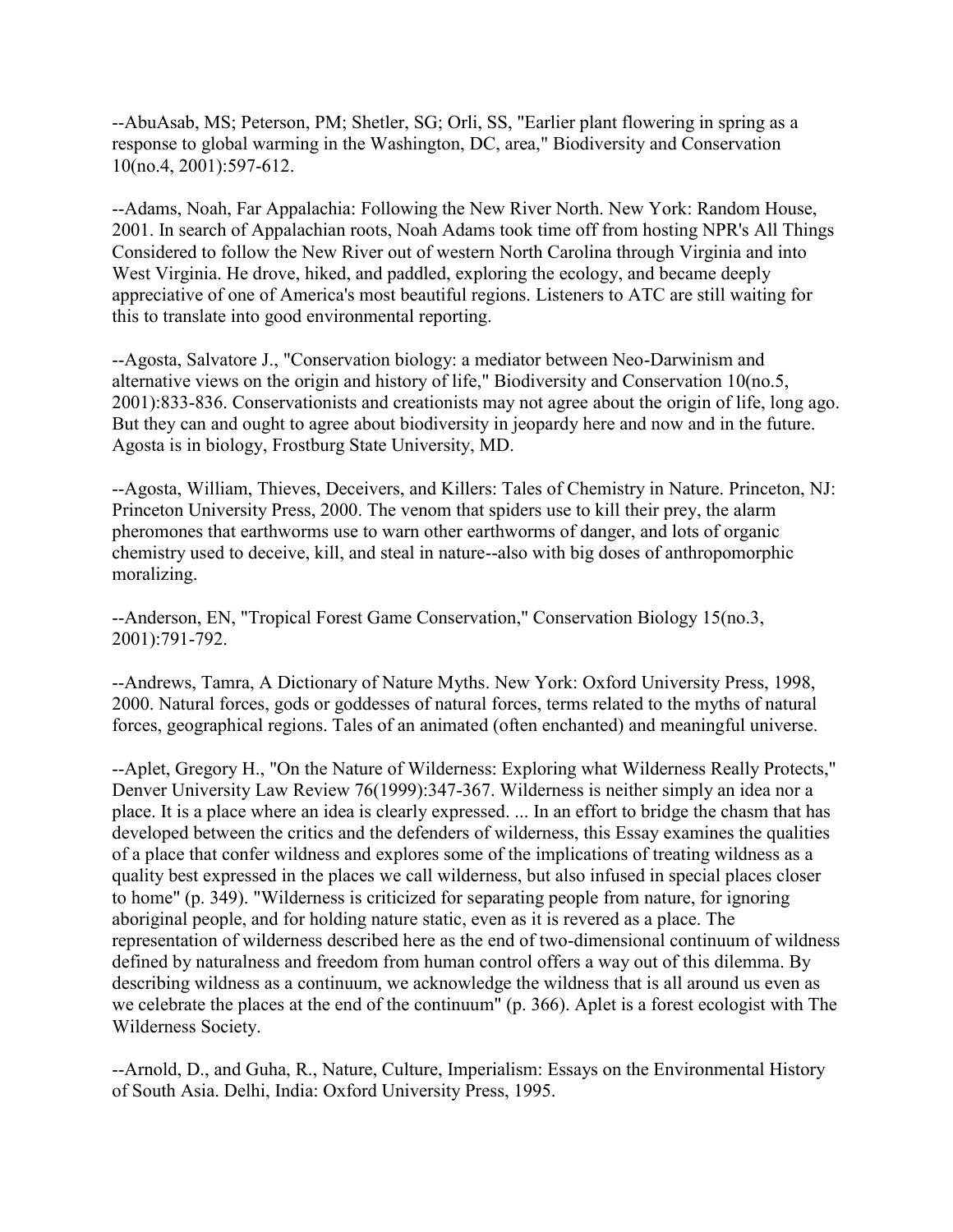--AbuAsab, MS; Peterson, PM; Shetler, SG; Orli, SS, "Earlier plant flowering in spring as a response to global warming in the Washington, DC, area," Biodiversity and Conservation 10(no.4, 2001):597-612.

--Adams, Noah, Far Appalachia: Following the New River North. New York: Random House, 2001. In search of Appalachian roots, Noah Adams took time off from hosting NPR's All Things Considered to follow the New River out of western North Carolina through Virginia and into West Virginia. He drove, hiked, and paddled, exploring the ecology, and became deeply appreciative of one of America's most beautiful regions. Listeners to ATC are still waiting for this to translate into good environmental reporting.

--Agosta, Salvatore J., "Conservation biology: a mediator between Neo-Darwinism and alternative views on the origin and history of life," Biodiversity and Conservation 10(no.5, 2001):833-836. Conservationists and creationists may not agree about the origin of life, long ago. But they can and ought to agree about biodiversity in jeopardy here and now and in the future. Agosta is in biology, Frostburg State University, MD.

--Agosta, William, Thieves, Deceivers, and Killers: Tales of Chemistry in Nature. Princeton, NJ: Princeton University Press, 2000. The venom that spiders use to kill their prey, the alarm pheromones that earthworms use to warn other earthworms of danger, and lots of organic chemistry used to deceive, kill, and steal in nature--also with big doses of anthropomorphic moralizing.

--Anderson, EN, "Tropical Forest Game Conservation," Conservation Biology 15(no.3, 2001):791-792.

--Andrews, Tamra, A Dictionary of Nature Myths. New York: Oxford University Press, 1998, 2000. Natural forces, gods or goddesses of natural forces, terms related to the myths of natural forces, geographical regions. Tales of an animated (often enchanted) and meaningful universe.

--Aplet, Gregory H., "On the Nature of Wilderness: Exploring what Wilderness Really Protects," Denver University Law Review 76(1999):347-367. Wilderness is neither simply an idea nor a place. It is a place where an idea is clearly expressed. ... In an effort to bridge the chasm that has developed between the critics and the defenders of wilderness, this Essay examines the qualities of a place that confer wildness and explores some of the implications of treating wildness as a quality best expressed in the places we call wilderness, but also infused in special places closer to home" (p. 349). "Wilderness is criticized for separating people from nature, for ignoring aboriginal people, and for holding nature static, even as it is revered as a place. The representation of wilderness described here as the end of two-dimensional continuum of wildness defined by naturalness and freedom from human control offers a way out of this dilemma. By describing wildness as a continuum, we acknowledge the wildness that is all around us even as we celebrate the places at the end of the continuum" (p. 366). Aplet is a forest ecologist with The Wilderness Society.

--Arnold, D., and Guha, R., Nature, Culture, Imperialism: Essays on the Environmental History of South Asia. Delhi, India: Oxford University Press, 1995.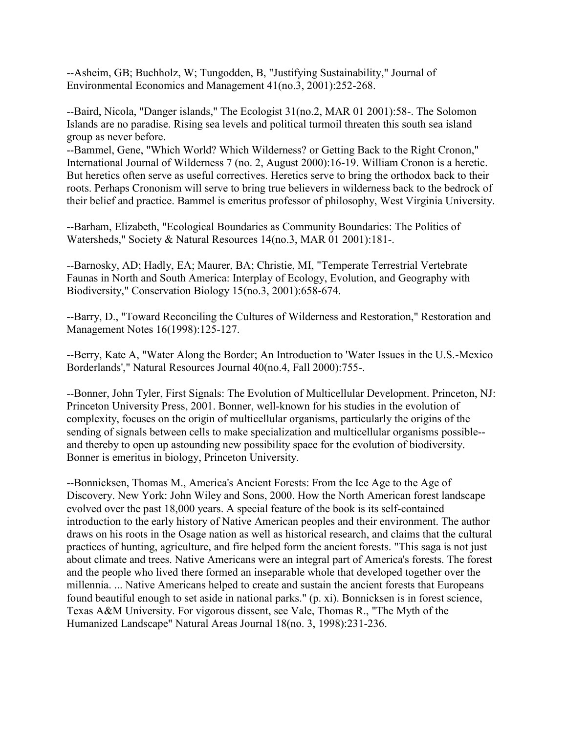--Asheim, GB; Buchholz, W; Tungodden, B, "Justifying Sustainability," Journal of Environmental Economics and Management 41(no.3, 2001):252-268.

--Baird, Nicola, "Danger islands," The Ecologist 31(no.2, MAR 01 2001):58-. The Solomon Islands are no paradise. Rising sea levels and political turmoil threaten this south sea island group as never before.

--Bammel, Gene, "Which World? Which Wilderness? or Getting Back to the Right Cronon," International Journal of Wilderness 7 (no. 2, August 2000):16-19. William Cronon is a heretic. But heretics often serve as useful correctives. Heretics serve to bring the orthodox back to their roots. Perhaps Crononism will serve to bring true believers in wilderness back to the bedrock of their belief and practice. Bammel is emeritus professor of philosophy, West Virginia University.

--Barham, Elizabeth, "Ecological Boundaries as Community Boundaries: The Politics of Watersheds," Society & Natural Resources 14(no.3, MAR 01 2001):181-.

--Barnosky, AD; Hadly, EA; Maurer, BA; Christie, MI, "Temperate Terrestrial Vertebrate Faunas in North and South America: Interplay of Ecology, Evolution, and Geography with Biodiversity," Conservation Biology 15(no.3, 2001):658-674.

--Barry, D., "Toward Reconciling the Cultures of Wilderness and Restoration," Restoration and Management Notes 16(1998):125-127.

--Berry, Kate A, "Water Along the Border; An Introduction to 'Water Issues in the U.S.-Mexico Borderlands'," Natural Resources Journal 40(no.4, Fall 2000):755-.

--Bonner, John Tyler, First Signals: The Evolution of Multicellular Development. Princeton, NJ: Princeton University Press, 2001. Bonner, well-known for his studies in the evolution of complexity, focuses on the origin of multicellular organisms, particularly the origins of the sending of signals between cells to make specialization and multicellular organisms possible--and thereby to open up astounding new possibility space for the evolution of biodiversity. Bonner is emeritus in biology, Princeton University.

--Bonnicksen, Thomas M., America's Ancient Forests: From the Ice Age to the Age of Discovery. New York: John Wiley and Sons, 2000. How the North American forest landscape evolved over the past 18,000 years. A special feature of the book is its self-contained introduction to the early history of Native American peoples and their environment. The author draws on his roots in the Osage nation as well as historical research, and claims that the cultural practices of hunting, agriculture, and fire helped form the ancient forests. "This saga is not just about climate and trees. Native Americans were an integral part of America's forests. The forest and the people who lived there formed an inseparable whole that developed together over the millennia. ... Native Americans helped to create and sustain the ancient forests that Europeans found beautiful enough to set aside in national parks." (p. xi). Bonnicksen is in forest science, Texas A&M University. For vigorous dissent, see Vale, Thomas R., "The Myth of the Humanized Landscape" Natural Areas Journal 18(no. 3, 1998):231-236.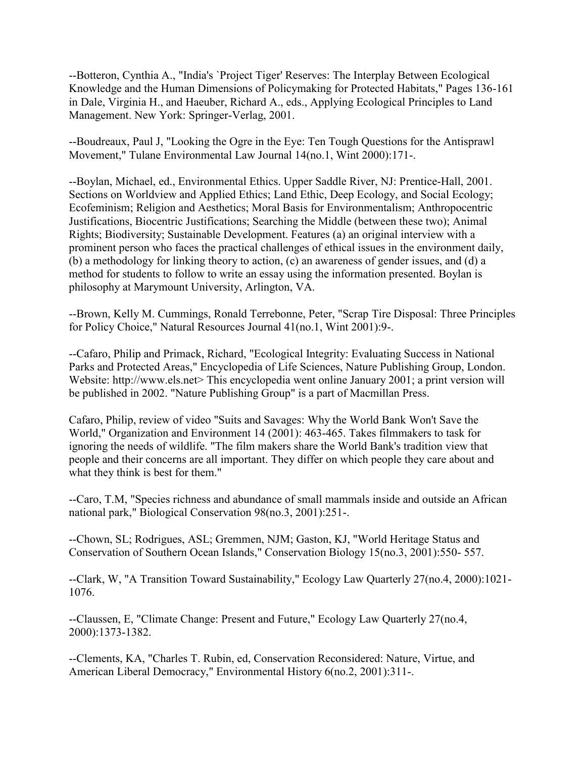--Botteron, Cynthia A., "India's `Project Tiger' Reserves: The Interplay Between Ecological Knowledge and the Human Dimensions of Policymaking for Protected Habitats," Pages 136-161 in Dale, Virginia H., and Haeuber, Richard A., eds., Applying Ecological Principles to Land Management. New York: Springer-Verlag, 2001.

--Boudreaux, Paul J, "Looking the Ogre in the Eye: Ten Tough Questions for the Antisprawl Movement," Tulane Environmental Law Journal 14(no.1, Wint 2000):171-.

--Boylan, Michael, ed., Environmental Ethics. Upper Saddle River, NJ: Prentice-Hall, 2001. Sections on Worldview and Applied Ethics; Land Ethic, Deep Ecology, and Social Ecology; Ecofeminism; Religion and Aesthetics; Moral Basis for Environmentalism; Anthropocentric Justifications, Biocentric Justifications; Searching the Middle (between these two); Animal Rights; Biodiversity; Sustainable Development. Features (a) an original interview with a prominent person who faces the practical challenges of ethical issues in the environment daily, (b) a methodology for linking theory to action, (c) an awareness of gender issues, and (d) a method for students to follow to write an essay using the information presented. Boylan is philosophy at Marymount University, Arlington, VA.

--Brown, Kelly M. Cummings, Ronald Terrebonne, Peter, "Scrap Tire Disposal: Three Principles for Policy Choice," Natural Resources Journal 41(no.1, Wint 2001):9-.

--Cafaro, Philip and Primack, Richard, "Ecological Integrity: Evaluating Success in National Parks and Protected Areas," Encyclopedia of Life Sciences, Nature Publishing Group, London. Website: http://www.els.net> This encyclopedia went online January 2001; a print version will be published in 2002. "Nature Publishing Group" is a part of Macmillan Press.

Cafaro, Philip, review of video "Suits and Savages: Why the World Bank Won't Save the World," Organization and Environment 14 (2001): 463-465. Takes filmmakers to task for ignoring the needs of wildlife. "The film makers share the World Bank's tradition view that people and their concerns are all important. They differ on which people they care about and what they think is best for them."

--Caro, T.M, "Species richness and abundance of small mammals inside and outside an African national park," Biological Conservation 98(no.3, 2001):251-.

--Chown, SL; Rodrigues, ASL; Gremmen, NJM; Gaston, KJ, "World Heritage Status and Conservation of Southern Ocean Islands," Conservation Biology 15(no.3, 2001):550- 557.

--Clark, W, "A Transition Toward Sustainability," Ecology Law Quarterly 27(no.4, 2000):1021-1076.

--Claussen, E, "Climate Change: Present and Future," Ecology Law Quarterly 27(no.4, 2000):1373-1382.

--Clements, KA, "Charles T. Rubin, ed, Conservation Reconsidered: Nature, Virtue, and American Liberal Democracy," Environmental History 6(no.2, 2001):311-.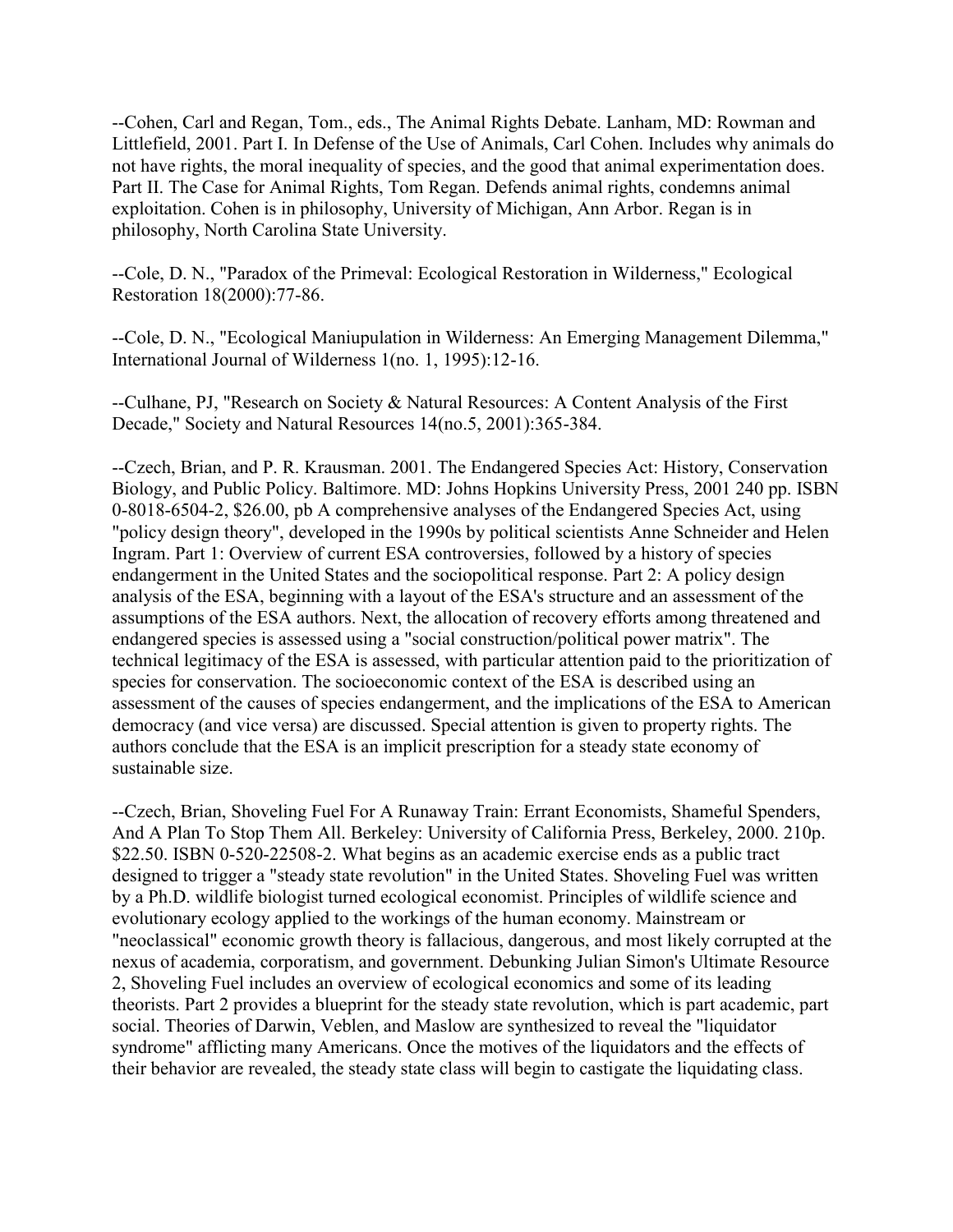--Cohen, Carl and Regan, Tom., eds., The Animal Rights Debate. Lanham, MD: Rowman and Littlefield, 2001. Part I. In Defense of the Use of Animals, Carl Cohen. Includes why animals do not have rights, the moral inequality of species, and the good that animal experimentation does. Part II. The Case for Animal Rights, Tom Regan. Defends animal rights, condemns animal exploitation. Cohen is in philosophy, University of Michigan, Ann Arbor. Regan is in philosophy, North Carolina State University.

--Cole, D. N., "Paradox of the Primeval: Ecological Restoration in Wilderness," Ecological Restoration 18(2000):77-86.

--Cole, D. N., "Ecological Maniupulation in Wilderness: An Emerging Management Dilemma," International Journal of Wilderness 1(no. 1, 1995):12-16.

--Culhane, PJ, "Research on Society & Natural Resources: A Content Analysis of the First Decade," Society and Natural Resources 14(no.5, 2001):365-384.

--Czech, Brian, and P. R. Krausman. 2001. The Endangered Species Act: History, Conservation Biology, and Public Policy. Baltimore. MD: Johns Hopkins University Press, 2001 240 pp. ISBN 0-8018-6504-2, $26.00, pb A comprehensive analyses of the Endangered Species Act, using "policy design theory", developed in the 1990s by political scientists Anne Schneider and Helen Ingram. Part 1: Overview of current ESA controversies, followed by a history of species endangerment in the United States and the sociopolitical response. Part 2: A policy design analysis of the ESA, beginning with a layout of the ESA's structure and an assessment of the assumptions of the ESA authors. Next, the allocation of recovery efforts among threatened and endangered species is assessed using a "social construction/political power matrix". The technical legitimacy of the ESA is assessed, with particular attention paid to the prioritization of species for conservation. The socioeconomic context of the ESA is described using an assessment of the causes of species endangerment, and the implications of the ESA to American democracy (and vice versa) are discussed. Special attention is given to property rights. The authors conclude that the ESA is an implicit prescription for a steady state economy of sustainable size.

--Czech, Brian, Shoveling Fuel For A Runaway Train: Errant Economists, Shameful Spenders, And A Plan To Stop Them All. Berkeley: University of California Press, Berkeley, 2000. 210p. $22.50. ISBN 0-520-22508-2. What begins as an academic exercise ends as a public tract designed to trigger a "steady state revolution" in the United States. Shoveling Fuel was written by a Ph.D. wildlife biologist turned ecological economist. Principles of wildlife science and evolutionary ecology applied to the workings of the human economy. Mainstream or "neoclassical" economic growth theory is fallacious, dangerous, and most likely corrupted at the nexus of academia, corporatism, and government. Debunking Julian Simon's Ultimate Resource 2, Shoveling Fuel includes an overview of ecological economics and some of its leading theorists. Part 2 provides a blueprint for the steady state revolution, which is part academic, part social. Theories of Darwin, Veblen, and Maslow are synthesized to reveal the "liquidator syndrome" afflicting many Americans. Once the motives of the liquidators and the effects of their behavior are revealed, the steady state class will begin to castigate the liquidating class.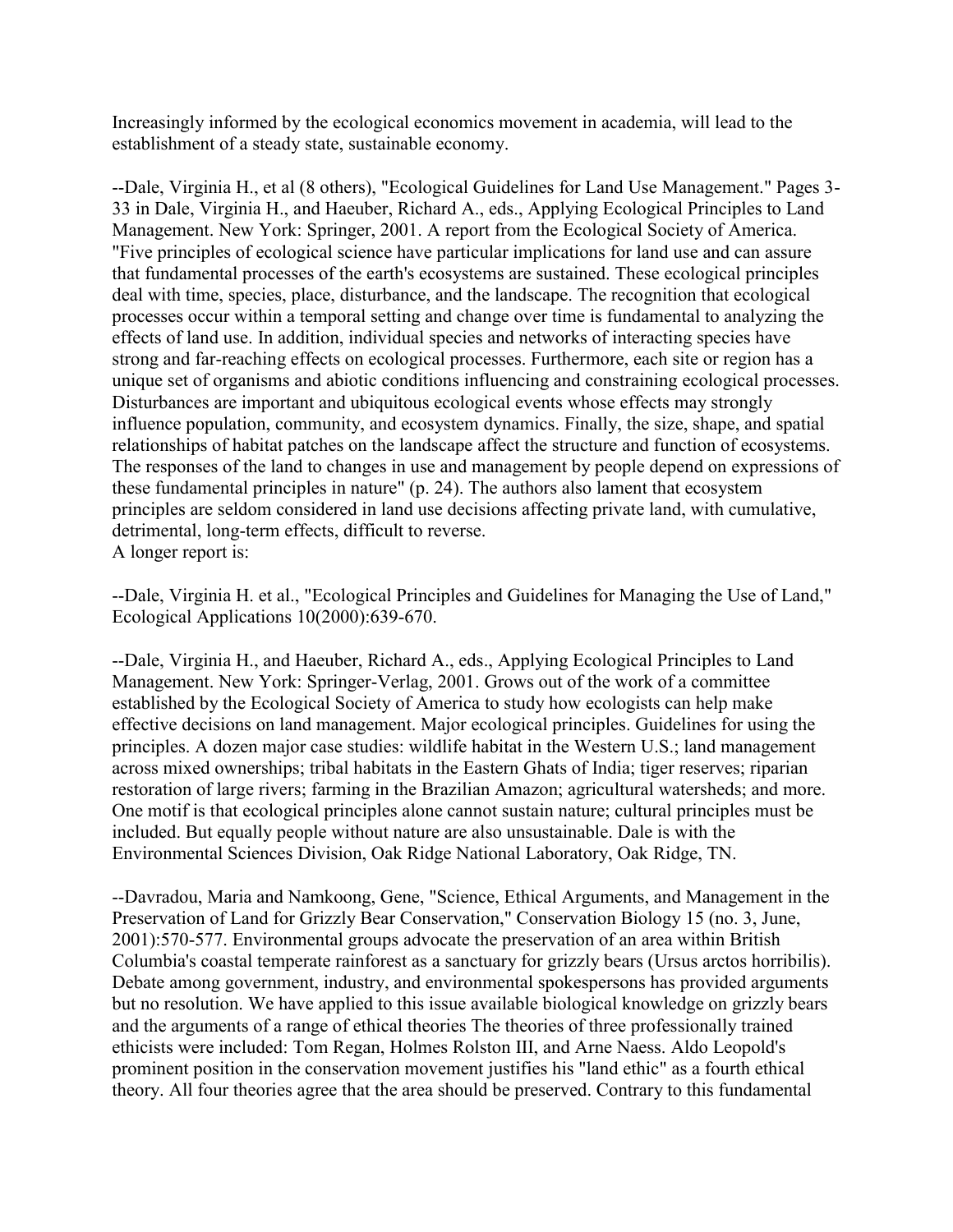Increasingly informed by the ecological economics movement in academia, will lead to the establishment of a steady state, sustainable economy.

--Dale, Virginia H., et al (8 others), "Ecological Guidelines for Land Use Management." Pages 3-33 in Dale, Virginia H., and Haeuber, Richard A., eds., Applying Ecological Principles to Land Management. New York: Springer, 2001. A report from the Ecological Society of America. "Five principles of ecological science have particular implications for land use and can assure that fundamental processes of the earth's ecosystems are sustained. These ecological principles deal with time, species, place, disturbance, and the landscape. The recognition that ecological processes occur within a temporal setting and change over time is fundamental to analyzing the effects of land use. In addition, individual species and networks of interacting species have strong and far-reaching effects on ecological processes. Furthermore, each site or region has a unique set of organisms and abiotic conditions influencing and constraining ecological processes. Disturbances are important and ubiquitous ecological events whose effects may strongly influence population, community, and ecosystem dynamics. Finally, the size, shape, and spatial relationships of habitat patches on the landscape affect the structure and function of ecosystems. The responses of the land to changes in use and management by people depend on expressions of these fundamental principles in nature" (p. 24). The authors also lament that ecosystem principles are seldom considered in land use decisions affecting private land, with cumulative, detrimental, long-term effects, difficult to reverse.
A longer report is:

--Dale, Virginia H. et al., "Ecological Principles and Guidelines for Managing the Use of Land," Ecological Applications 10(2000):639-670.

--Dale, Virginia H., and Haeuber, Richard A., eds., Applying Ecological Principles to Land Management. New York: Springer-Verlag, 2001. Grows out of the work of a committee established by the Ecological Society of America to study how ecologists can help make effective decisions on land management. Major ecological principles. Guidelines for using the principles. A dozen major case studies: wildlife habitat in the Western U.S.; land management across mixed ownerships; tribal habitats in the Eastern Ghats of India; tiger reserves; riparian restoration of large rivers; farming in the Brazilian Amazon; agricultural watersheds; and more. One motif is that ecological principles alone cannot sustain nature; cultural principles must be included. But equally people without nature are also unsustainable. Dale is with the Environmental Sciences Division, Oak Ridge National Laboratory, Oak Ridge, TN.

--Davradou, Maria and Namkoong, Gene, "Science, Ethical Arguments, and Management in the Preservation of Land for Grizzly Bear Conservation," Conservation Biology 15 (no. 3, June, 2001):570-577. Environmental groups advocate the preservation of an area within British Columbia's coastal temperate rainforest as a sanctuary for grizzly bears (Ursus arctos horribilis). Debate among government, industry, and environmental spokespersons has provided arguments but no resolution. We have applied to this issue available biological knowledge on grizzly bears and the arguments of a range of ethical theories The theories of three professionally trained ethicists were included: Tom Regan, Holmes Rolston III, and Arne Naess. Aldo Leopold's prominent position in the conservation movement justifies his "land ethic" as a fourth ethical theory. All four theories agree that the area should be preserved. Contrary to this fundamental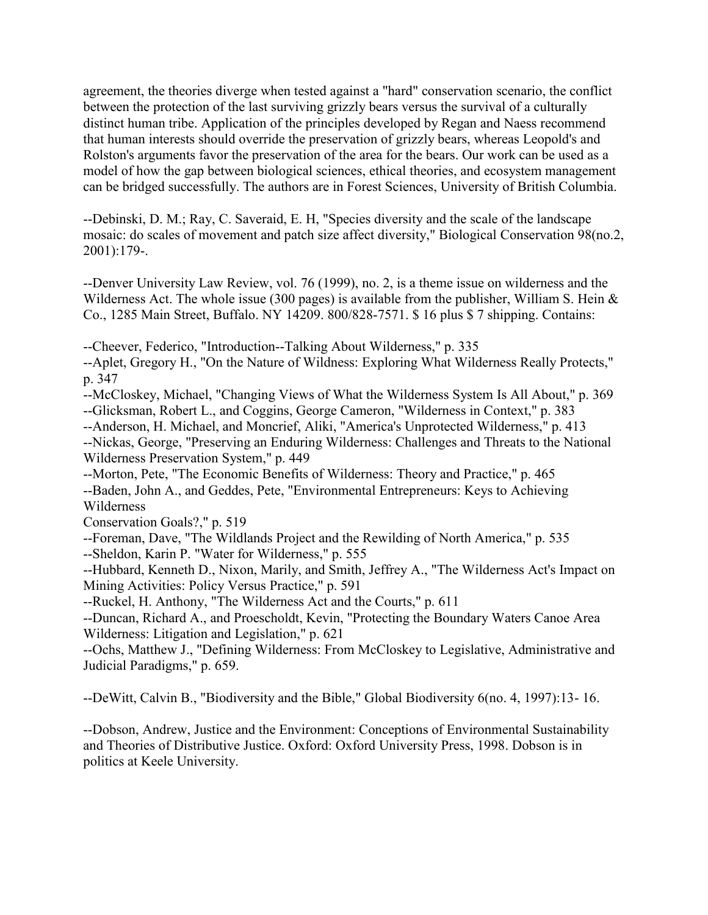agreement, the theories diverge when tested against a "hard" conservation scenario, the conflict between the protection of the last surviving grizzly bears versus the survival of a culturally distinct human tribe. Application of the principles developed by Regan and Naess recommend that human interests should override the preservation of grizzly bears, whereas Leopold's and Rolston's arguments favor the preservation of the area for the bears. Our work can be used as a model of how the gap between biological sciences, ethical theories, and ecosystem management can be bridged successfully. The authors are in Forest Sciences, University of British Columbia.

--Debinski, D. M.; Ray, C. Saveraid, E. H, "Species diversity and the scale of the landscape mosaic: do scales of movement and patch size affect diversity," Biological Conservation 98(no.2, 2001):179-.

--Denver University Law Review, vol. 76 (1999), no. 2, is a theme issue on wilderness and the Wilderness Act. The whole issue (300 pages) is available from the publisher, William S. Hein & Co., 1285 Main Street, Buffalo. NY 14209. 800/828-7571. $ 16 plus $ 7 shipping. Contains:

--Cheever, Federico, "Introduction--Talking About Wilderness," p. 335
--Aplet, Gregory H., "On the Nature of Wildness: Exploring What Wilderness Really Protects," p. 347
--McCloskey, Michael, "Changing Views of What the Wilderness System Is All About," p. 369
--Glicksman, Robert L., and Coggins, George Cameron, "Wilderness in Context," p. 383
--Anderson, H. Michael, and Moncrief, Aliki, "America's Unprotected Wilderness," p. 413
--Nickas, George, "Preserving an Enduring Wilderness: Challenges and Threats to the National Wilderness Preservation System," p. 449
--Morton, Pete, "The Economic Benefits of Wilderness: Theory and Practice," p. 465
--Baden, John A., and Geddes, Pete, "Environmental Entrepreneurs: Keys to Achieving Wilderness
Conservation Goals?," p. 519
--Foreman, Dave, "The Wildlands Project and the Rewilding of North America," p. 535
--Sheldon, Karin P. "Water for Wilderness," p. 555
--Hubbard, Kenneth D., Nixon, Marily, and Smith, Jeffrey A., "The Wilderness Act's Impact on Mining Activities: Policy Versus Practice," p. 591
--Ruckel, H. Anthony, "The Wilderness Act and the Courts," p. 611
--Duncan, Richard A., and Proescholdt, Kevin, "Protecting the Boundary Waters Canoe Area Wilderness: Litigation and Legislation," p. 621
--Ochs, Matthew J., "Defining Wilderness: From McCloskey to Legislative, Administrative and Judicial Paradigms," p. 659.

--DeWitt, Calvin B., "Biodiversity and the Bible," Global Biodiversity 6(no. 4, 1997):13- 16.

--Dobson, Andrew, Justice and the Environment: Conceptions of Environmental Sustainability and Theories of Distributive Justice. Oxford: Oxford University Press, 1998. Dobson is in politics at Keele University.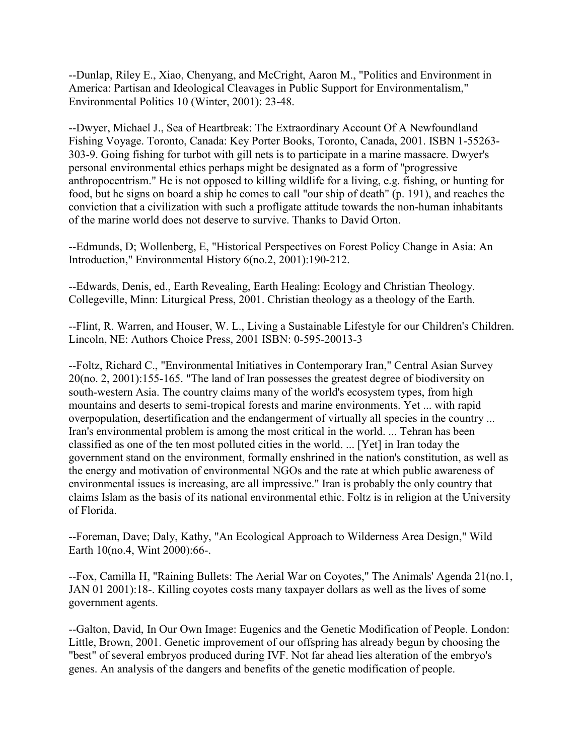--Dunlap, Riley E., Xiao, Chenyang, and McCright, Aaron M., "Politics and Environment in America: Partisan and Ideological Cleavages in Public Support for Environmentalism," Environmental Politics 10 (Winter, 2001): 23-48.

--Dwyer, Michael J., Sea of Heartbreak: The Extraordinary Account Of A Newfoundland Fishing Voyage. Toronto, Canada: Key Porter Books, Toronto, Canada, 2001. ISBN 1-55263-303-9. Going fishing for turbot with gill nets is to participate in a marine massacre. Dwyer's personal environmental ethics perhaps might be designated as a form of "progressive anthropocentrism." He is not opposed to killing wildlife for a living, e.g. fishing, or hunting for food, but he signs on board a ship he comes to call "our ship of death" (p. 191), and reaches the conviction that a civilization with such a profligate attitude towards the non-human inhabitants of the marine world does not deserve to survive. Thanks to David Orton.

--Edmunds, D; Wollenberg, E, "Historical Perspectives on Forest Policy Change in Asia: An Introduction," Environmental History 6(no.2, 2001):190-212.

--Edwards, Denis, ed., Earth Revealing, Earth Healing: Ecology and Christian Theology. Collegeville, Minn: Liturgical Press, 2001. Christian theology as a theology of the Earth.

--Flint, R. Warren, and Houser, W. L., Living a Sustainable Lifestyle for our Children's Children. Lincoln, NE: Authors Choice Press, 2001 ISBN: 0-595-20013-3

--Foltz, Richard C., "Environmental Initiatives in Contemporary Iran," Central Asian Survey 20(no. 2, 2001):155-165. "The land of Iran possesses the greatest degree of biodiversity on south-western Asia. The country claims many of the world's ecosystem types, from high mountains and deserts to semi-tropical forests and marine environments. Yet ... with rapid overpopulation, desertification and the endangerment of virtually all species in the country ... Iran's environmental problem is among the most critical in the world. ... Tehran has been classified as one of the ten most polluted cities in the world. ... [Yet] in Iran today the government stand on the environment, formally enshrined in the nation's constitution, as well as the energy and motivation of environmental NGOs and the rate at which public awareness of environmental issues is increasing, are all impressive." Iran is probably the only country that claims Islam as the basis of its national environmental ethic. Foltz is in religion at the University of Florida.

--Foreman, Dave; Daly, Kathy, "An Ecological Approach to Wilderness Area Design," Wild Earth 10(no.4, Wint 2000):66-.

--Fox, Camilla H, "Raining Bullets: The Aerial War on Coyotes," The Animals' Agenda 21(no.1, JAN 01 2001):18-. Killing coyotes costs many taxpayer dollars as well as the lives of some government agents.

--Galton, David, In Our Own Image: Eugenics and the Genetic Modification of People. London: Little, Brown, 2001. Genetic improvement of our offspring has already begun by choosing the "best" of several embryos produced during IVF. Not far ahead lies alteration of the embryo's genes. An analysis of the dangers and benefits of the genetic modification of people.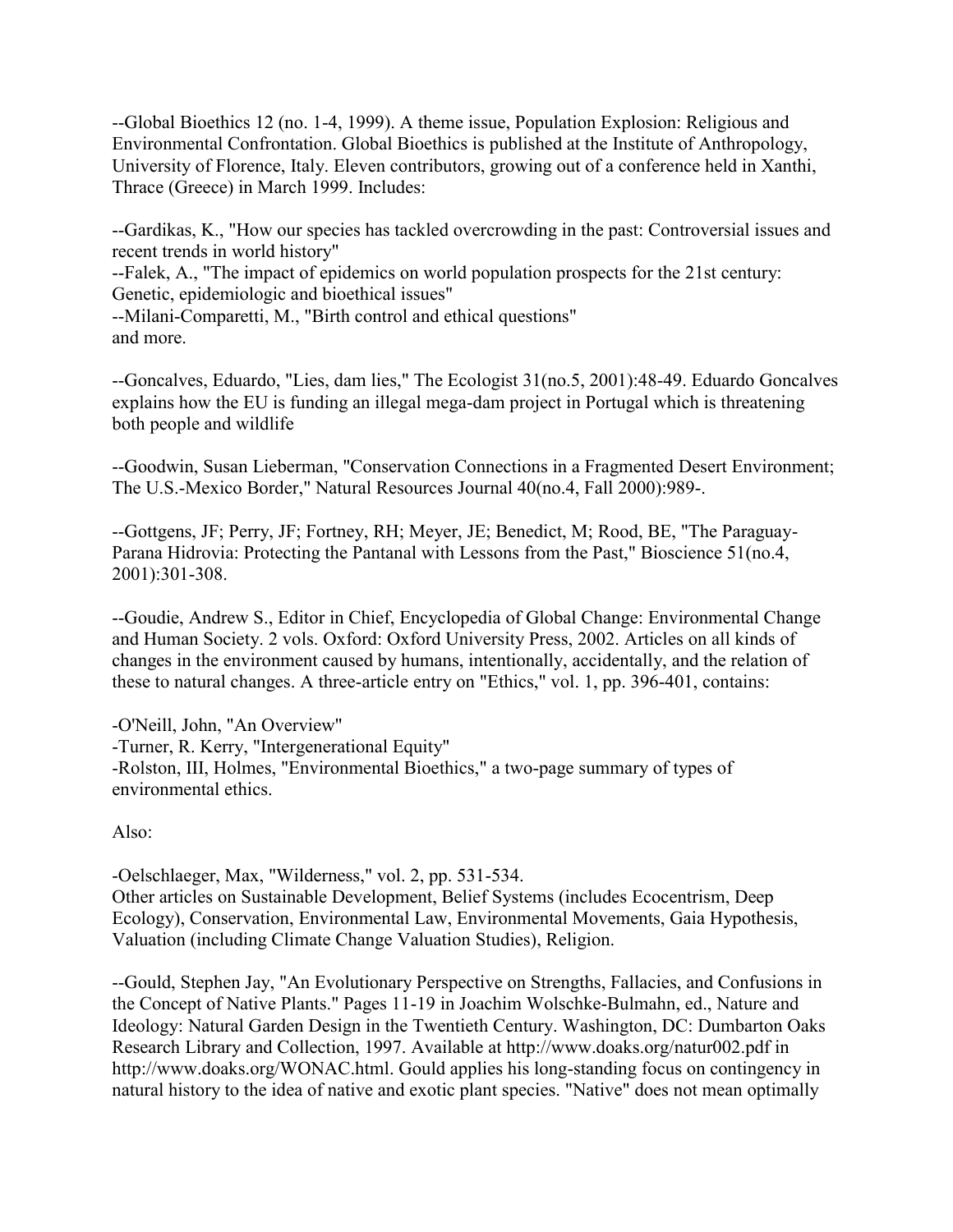--Global Bioethics 12 (no. 1-4, 1999). A theme issue, Population Explosion: Religious and Environmental Confrontation. Global Bioethics is published at the Institute of Anthropology, University of Florence, Italy. Eleven contributors, growing out of a conference held in Xanthi, Thrace (Greece) in March 1999. Includes:

--Gardikas, K., "How our species has tackled overcrowding in the past: Controversial issues and recent trends in world history"
--Falek, A., "The impact of epidemics on world population prospects for the 21st century: Genetic, epidemiologic and bioethical issues"
--Milani-Comparetti, M., "Birth control and ethical questions"
and more.

--Goncalves, Eduardo, "Lies, dam lies," The Ecologist 31(no.5, 2001):48-49. Eduardo Goncalves explains how the EU is funding an illegal mega-dam project in Portugal which is threatening both people and wildlife

--Goodwin, Susan Lieberman, "Conservation Connections in a Fragmented Desert Environment; The U.S.-Mexico Border," Natural Resources Journal 40(no.4, Fall 2000):989-.

--Gottgens, JF; Perry, JF; Fortney, RH; Meyer, JE; Benedict, M; Rood, BE, "The Paraguay-Parana Hidrovia: Protecting the Pantanal with Lessons from the Past," Bioscience 51(no.4, 2001):301-308.

--Goudie, Andrew S., Editor in Chief, Encyclopedia of Global Change: Environmental Change and Human Society. 2 vols. Oxford: Oxford University Press, 2002. Articles on all kinds of changes in the environment caused by humans, intentionally, accidentally, and the relation of these to natural changes. A three-article entry on "Ethics," vol. 1, pp. 396-401, contains:

-O'Neill, John, "An Overview"
-Turner, R. Kerry, "Intergenerational Equity"
-Rolston, III, Holmes, "Environmental Bioethics," a two-page summary of types of environmental ethics.

Also:

-Oelschlaeger, Max, "Wilderness," vol. 2, pp. 531-534.
Other articles on Sustainable Development, Belief Systems (includes Ecocentrism, Deep Ecology), Conservation, Environmental Law, Environmental Movements, Gaia Hypothesis, Valuation (including Climate Change Valuation Studies), Religion.

--Gould, Stephen Jay, "An Evolutionary Perspective on Strengths, Fallacies, and Confusions in the Concept of Native Plants." Pages 11-19 in Joachim Wolschke-Bulmahn, ed., Nature and Ideology: Natural Garden Design in the Twentieth Century. Washington, DC: Dumbarton Oaks Research Library and Collection, 1997. Available at http://www.doaks.org/natur002.pdf in http://www.doaks.org/WONAC.html. Gould applies his long-standing focus on contingency in natural history to the idea of native and exotic plant species. "Native" does not mean optimally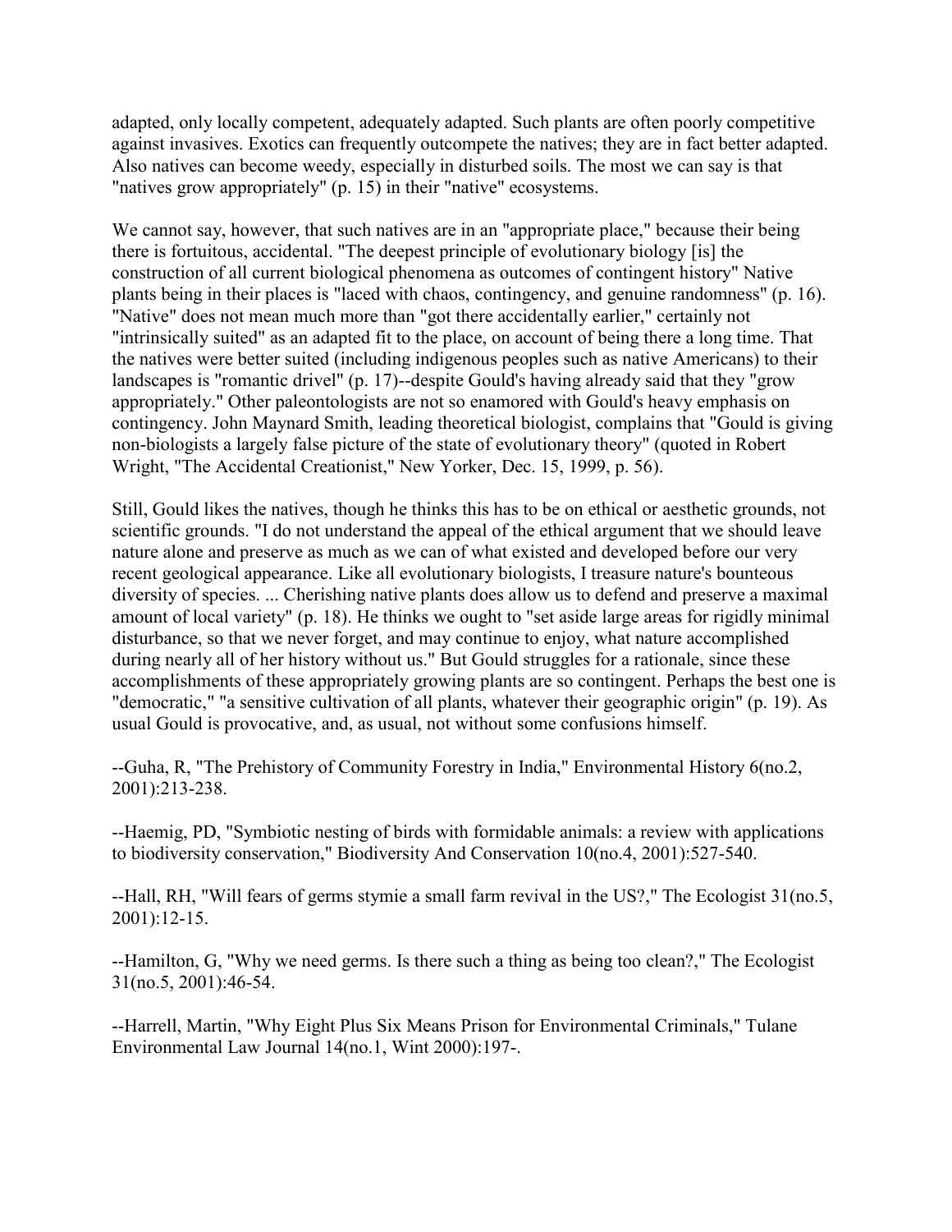adapted, only locally competent, adequately adapted. Such plants are often poorly competitive against invasives. Exotics can frequently outcompete the natives; they are in fact better adapted. Also natives can become weedy, especially in disturbed soils. The most we can say is that "natives grow appropriately" (p. 15) in their "native" ecosystems.

We cannot say, however, that such natives are in an "appropriate place," because their being there is fortuitous, accidental. "The deepest principle of evolutionary biology [is] the construction of all current biological phenomena as outcomes of contingent history" Native plants being in their places is "laced with chaos, contingency, and genuine randomness" (p. 16). "Native" does not mean much more than "got there accidentally earlier," certainly not "intrinsically suited" as an adapted fit to the place, on account of being there a long time. That the natives were better suited (including indigenous peoples such as native Americans) to their landscapes is "romantic drivel" (p. 17)--despite Gould's having already said that they "grow appropriately." Other paleontologists are not so enamored with Gould's heavy emphasis on contingency. John Maynard Smith, leading theoretical biologist, complains that "Gould is giving non-biologists a largely false picture of the state of evolutionary theory" (quoted in Robert Wright, "The Accidental Creationist," New Yorker, Dec. 15, 1999, p. 56).

Still, Gould likes the natives, though he thinks this has to be on ethical or aesthetic grounds, not scientific grounds. "I do not understand the appeal of the ethical argument that we should leave nature alone and preserve as much as we can of what existed and developed before our very recent geological appearance. Like all evolutionary biologists, I treasure nature's bounteous diversity of species. ... Cherishing native plants does allow us to defend and preserve a maximal amount of local variety" (p. 18). He thinks we ought to "set aside large areas for rigidly minimal disturbance, so that we never forget, and may continue to enjoy, what nature accomplished during nearly all of her history without us." But Gould struggles for a rationale, since these accomplishments of these appropriately growing plants are so contingent. Perhaps the best one is "democratic," "a sensitive cultivation of all plants, whatever their geographic origin" (p. 19). As usual Gould is provocative, and, as usual, not without some confusions himself.

--Guha, R, "The Prehistory of Community Forestry in India," Environmental History 6(no.2, 2001):213-238.

--Haemig, PD, "Symbiotic nesting of birds with formidable animals: a review with applications to biodiversity conservation," Biodiversity And Conservation 10(no.4, 2001):527-540.

--Hall, RH, "Will fears of germs stymie a small farm revival in the US?," The Ecologist 31(no.5, 2001):12-15.

--Hamilton, G, "Why we need germs. Is there such a thing as being too clean?," The Ecologist 31(no.5, 2001):46-54.

--Harrell, Martin, "Why Eight Plus Six Means Prison for Environmental Criminals," Tulane Environmental Law Journal 14(no.1, Wint 2000):197-.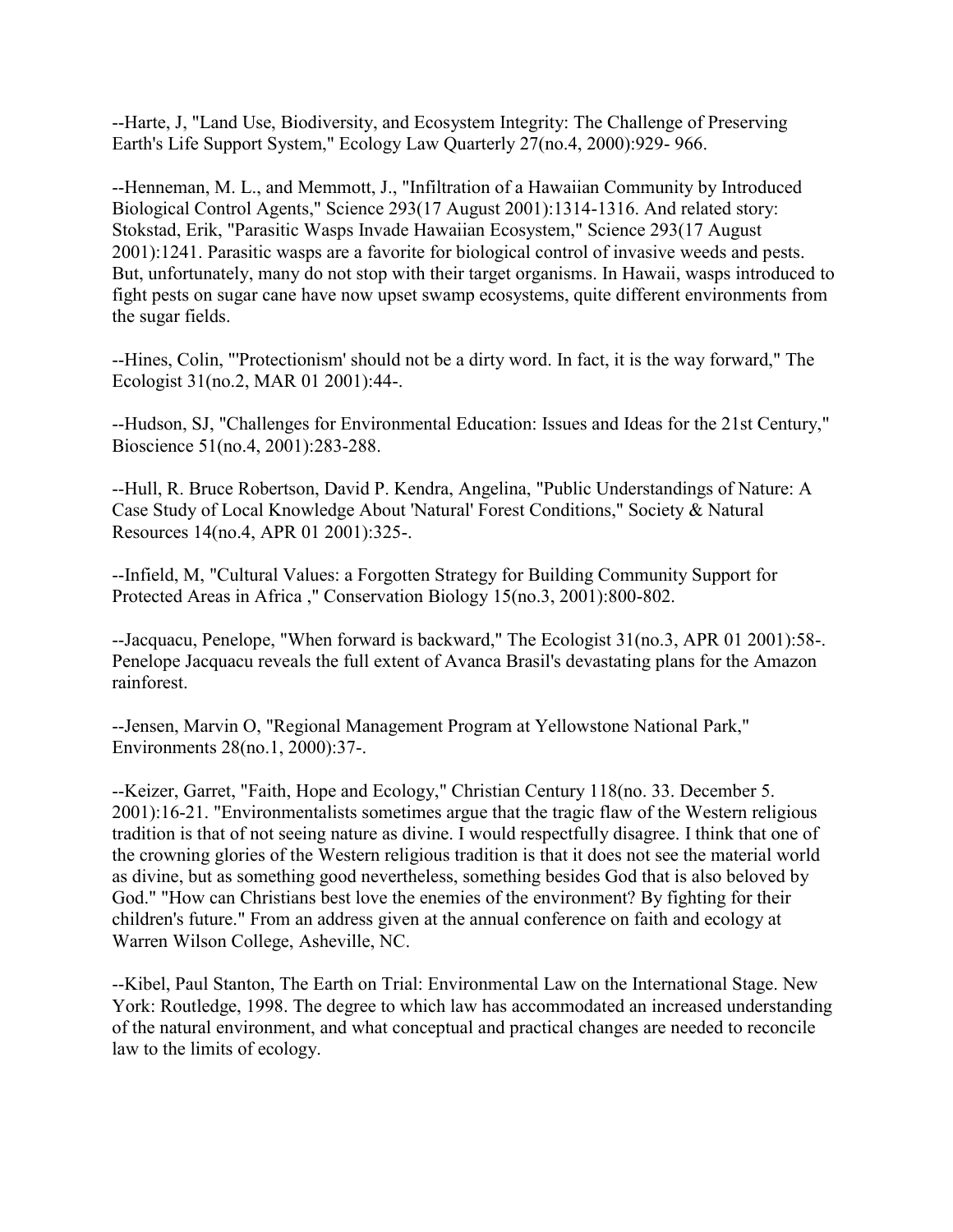--Harte, J, "Land Use, Biodiversity, and Ecosystem Integrity: The Challenge of Preserving Earth's Life Support System," Ecology Law Quarterly 27(no.4, 2000):929- 966.

--Henneman, M. L., and Memmott, J., "Infiltration of a Hawaiian Community by Introduced Biological Control Agents," Science 293(17 August 2001):1314-1316. And related story: Stokstad, Erik, "Parasitic Wasps Invade Hawaiian Ecosystem," Science 293(17 August 2001):1241. Parasitic wasps are a favorite for biological control of invasive weeds and pests. But, unfortunately, many do not stop with their target organisms. In Hawaii, wasps introduced to fight pests on sugar cane have now upset swamp ecosystems, quite different environments from the sugar fields.

--Hines, Colin, "'Protectionism' should not be a dirty word. In fact, it is the way forward," The Ecologist 31(no.2, MAR 01 2001):44-.

--Hudson, SJ, "Challenges for Environmental Education: Issues and Ideas for the 21st Century," Bioscience 51(no.4, 2001):283-288.

--Hull, R. Bruce Robertson, David P. Kendra, Angelina, "Public Understandings of Nature: A Case Study of Local Knowledge About 'Natural' Forest Conditions," Society & Natural Resources 14(no.4, APR 01 2001):325-.

--Infield, M, "Cultural Values: a Forgotten Strategy for Building Community Support for Protected Areas in Africa ," Conservation Biology 15(no.3, 2001):800-802.

--Jacquacu, Penelope, "When forward is backward," The Ecologist 31(no.3, APR 01 2001):58-. Penelope Jacquacu reveals the full extent of Avanca Brasil's devastating plans for the Amazon rainforest.

--Jensen, Marvin O, "Regional Management Program at Yellowstone National Park," Environments 28(no.1, 2000):37-.

--Keizer, Garret, "Faith, Hope and Ecology," Christian Century 118(no. 33. December 5. 2001):16-21. "Environmentalists sometimes argue that the tragic flaw of the Western religious tradition is that of not seeing nature as divine. I would respectfully disagree. I think that one of the crowning glories of the Western religious tradition is that it does not see the material world as divine, but as something good nevertheless, something besides God that is also beloved by God." "How can Christians best love the enemies of the environment? By fighting for their children's future." From an address given at the annual conference on faith and ecology at Warren Wilson College, Asheville, NC.

--Kibel, Paul Stanton, The Earth on Trial: Environmental Law on the International Stage. New York: Routledge, 1998. The degree to which law has accommodated an increased understanding of the natural environment, and what conceptual and practical changes are needed to reconcile law to the limits of ecology.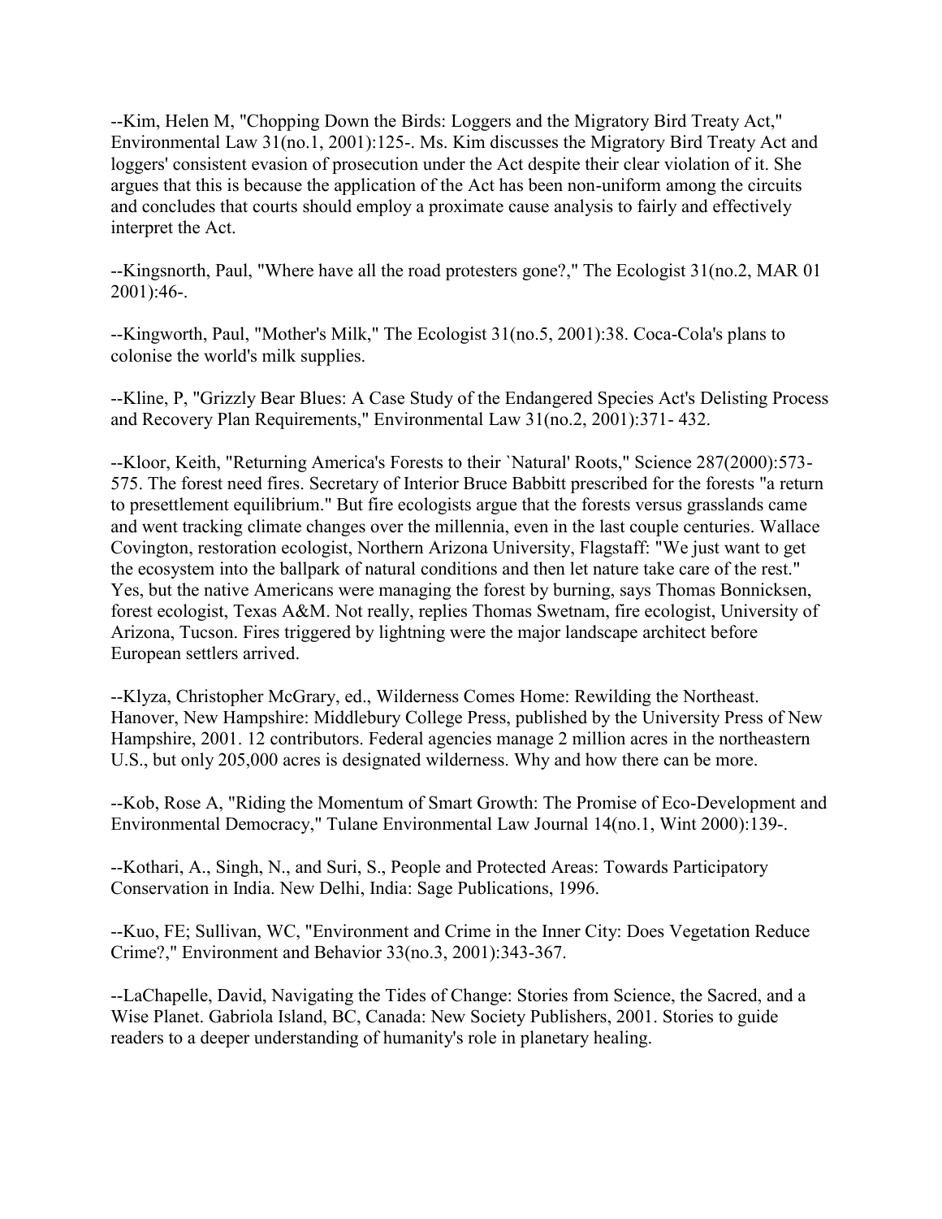--Kim, Helen M, "Chopping Down the Birds: Loggers and the Migratory Bird Treaty Act," Environmental Law 31(no.1, 2001):125-. Ms. Kim discusses the Migratory Bird Treaty Act and loggers' consistent evasion of prosecution under the Act despite their clear violation of it. She argues that this is because the application of the Act has been non-uniform among the circuits and concludes that courts should employ a proximate cause analysis to fairly and effectively interpret the Act.

--Kingsnorth, Paul, "Where have all the road protesters gone?," The Ecologist 31(no.2, MAR 01 2001):46-.

--Kingworth, Paul, "Mother's Milk," The Ecologist 31(no.5, 2001):38. Coca-Cola's plans to colonise the world's milk supplies.

--Kline, P, "Grizzly Bear Blues: A Case Study of the Endangered Species Act's Delisting Process and Recovery Plan Requirements," Environmental Law 31(no.2, 2001):371- 432.

--Kloor, Keith, "Returning America's Forests to their `Natural' Roots," Science 287(2000):573-575. The forest need fires. Secretary of Interior Bruce Babbitt prescribed for the forests "a return to presettlement equilibrium." But fire ecologists argue that the forests versus grasslands came and went tracking climate changes over the millennia, even in the last couple centuries. Wallace Covington, restoration ecologist, Northern Arizona University, Flagstaff: "We just want to get the ecosystem into the ballpark of natural conditions and then let nature take care of the rest." Yes, but the native Americans were managing the forest by burning, says Thomas Bonnicksen, forest ecologist, Texas A&M. Not really, replies Thomas Swetnam, fire ecologist, University of Arizona, Tucson. Fires triggered by lightning were the major landscape architect before European settlers arrived.

--Klyza, Christopher McGrary, ed., Wilderness Comes Home: Rewilding the Northeast. Hanover, New Hampshire: Middlebury College Press, published by the University Press of New Hampshire, 2001. 12 contributors. Federal agencies manage 2 million acres in the northeastern U.S., but only 205,000 acres is designated wilderness. Why and how there can be more.

--Kob, Rose A, "Riding the Momentum of Smart Growth: The Promise of Eco-Development and Environmental Democracy," Tulane Environmental Law Journal 14(no.1, Wint 2000):139-.

--Kothari, A., Singh, N., and Suri, S., People and Protected Areas: Towards Participatory Conservation in India. New Delhi, India: Sage Publications, 1996.

--Kuo, FE; Sullivan, WC, "Environment and Crime in the Inner City: Does Vegetation Reduce Crime?," Environment and Behavior 33(no.3, 2001):343-367.

--LaChapelle, David, Navigating the Tides of Change: Stories from Science, the Sacred, and a Wise Planet. Gabriola Island, BC, Canada: New Society Publishers, 2001. Stories to guide readers to a deeper understanding of humanity's role in planetary healing.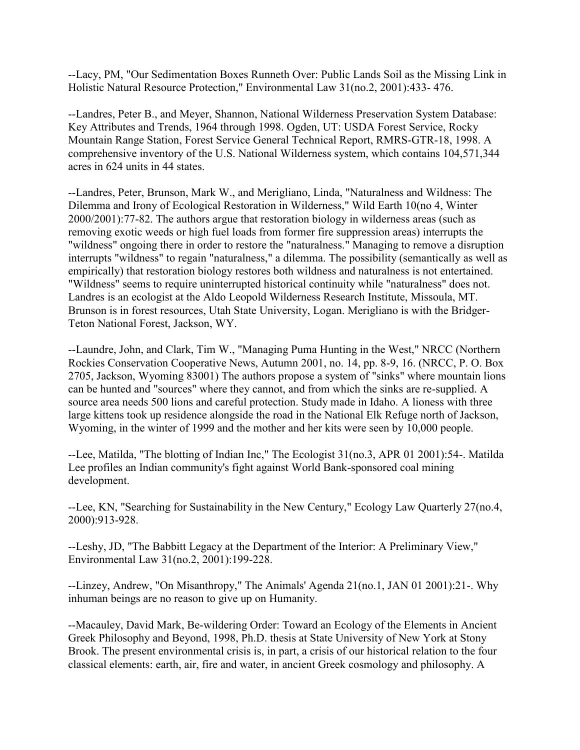--Lacy, PM, "Our Sedimentation Boxes Runneth Over: Public Lands Soil as the Missing Link in Holistic Natural Resource Protection," Environmental Law 31(no.2, 2001):433- 476.

--Landres, Peter B., and Meyer, Shannon, National Wilderness Preservation System Database: Key Attributes and Trends, 1964 through 1998. Ogden, UT: USDA Forest Service, Rocky Mountain Range Station, Forest Service General Technical Report, RMRS-GTR-18, 1998. A comprehensive inventory of the U.S. National Wilderness system, which contains 104,571,344 acres in 624 units in 44 states.

--Landres, Peter, Brunson, Mark W., and Merigliano, Linda, "Naturalness and Wildness: The Dilemma and Irony of Ecological Restoration in Wilderness," Wild Earth 10(no 4, Winter 2000/2001):77-82. The authors argue that restoration biology in wilderness areas (such as removing exotic weeds or high fuel loads from former fire suppression areas) interrupts the "wildness" ongoing there in order to restore the "naturalness." Managing to remove a disruption interrupts "wildness" to regain "naturalness," a dilemma. The possibility (semantically as well as empirically) that restoration biology restores both wildness and naturalness is not entertained. "Wildness" seems to require uninterrupted historical continuity while "naturalness" does not. Landres is an ecologist at the Aldo Leopold Wilderness Research Institute, Missoula, MT. Brunson is in forest resources, Utah State University, Logan. Merigliano is with the Bridger-Teton National Forest, Jackson, WY.

--Laundre, John, and Clark, Tim W., "Managing Puma Hunting in the West," NRCC (Northern Rockies Conservation Cooperative News, Autumn 2001, no. 14, pp. 8-9, 16. (NRCC, P. O. Box 2705, Jackson, Wyoming 83001) The authors propose a system of "sinks" where mountain lions can be hunted and "sources" where they cannot, and from which the sinks are re-supplied. A source area needs 500 lions and careful protection. Study made in Idaho. A lioness with three large kittens took up residence alongside the road in the National Elk Refuge north of Jackson, Wyoming, in the winter of 1999 and the mother and her kits were seen by 10,000 people.

--Lee, Matilda, "The blotting of Indian Inc," The Ecologist 31(no.3, APR 01 2001):54-. Matilda Lee profiles an Indian community's fight against World Bank-sponsored coal mining development.

--Lee, KN, "Searching for Sustainability in the New Century," Ecology Law Quarterly 27(no.4, 2000):913-928.

--Leshy, JD, "The Babbitt Legacy at the Department of the Interior: A Preliminary View," Environmental Law 31(no.2, 2001):199-228.

--Linzey, Andrew, "On Misanthropy," The Animals' Agenda 21(no.1, JAN 01 2001):21-. Why inhuman beings are no reason to give up on Humanity.

--Macauley, David Mark, Be-wildering Order: Toward an Ecology of the Elements in Ancient Greek Philosophy and Beyond, 1998, Ph.D. thesis at State University of New York at Stony Brook. The present environmental crisis is, in part, a crisis of our historical relation to the four classical elements: earth, air, fire and water, in ancient Greek cosmology and philosophy. A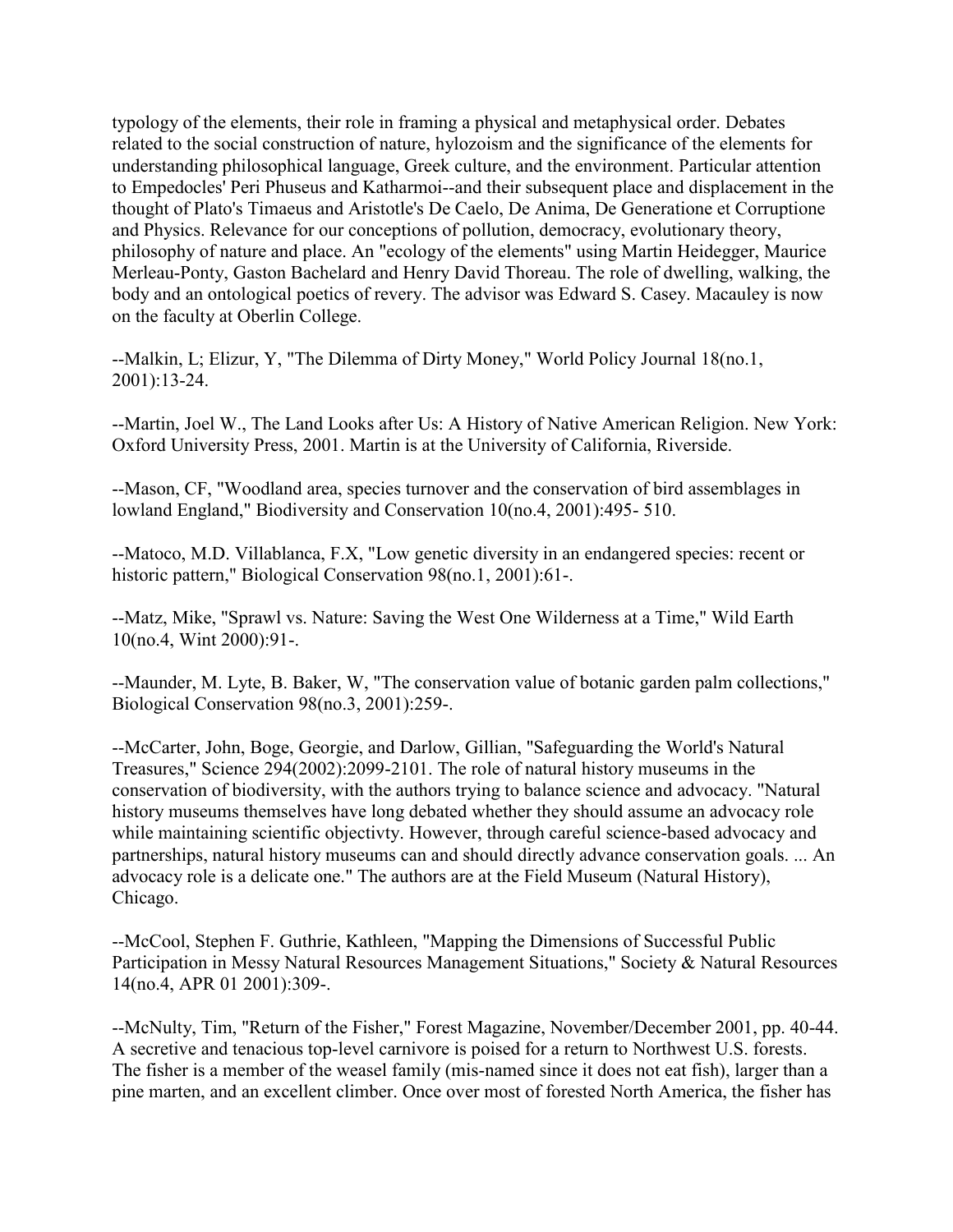typology of the elements, their role in framing a physical and metaphysical order. Debates related to the social construction of nature, hylozoism and the significance of the elements for understanding philosophical language, Greek culture, and the environment. Particular attention to Empedocles' Peri Phuseus and Katharmoi--and their subsequent place and displacement in the thought of Plato's Timaeus and Aristotle's De Caelo, De Anima, De Generatione et Corruptione and Physics. Relevance for our conceptions of pollution, democracy, evolutionary theory, philosophy of nature and place. An "ecology of the elements" using Martin Heidegger, Maurice Merleau-Ponty, Gaston Bachelard and Henry David Thoreau. The role of dwelling, walking, the body and an ontological poetics of revery. The advisor was Edward S. Casey. Macauley is now on the faculty at Oberlin College.

--Malkin, L; Elizur, Y, "The Dilemma of Dirty Money," World Policy Journal 18(no.1, 2001):13-24.

--Martin, Joel W., The Land Looks after Us: A History of Native American Religion. New York: Oxford University Press, 2001. Martin is at the University of California, Riverside.

--Mason, CF, "Woodland area, species turnover and the conservation of bird assemblages in lowland England," Biodiversity and Conservation 10(no.4, 2001):495- 510.

--Matoco, M.D. Villablanca, F.X, "Low genetic diversity in an endangered species: recent or historic pattern," Biological Conservation 98(no.1, 2001):61-.

--Matz, Mike, "Sprawl vs. Nature: Saving the West One Wilderness at a Time," Wild Earth 10(no.4, Wint 2000):91-.

--Maunder, M. Lyte, B. Baker, W, "The conservation value of botanic garden palm collections," Biological Conservation 98(no.3, 2001):259-.

--McCarter, John, Boge, Georgie, and Darlow, Gillian, "Safeguarding the World's Natural Treasures," Science 294(2002):2099-2101. The role of natural history museums in the conservation of biodiversity, with the authors trying to balance science and advocacy. "Natural history museums themselves have long debated whether they should assume an advocacy role while maintaining scientific objectivty. However, through careful science-based advocacy and partnerships, natural history museums can and should directly advance conservation goals. ... An advocacy role is a delicate one." The authors are at the Field Museum (Natural History), Chicago.

--McCool, Stephen F. Guthrie, Kathleen, "Mapping the Dimensions of Successful Public Participation in Messy Natural Resources Management Situations," Society & Natural Resources 14(no.4, APR 01 2001):309-.

--McNulty, Tim, "Return of the Fisher," Forest Magazine, November/December 2001, pp. 40-44. A secretive and tenacious top-level carnivore is poised for a return to Northwest U.S. forests. The fisher is a member of the weasel family (mis-named since it does not eat fish), larger than a pine marten, and an excellent climber. Once over most of forested North America, the fisher has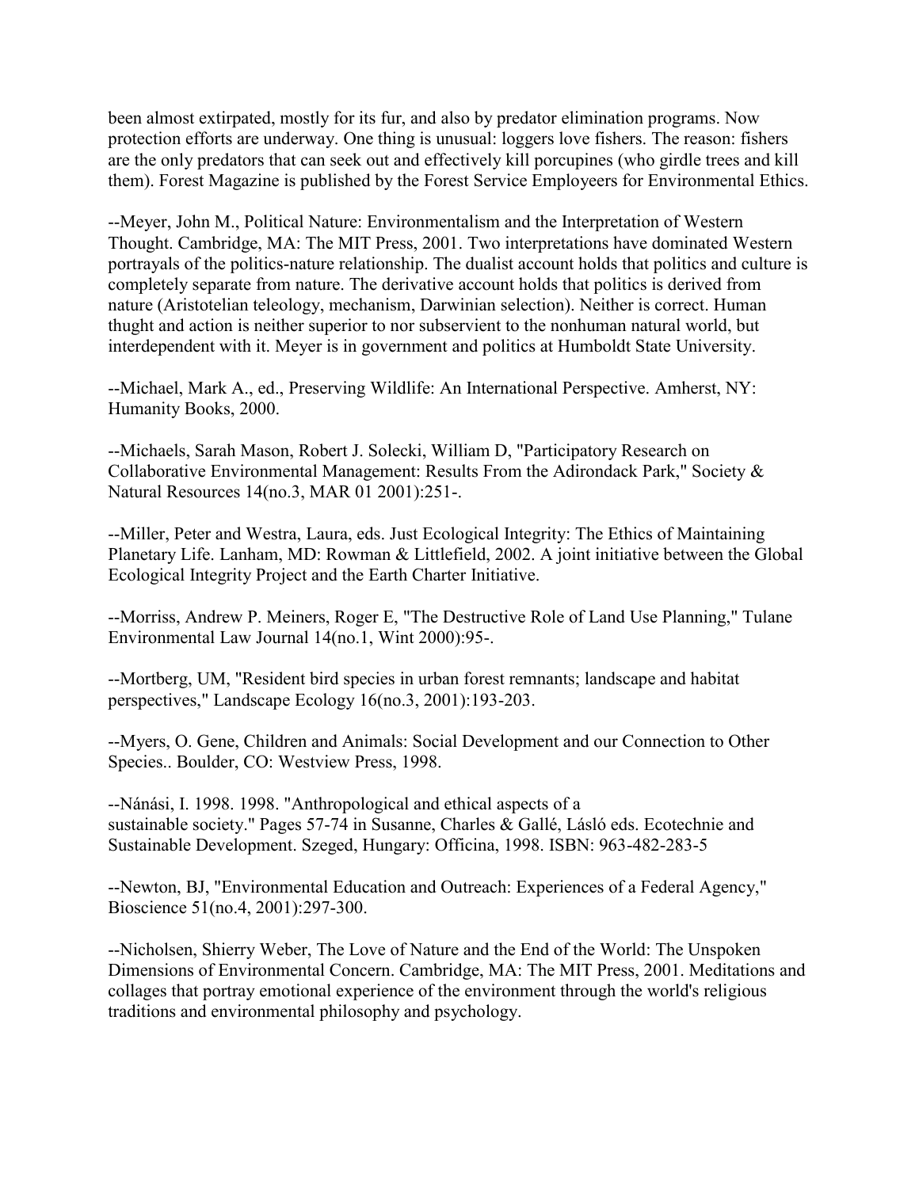been almost extirpated, mostly for its fur, and also by predator elimination programs. Now protection efforts are underway. One thing is unusual: loggers love fishers. The reason: fishers are the only predators that can seek out and effectively kill porcupines (who girdle trees and kill them). Forest Magazine is published by the Forest Service Employeers for Environmental Ethics.

--Meyer, John M., Political Nature: Environmentalism and the Interpretation of Western Thought. Cambridge, MA: The MIT Press, 2001. Two interpretations have dominated Western portrayals of the politics-nature relationship. The dualist account holds that politics and culture is completely separate from nature. The derivative account holds that politics is derived from nature (Aristotelian teleology, mechanism, Darwinian selection). Neither is correct. Human thught and action is neither superior to nor subservient to the nonhuman natural world, but interdependent with it. Meyer is in government and politics at Humboldt State University.

--Michael, Mark A., ed., Preserving Wildlife: An International Perspective. Amherst, NY: Humanity Books, 2000.

--Michaels, Sarah Mason, Robert J. Solecki, William D, "Participatory Research on Collaborative Environmental Management: Results From the Adirondack Park," Society & Natural Resources 14(no.3, MAR 01 2001):251-.

--Miller, Peter and Westra, Laura, eds. Just Ecological Integrity: The Ethics of Maintaining Planetary Life. Lanham, MD: Rowman & Littlefield, 2002. A joint initiative between the Global Ecological Integrity Project and the Earth Charter Initiative.

--Morriss, Andrew P. Meiners, Roger E, "The Destructive Role of Land Use Planning," Tulane Environmental Law Journal 14(no.1, Wint 2000):95-.

--Mortberg, UM, "Resident bird species in urban forest remnants; landscape and habitat perspectives," Landscape Ecology 16(no.3, 2001):193-203.

--Myers, O. Gene, Children and Animals: Social Development and our Connection to Other Species.. Boulder, CO: Westview Press, 1998.

--Nánási, I. 1998. 1998. "Anthropological and ethical aspects of a sustainable society." Pages 57-74 in Susanne, Charles & Gallé, Lásló eds. Ecotechnie and Sustainable Development. Szeged, Hungary: Officina, 1998. ISBN: 963-482-283-5

--Newton, BJ, "Environmental Education and Outreach: Experiences of a Federal Agency," Bioscience 51(no.4, 2001):297-300.

--Nicholsen, Shierry Weber, The Love of Nature and the End of the World: The Unspoken Dimensions of Environmental Concern. Cambridge, MA: The MIT Press, 2001. Meditations and collages that portray emotional experience of the environment through the world's religious traditions and environmental philosophy and psychology.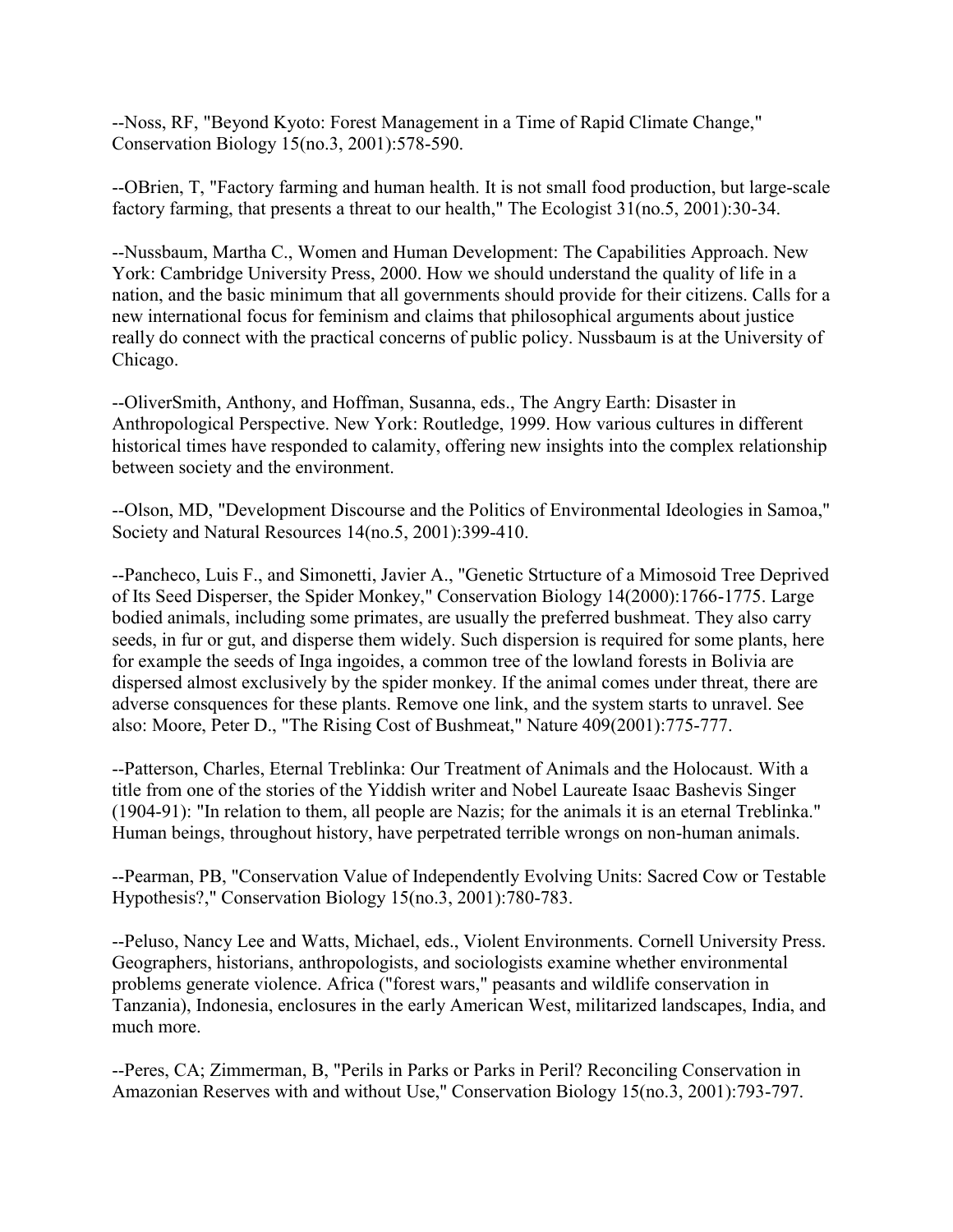--Noss, RF, "Beyond Kyoto: Forest Management in a Time of Rapid Climate Change," Conservation Biology 15(no.3, 2001):578-590.

--OBrien, T, "Factory farming and human health. It is not small food production, but large-scale factory farming, that presents a threat to our health," The Ecologist 31(no.5, 2001):30-34.

--Nussbaum, Martha C., Women and Human Development: The Capabilities Approach. New York: Cambridge University Press, 2000. How we should understand the quality of life in a nation, and the basic minimum that all governments should provide for their citizens. Calls for a new international focus for feminism and claims that philosophical arguments about justice really do connect with the practical concerns of public policy. Nussbaum is at the University of Chicago.

--OliverSmith, Anthony, and Hoffman, Susanna, eds., The Angry Earth: Disaster in Anthropological Perspective. New York: Routledge, 1999. How various cultures in different historical times have responded to calamity, offering new insights into the complex relationship between society and the environment.

--Olson, MD, "Development Discourse and the Politics of Environmental Ideologies in Samoa," Society and Natural Resources 14(no.5, 2001):399-410.

--Pancheco, Luis F., and Simonetti, Javier A., "Genetic Strtucture of a Mimosoid Tree Deprived of Its Seed Disperser, the Spider Monkey," Conservation Biology 14(2000):1766-1775. Large bodied animals, including some primates, are usually the preferred bushmeat. They also carry seeds, in fur or gut, and disperse them widely. Such dispersion is required for some plants, here for example the seeds of Inga ingoides, a common tree of the lowland forests in Bolivia are dispersed almost exclusively by the spider monkey. If the animal comes under threat, there are adverse consquences for these plants. Remove one link, and the system starts to unravel. See also: Moore, Peter D., "The Rising Cost of Bushmeat," Nature 409(2001):775-777.

--Patterson, Charles, Eternal Treblinka: Our Treatment of Animals and the Holocaust. With a title from one of the stories of the Yiddish writer and Nobel Laureate Isaac Bashevis Singer (1904-91): "In relation to them, all people are Nazis; for the animals it is an eternal Treblinka." Human beings, throughout history, have perpetrated terrible wrongs on non-human animals.

--Pearman, PB, "Conservation Value of Independently Evolving Units: Sacred Cow or Testable Hypothesis?," Conservation Biology 15(no.3, 2001):780-783.

--Peluso, Nancy Lee and Watts, Michael, eds., Violent Environments. Cornell University Press. Geographers, historians, anthropologists, and sociologists examine whether environmental problems generate violence. Africa ("forest wars," peasants and wildlife conservation in Tanzania), Indonesia, enclosures in the early American West, militarized landscapes, India, and much more.

--Peres, CA; Zimmerman, B, "Perils in Parks or Parks in Peril? Reconciling Conservation in Amazonian Reserves with and without Use," Conservation Biology 15(no.3, 2001):793-797.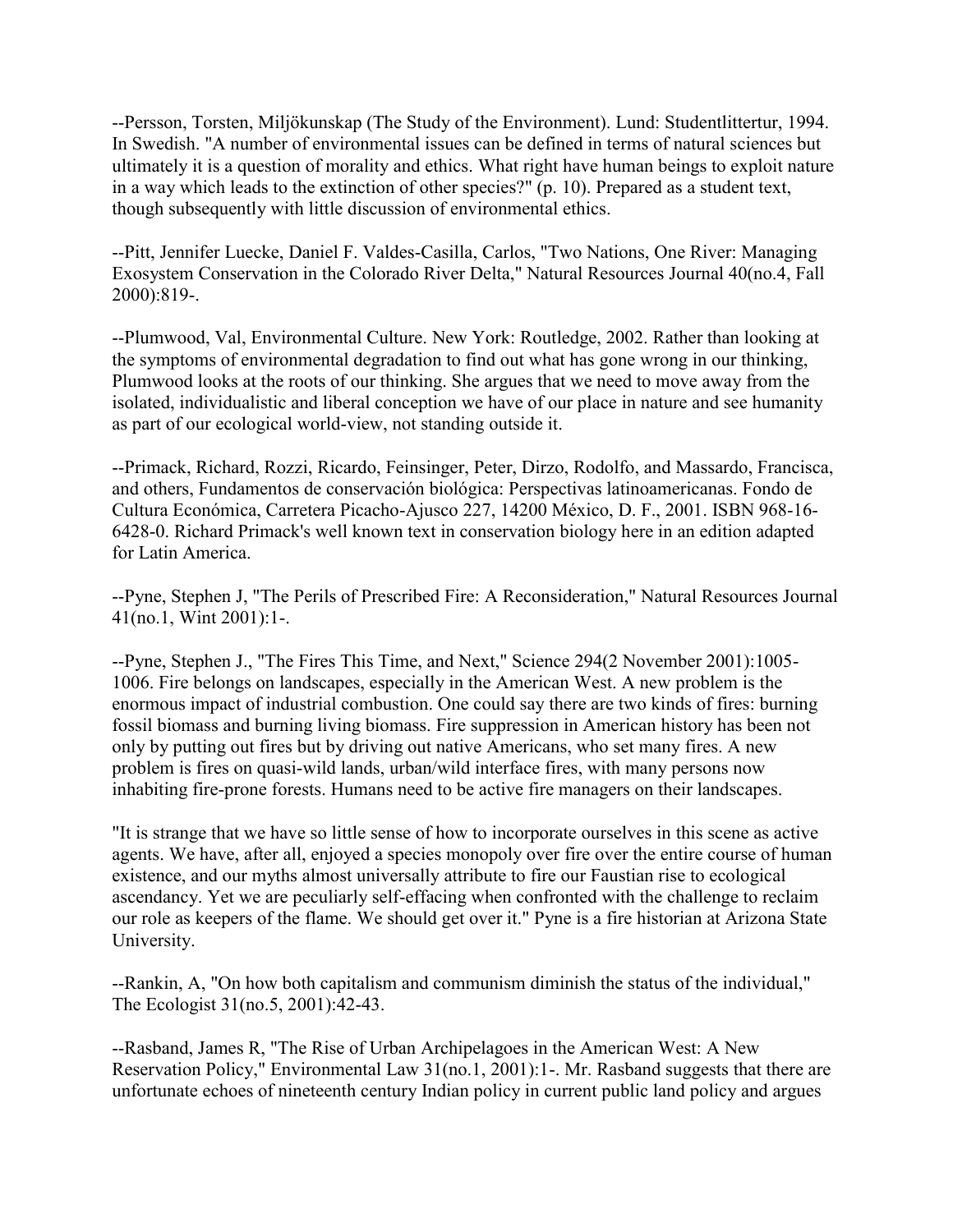--Persson, Torsten, Miljökunskap (The Study of the Environment). Lund: Studentlittertur, 1994. In Swedish. "A number of environmental issues can be defined in terms of natural sciences but ultimately it is a question of morality and ethics. What right have human beings to exploit nature in a way which leads to the extinction of other species?" (p. 10). Prepared as a student text, though subsequently with little discussion of environmental ethics.

--Pitt, Jennifer Luecke, Daniel F. Valdes-Casilla, Carlos, "Two Nations, One River: Managing Exosystem Conservation in the Colorado River Delta," Natural Resources Journal 40(no.4, Fall 2000):819-.

--Plumwood, Val, Environmental Culture. New York: Routledge, 2002. Rather than looking at the symptoms of environmental degradation to find out what has gone wrong in our thinking, Plumwood looks at the roots of our thinking. She argues that we need to move away from the isolated, individualistic and liberal conception we have of our place in nature and see humanity as part of our ecological world-view, not standing outside it.

--Primack, Richard, Rozzi, Ricardo, Feinsinger, Peter, Dirzo, Rodolfo, and Massardo, Francisca, and others, Fundamentos de conservación biológica: Perspectivas latinoamericanas. Fondo de Cultura Económica, Carretera Picacho-Ajusco 227, 14200 México, D. F., 2001. ISBN 968-16-6428-0. Richard Primack's well known text in conservation biology here in an edition adapted for Latin America.

--Pyne, Stephen J, "The Perils of Prescribed Fire: A Reconsideration," Natural Resources Journal 41(no.1, Wint 2001):1-.

--Pyne, Stephen J., "The Fires This Time, and Next," Science 294(2 November 2001):1005-1006. Fire belongs on landscapes, especially in the American West. A new problem is the enormous impact of industrial combustion. One could say there are two kinds of fires: burning fossil biomass and burning living biomass. Fire suppression in American history has been not only by putting out fires but by driving out native Americans, who set many fires. A new problem is fires on quasi-wild lands, urban/wild interface fires, with many persons now inhabiting fire-prone forests. Humans need to be active fire managers on their landscapes.

"It is strange that we have so little sense of how to incorporate ourselves in this scene as active agents. We have, after all, enjoyed a species monopoly over fire over the entire course of human existence, and our myths almost universally attribute to fire our Faustian rise to ecological ascendancy. Yet we are peculiarly self-effacing when confronted with the challenge to reclaim our role as keepers of the flame. We should get over it." Pyne is a fire historian at Arizona State University.

--Rankin, A, "On how both capitalism and communism diminish the status of the individual," The Ecologist 31(no.5, 2001):42-43.

--Rasband, James R, "The Rise of Urban Archipelagoes in the American West: A New Reservation Policy," Environmental Law 31(no.1, 2001):1-. Mr. Rasband suggests that there are unfortunate echoes of nineteenth century Indian policy in current public land policy and argues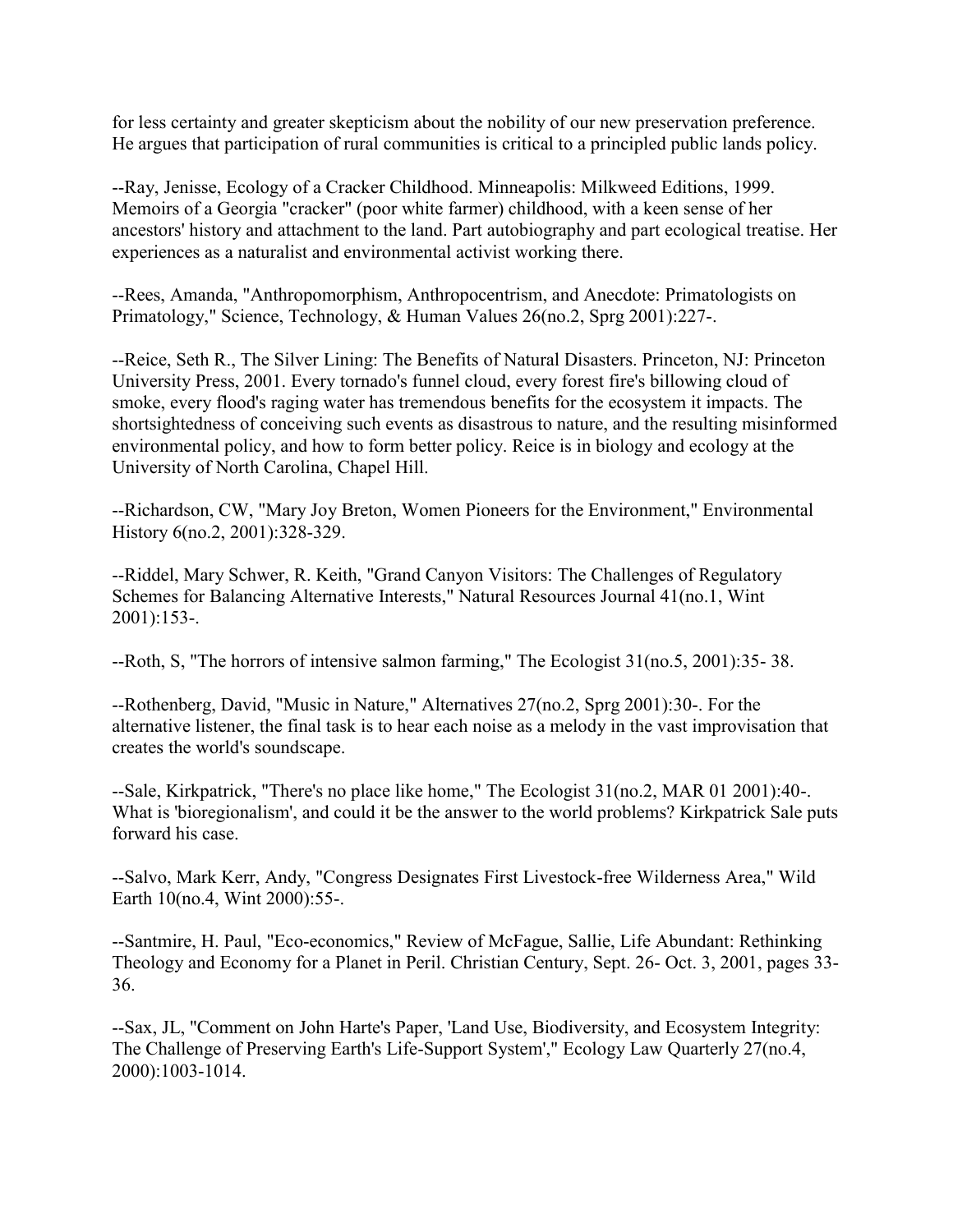for less certainty and greater skepticism about the nobility of our new preservation preference. He argues that participation of rural communities is critical to a principled public lands policy.

--Ray, Jenisse, Ecology of a Cracker Childhood. Minneapolis: Milkweed Editions, 1999. Memoirs of a Georgia "cracker" (poor white farmer) childhood, with a keen sense of her ancestors' history and attachment to the land. Part autobiography and part ecological treatise. Her experiences as a naturalist and environmental activist working there.

--Rees, Amanda, "Anthropomorphism, Anthropocentrism, and Anecdote: Primatologists on Primatology," Science, Technology, & Human Values 26(no.2, Sprg 2001):227-.

--Reice, Seth R., The Silver Lining: The Benefits of Natural Disasters. Princeton, NJ: Princeton University Press, 2001. Every tornado's funnel cloud, every forest fire's billowing cloud of smoke, every flood's raging water has tremendous benefits for the ecosystem it impacts. The shortsightedness of conceiving such events as disastrous to nature, and the resulting misinformed environmental policy, and how to form better policy. Reice is in biology and ecology at the University of North Carolina, Chapel Hill.

--Richardson, CW, "Mary Joy Breton, Women Pioneers for the Environment," Environmental History 6(no.2, 2001):328-329.

--Riddel, Mary Schwer, R. Keith, "Grand Canyon Visitors: The Challenges of Regulatory Schemes for Balancing Alternative Interests," Natural Resources Journal 41(no.1, Wint 2001):153-.

--Roth, S, "The horrors of intensive salmon farming," The Ecologist 31(no.5, 2001):35- 38.

--Rothenberg, David, "Music in Nature," Alternatives 27(no.2, Sprg 2001):30-. For the alternative listener, the final task is to hear each noise as a melody in the vast improvisation that creates the world's soundscape.

--Sale, Kirkpatrick, "There's no place like home," The Ecologist 31(no.2, MAR 01 2001):40-. What is 'bioregionalism', and could it be the answer to the world problems? Kirkpatrick Sale puts forward his case.

--Salvo, Mark Kerr, Andy, "Congress Designates First Livestock-free Wilderness Area," Wild Earth 10(no.4, Wint 2000):55-.

--Santmire, H. Paul, "Eco-economics," Review of McFague, Sallie, Life Abundant: Rethinking Theology and Economy for a Planet in Peril. Christian Century, Sept. 26- Oct. 3, 2001, pages 33-36.

--Sax, JL, "Comment on John Harte's Paper, 'Land Use, Biodiversity, and Ecosystem Integrity: The Challenge of Preserving Earth's Life-Support System'," Ecology Law Quarterly 27(no.4, 2000):1003-1014.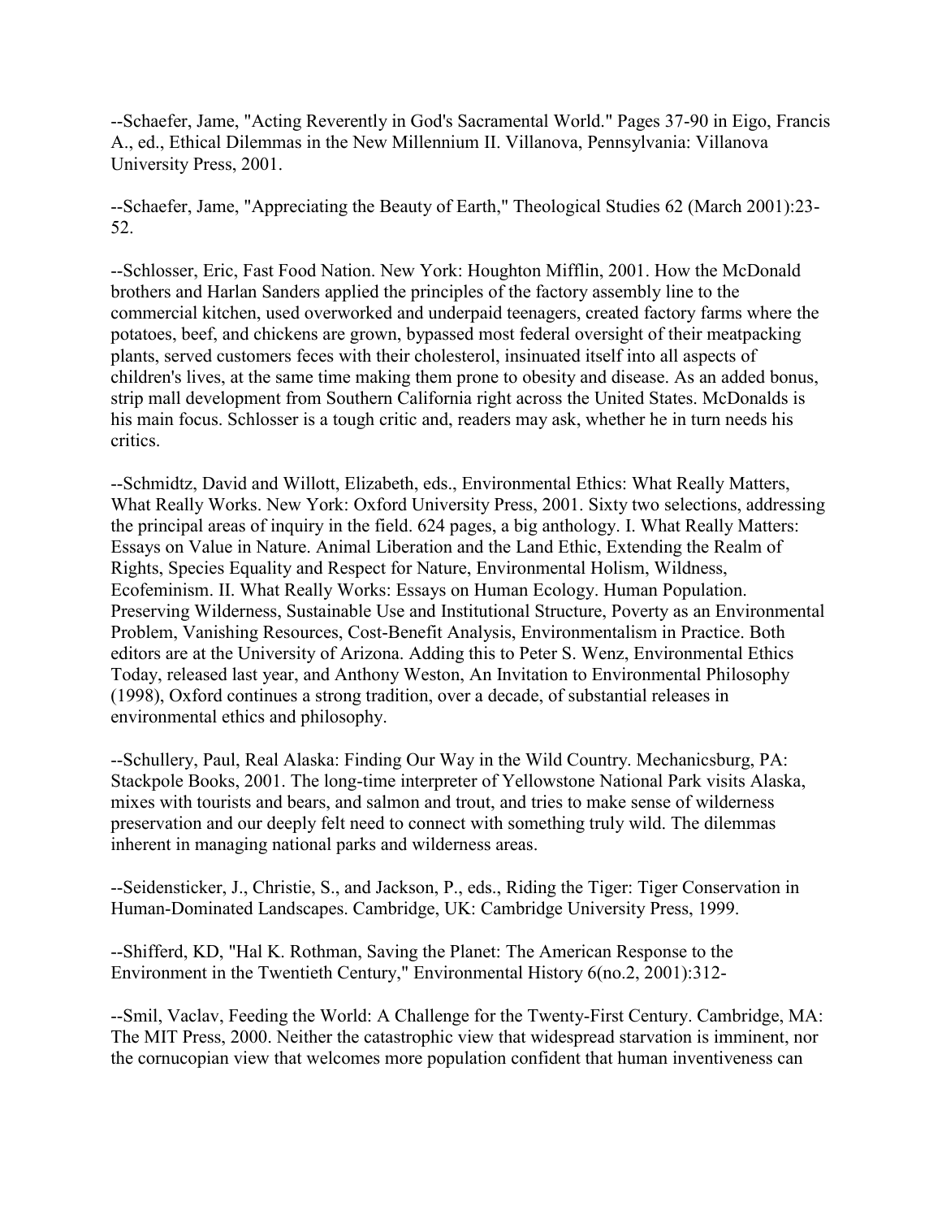--Schaefer, Jame, "Acting Reverently in God's Sacramental World." Pages 37-90 in Eigo, Francis A., ed., Ethical Dilemmas in the New Millennium II. Villanova, Pennsylvania: Villanova University Press, 2001.

--Schaefer, Jame, "Appreciating the Beauty of Earth," Theological Studies 62 (March 2001):23-52.

--Schlosser, Eric, Fast Food Nation. New York: Houghton Mifflin, 2001. How the McDonald brothers and Harlan Sanders applied the principles of the factory assembly line to the commercial kitchen, used overworked and underpaid teenagers, created factory farms where the potatoes, beef, and chickens are grown, bypassed most federal oversight of their meatpacking plants, served customers feces with their cholesterol, insinuated itself into all aspects of children's lives, at the same time making them prone to obesity and disease. As an added bonus, strip mall development from Southern California right across the United States. McDonalds is his main focus. Schlosser is a tough critic and, readers may ask, whether he in turn needs his critics.

--Schmidtz, David and Willott, Elizabeth, eds., Environmental Ethics: What Really Matters, What Really Works. New York: Oxford University Press, 2001. Sixty two selections, addressing the principal areas of inquiry in the field. 624 pages, a big anthology. I. What Really Matters: Essays on Value in Nature. Animal Liberation and the Land Ethic, Extending the Realm of Rights, Species Equality and Respect for Nature, Environmental Holism, Wildness, Ecofeminism. II. What Really Works: Essays on Human Ecology. Human Population. Preserving Wilderness, Sustainable Use and Institutional Structure, Poverty as an Environmental Problem, Vanishing Resources, Cost-Benefit Analysis, Environmentalism in Practice. Both editors are at the University of Arizona. Adding this to Peter S. Wenz, Environmental Ethics Today, released last year, and Anthony Weston, An Invitation to Environmental Philosophy (1998), Oxford continues a strong tradition, over a decade, of substantial releases in environmental ethics and philosophy.

--Schullery, Paul, Real Alaska: Finding Our Way in the Wild Country. Mechanicsburg, PA: Stackpole Books, 2001. The long-time interpreter of Yellowstone National Park visits Alaska, mixes with tourists and bears, and salmon and trout, and tries to make sense of wilderness preservation and our deeply felt need to connect with something truly wild. The dilemmas inherent in managing national parks and wilderness areas.

--Seidensticker, J., Christie, S., and Jackson, P., eds., Riding the Tiger: Tiger Conservation in Human-Dominated Landscapes. Cambridge, UK: Cambridge University Press, 1999.

--Shifferd, KD, "Hal K. Rothman, Saving the Planet: The American Response to the Environment in the Twentieth Century," Environmental History 6(no.2, 2001):312-

--Smil, Vaclav, Feeding the World: A Challenge for the Twenty-First Century. Cambridge, MA: The MIT Press, 2000. Neither the catastrophic view that widespread starvation is imminent, nor the cornucopian view that welcomes more population confident that human inventiveness can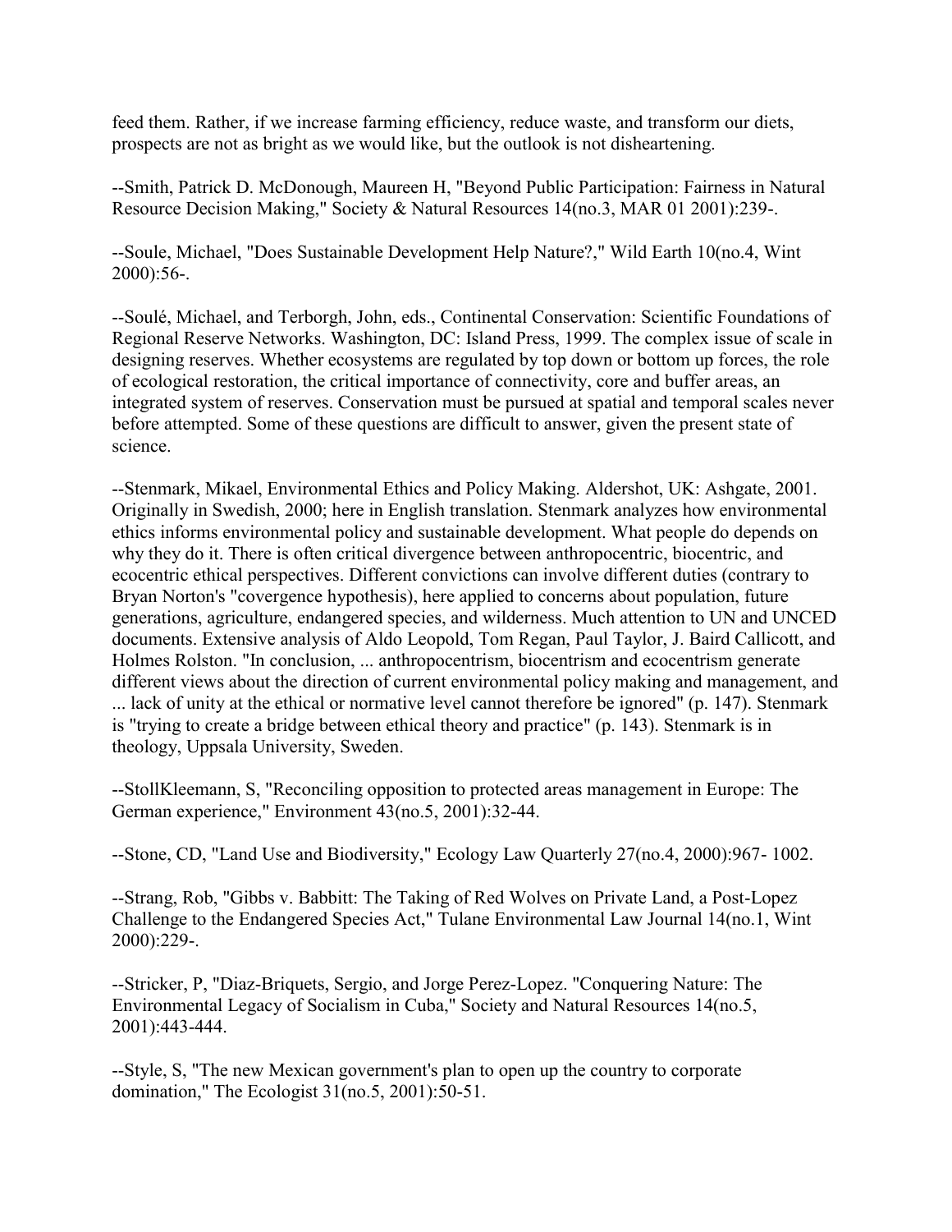feed them. Rather, if we increase farming efficiency, reduce waste, and transform our diets, prospects are not as bright as we would like, but the outlook is not disheartening.

--Smith, Patrick D. McDonough, Maureen H, "Beyond Public Participation: Fairness in Natural Resource Decision Making," Society & Natural Resources 14(no.3, MAR 01 2001):239-.

--Soule, Michael, "Does Sustainable Development Help Nature?," Wild Earth 10(no.4, Wint 2000):56-.

--Soulé, Michael, and Terborgh, John, eds., Continental Conservation: Scientific Foundations of Regional Reserve Networks. Washington, DC: Island Press, 1999. The complex issue of scale in designing reserves. Whether ecosystems are regulated by top down or bottom up forces, the role of ecological restoration, the critical importance of connectivity, core and buffer areas, an integrated system of reserves. Conservation must be pursued at spatial and temporal scales never before attempted. Some of these questions are difficult to answer, given the present state of science.

--Stenmark, Mikael, Environmental Ethics and Policy Making. Aldershot, UK: Ashgate, 2001. Originally in Swedish, 2000; here in English translation. Stenmark analyzes how environmental ethics informs environmental policy and sustainable development. What people do depends on why they do it. There is often critical divergence between anthropocentric, biocentric, and ecocentric ethical perspectives. Different convictions can involve different duties (contrary to Bryan Norton's "covergence hypothesis), here applied to concerns about population, future generations, agriculture, endangered species, and wilderness. Much attention to UN and UNCED documents. Extensive analysis of Aldo Leopold, Tom Regan, Paul Taylor, J. Baird Callicott, and Holmes Rolston. "In conclusion, ... anthropocentrism, biocentrism and ecocentrism generate different views about the direction of current environmental policy making and management, and ... lack of unity at the ethical or normative level cannot therefore be ignored" (p. 147). Stenmark is "trying to create a bridge between ethical theory and practice" (p. 143). Stenmark is in theology, Uppsala University, Sweden.

--StollKleemann, S, "Reconciling opposition to protected areas management in Europe: The German experience," Environment 43(no.5, 2001):32-44.

--Stone, CD, "Land Use and Biodiversity," Ecology Law Quarterly 27(no.4, 2000):967- 1002.

--Strang, Rob, "Gibbs v. Babbitt: The Taking of Red Wolves on Private Land, a Post-Lopez Challenge to the Endangered Species Act," Tulane Environmental Law Journal 14(no.1, Wint 2000):229-.

--Stricker, P, "Diaz-Briquets, Sergio, and Jorge Perez-Lopez. "Conquering Nature: The Environmental Legacy of Socialism in Cuba," Society and Natural Resources 14(no.5, 2001):443-444.

--Style, S, "The new Mexican government's plan to open up the country to corporate domination," The Ecologist 31(no.5, 2001):50-51.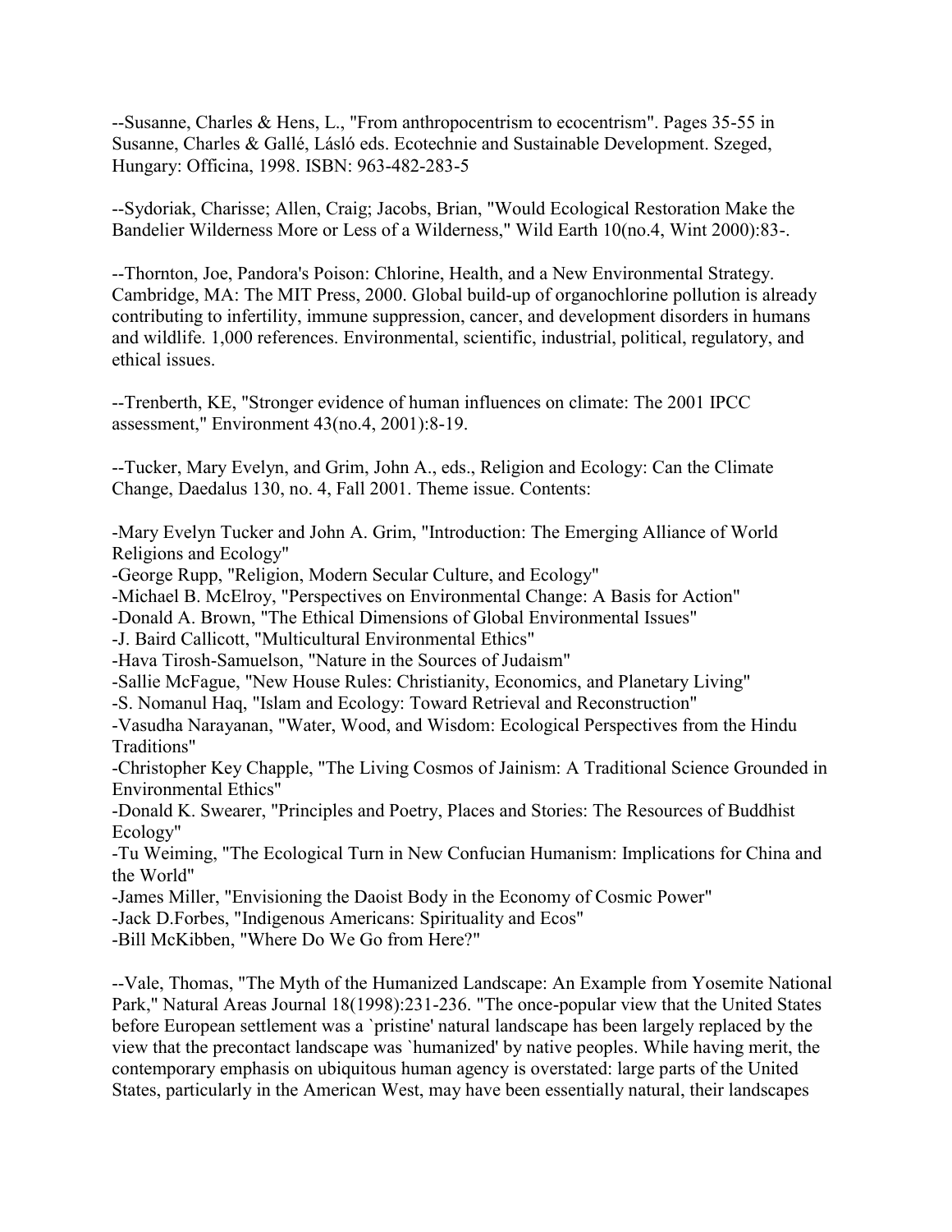--Susanne, Charles & Hens, L., "From anthropocentrism to ecocentrism". Pages 35-55 in Susanne, Charles & Gallé, Lásló eds. Ecotechnie and Sustainable Development. Szeged, Hungary: Officina, 1998. ISBN: 963-482-283-5

--Sydoriak, Charisse; Allen, Craig; Jacobs, Brian, "Would Ecological Restoration Make the Bandelier Wilderness More or Less of a Wilderness," Wild Earth 10(no.4, Wint 2000):83-.

--Thornton, Joe, Pandora's Poison: Chlorine, Health, and a New Environmental Strategy. Cambridge, MA: The MIT Press, 2000. Global build-up of organochlorine pollution is already contributing to infertility, immune suppression, cancer, and development disorders in humans and wildlife. 1,000 references. Environmental, scientific, industrial, political, regulatory, and ethical issues.

--Trenberth, KE, "Stronger evidence of human influences on climate: The 2001 IPCC assessment," Environment 43(no.4, 2001):8-19.

--Tucker, Mary Evelyn, and Grim, John A., eds., Religion and Ecology: Can the Climate Change, Daedalus 130, no. 4, Fall 2001. Theme issue. Contents:

-Mary Evelyn Tucker and John A. Grim, "Introduction: The Emerging Alliance of World Religions and Ecology"
-George Rupp, "Religion, Modern Secular Culture, and Ecology"
-Michael B. McElroy, "Perspectives on Environmental Change: A Basis for Action"
-Donald A. Brown, "The Ethical Dimensions of Global Environmental Issues"
-J. Baird Callicott, "Multicultural Environmental Ethics"
-Hava Tirosh-Samuelson, "Nature in the Sources of Judaism"
-Sallie McFague, "New House Rules: Christianity, Economics, and Planetary Living"
-S. Nomanul Haq, "Islam and Ecology: Toward Retrieval and Reconstruction"
-Vasudha Narayanan, "Water, Wood, and Wisdom: Ecological Perspectives from the Hindu Traditions"
-Christopher Key Chapple, "The Living Cosmos of Jainism: A Traditional Science Grounded in Environmental Ethics"
-Donald K. Swearer, "Principles and Poetry, Places and Stories: The Resources of Buddhist Ecology"
-Tu Weiming, "The Ecological Turn in New Confucian Humanism: Implications for China and the World"
-James Miller, "Envisioning the Daoist Body in the Economy of Cosmic Power"
-Jack D.Forbes, "Indigenous Americans: Spirituality and Ecos"
-Bill McKibben, "Where Do We Go from Here?"

--Vale, Thomas, "The Myth of the Humanized Landscape: An Example from Yosemite National Park," Natural Areas Journal 18(1998):231-236. "The once-popular view that the United States before European settlement was a `pristine' natural landscape has been largely replaced by the view that the precontact landscape was `humanized' by native peoples. While having merit, the contemporary emphasis on ubiquitous human agency is overstated: large parts of the United States, particularly in the American West, may have been essentially natural, their landscapes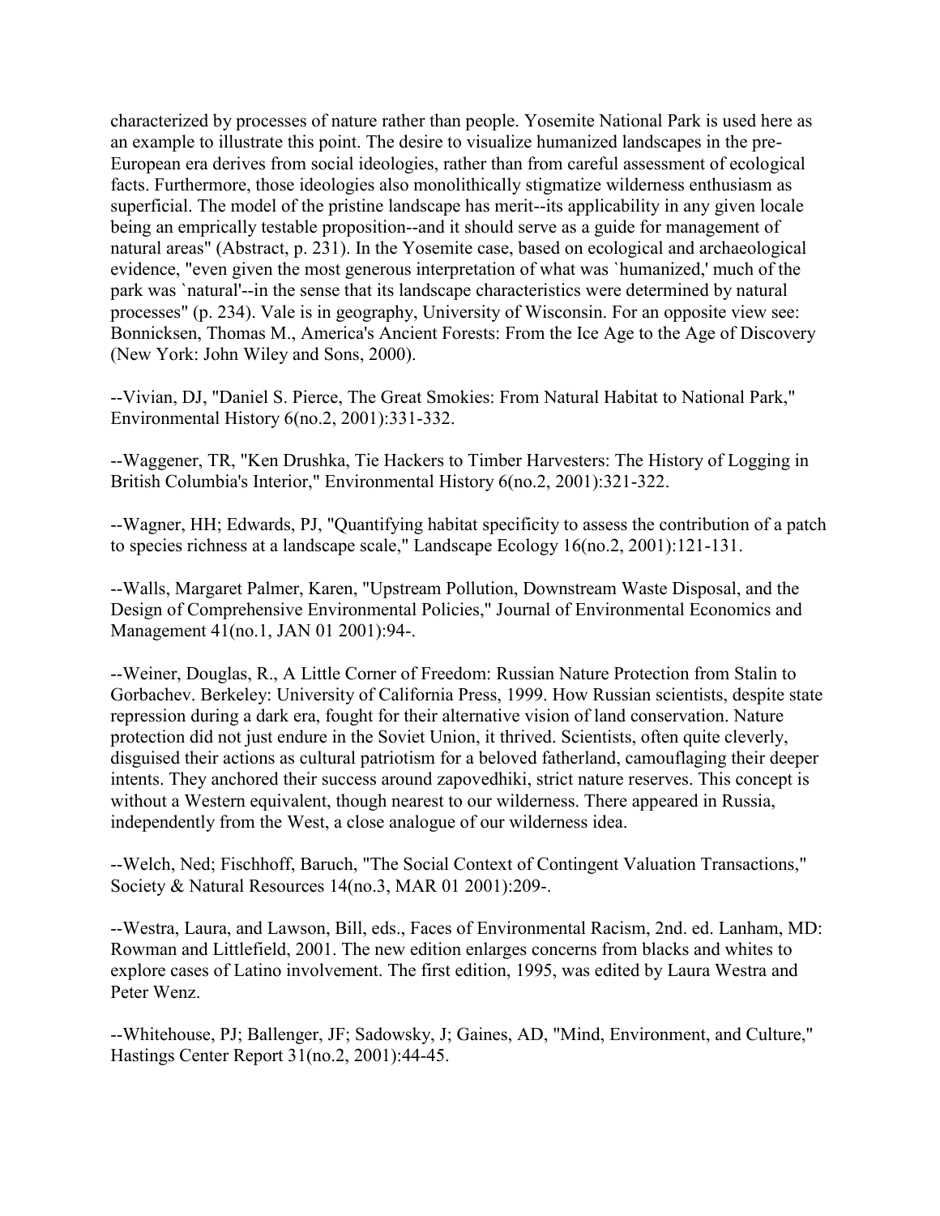characterized by processes of nature rather than people. Yosemite National Park is used here as an example to illustrate this point. The desire to visualize humanized landscapes in the pre-European era derives from social ideologies, rather than from careful assessment of ecological facts. Furthermore, those ideologies also monolithically stigmatize wilderness enthusiasm as superficial. The model of the pristine landscape has merit--its applicability in any given locale being an emprically testable proposition--and it should serve as a guide for management of natural areas" (Abstract, p. 231). In the Yosemite case, based on ecological and archaeological evidence, "even given the most generous interpretation of what was `humanized,' much of the park was `natural'--in the sense that its landscape characteristics were determined by natural processes" (p. 234). Vale is in geography, University of Wisconsin. For an opposite view see: Bonnicksen, Thomas M., America's Ancient Forests: From the Ice Age to the Age of Discovery (New York: John Wiley and Sons, 2000).

--Vivian, DJ, "Daniel S. Pierce, The Great Smokies: From Natural Habitat to National Park," Environmental History 6(no.2, 2001):331-332.

--Waggener, TR, "Ken Drushka, Tie Hackers to Timber Harvesters: The History of Logging in British Columbia's Interior," Environmental History 6(no.2, 2001):321-322.

--Wagner, HH; Edwards, PJ, "Quantifying habitat specificity to assess the contribution of a patch to species richness at a landscape scale," Landscape Ecology 16(no.2, 2001):121-131.

--Walls, Margaret Palmer, Karen, "Upstream Pollution, Downstream Waste Disposal, and the Design of Comprehensive Environmental Policies," Journal of Environmental Economics and Management 41(no.1, JAN 01 2001):94-.

--Weiner, Douglas, R., A Little Corner of Freedom: Russian Nature Protection from Stalin to Gorbachev. Berkeley: University of California Press, 1999. How Russian scientists, despite state repression during a dark era, fought for their alternative vision of land conservation. Nature protection did not just endure in the Soviet Union, it thrived. Scientists, often quite cleverly, disguised their actions as cultural patriotism for a beloved fatherland, camouflaging their deeper intents. They anchored their success around zapovedhiki, strict nature reserves. This concept is without a Western equivalent, though nearest to our wilderness. There appeared in Russia, independently from the West, a close analogue of our wilderness idea.

--Welch, Ned; Fischhoff, Baruch, "The Social Context of Contingent Valuation Transactions," Society & Natural Resources 14(no.3, MAR 01 2001):209-.

--Westra, Laura, and Lawson, Bill, eds., Faces of Environmental Racism, 2nd. ed. Lanham, MD: Rowman and Littlefield, 2001. The new edition enlarges concerns from blacks and whites to explore cases of Latino involvement. The first edition, 1995, was edited by Laura Westra and Peter Wenz.

--Whitehouse, PJ; Ballenger, JF; Sadowsky, J; Gaines, AD, "Mind, Environment, and Culture," Hastings Center Report 31(no.2, 2001):44-45.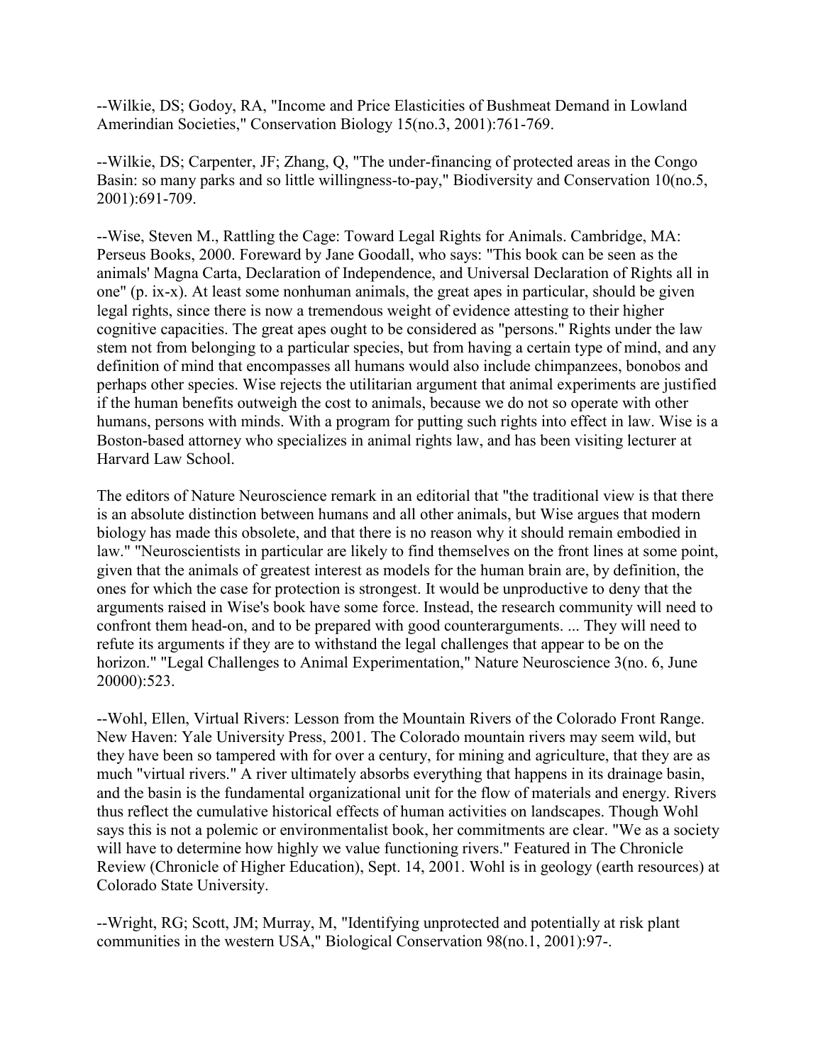--Wilkie, DS; Godoy, RA, "Income and Price Elasticities of Bushmeat Demand in Lowland Amerindian Societies," Conservation Biology 15(no.3, 2001):761-769.

--Wilkie, DS; Carpenter, JF; Zhang, Q, "The under-financing of protected areas in the Congo Basin: so many parks and so little willingness-to-pay," Biodiversity and Conservation 10(no.5, 2001):691-709.

--Wise, Steven M., Rattling the Cage: Toward Legal Rights for Animals. Cambridge, MA: Perseus Books, 2000. Foreward by Jane Goodall, who says: "This book can be seen as the animals' Magna Carta, Declaration of Independence, and Universal Declaration of Rights all in one" (p. ix-x). At least some nonhuman animals, the great apes in particular, should be given legal rights, since there is now a tremendous weight of evidence attesting to their higher cognitive capacities. The great apes ought to be considered as "persons." Rights under the law stem not from belonging to a particular species, but from having a certain type of mind, and any definition of mind that encompasses all humans would also include chimpanzees, bonobos and perhaps other species. Wise rejects the utilitarian argument that animal experiments are justified if the human benefits outweigh the cost to animals, because we do not so operate with other humans, persons with minds. With a program for putting such rights into effect in law. Wise is a Boston-based attorney who specializes in animal rights law, and has been visiting lecturer at Harvard Law School.

The editors of Nature Neuroscience remark in an editorial that "the traditional view is that there is an absolute distinction between humans and all other animals, but Wise argues that modern biology has made this obsolete, and that there is no reason why it should remain embodied in law." "Neuroscientists in particular are likely to find themselves on the front lines at some point, given that the animals of greatest interest as models for the human brain are, by definition, the ones for which the case for protection is strongest. It would be unproductive to deny that the arguments raised in Wise's book have some force. Instead, the research community will need to confront them head-on, and to be prepared with good counterarguments. ... They will need to refute its arguments if they are to withstand the legal challenges that appear to be on the horizon." "Legal Challenges to Animal Experimentation," Nature Neuroscience 3(no. 6, June 20000):523.

--Wohl, Ellen, Virtual Rivers: Lesson from the Mountain Rivers of the Colorado Front Range. New Haven: Yale University Press, 2001. The Colorado mountain rivers may seem wild, but they have been so tampered with for over a century, for mining and agriculture, that they are as much "virtual rivers." A river ultimately absorbs everything that happens in its drainage basin, and the basin is the fundamental organizational unit for the flow of materials and energy. Rivers thus reflect the cumulative historical effects of human activities on landscapes. Though Wohl says this is not a polemic or environmentalist book, her commitments are clear. "We as a society will have to determine how highly we value functioning rivers." Featured in The Chronicle Review (Chronicle of Higher Education), Sept. 14, 2001. Wohl is in geology (earth resources) at Colorado State University.

--Wright, RG; Scott, JM; Murray, M, "Identifying unprotected and potentially at risk plant communities in the western USA," Biological Conservation 98(no.1, 2001):97-.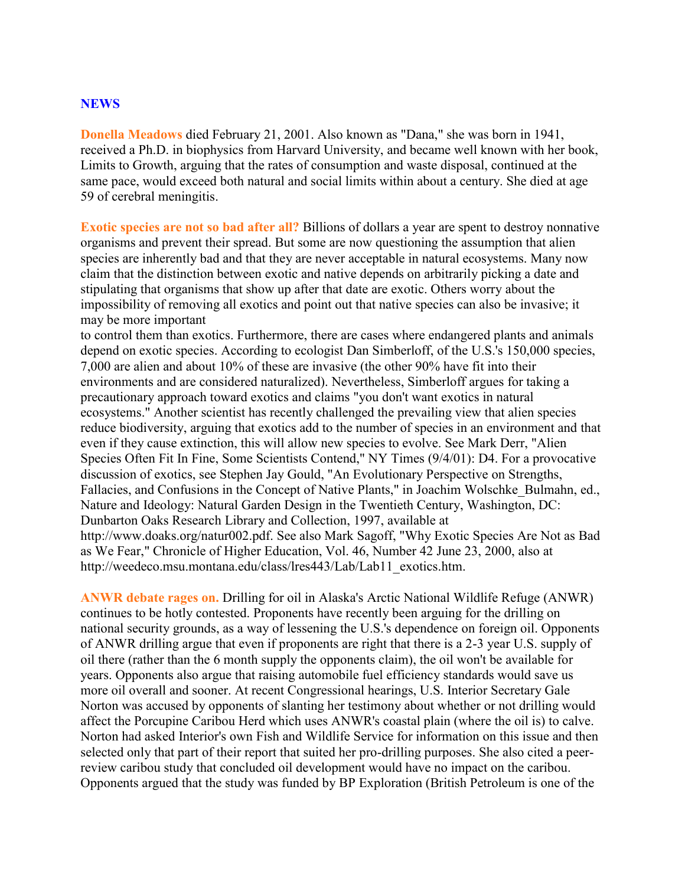## NEWS

**Donella Meadows** died February 21, 2001. Also known as "Dana," she was born in 1941, received a Ph.D. in biophysics from Harvard University, and became well known with her book, Limits to Growth, arguing that the rates of consumption and waste disposal, continued at the same pace, would exceed both natural and social limits within about a century. She died at age 59 of cerebral meningitis.

**Exotic species are not so bad after all?** Billions of dollars a year are spent to destroy nonnative organisms and prevent their spread. But some are now questioning the assumption that alien species are inherently bad and that they are never acceptable in natural ecosystems. Many now claim that the distinction between exotic and native depends on arbitrarily picking a date and stipulating that organisms that show up after that date are exotic. Others worry about the impossibility of removing all exotics and point out that native species can also be invasive; it may be more important to control them than exotics. Furthermore, there are cases where endangered plants and animals depend on exotic species. According to ecologist Dan Simberloff, of the U.S.'s 150,000 species, 7,000 are alien and about 10% of these are invasive (the other 90% have fit into their environments and are considered naturalized). Nevertheless, Simberloff argues for taking a precautionary approach toward exotics and claims "you don't want exotics in natural ecosystems." Another scientist has recently challenged the prevailing view that alien species reduce biodiversity, arguing that exotics add to the number of species in an environment and that even if they cause extinction, this will allow new species to evolve. See Mark Derr, "Alien Species Often Fit In Fine, Some Scientists Contend," NY Times (9/4/01): D4. For a provocative discussion of exotics, see Stephen Jay Gould, "An Evolutionary Perspective on Strengths, Fallacies, and Confusions in the Concept of Native Plants," in Joachim Wolschke_Bulmahn, ed., Nature and Ideology: Natural Garden Design in the Twentieth Century, Washington, DC: Dunbarton Oaks Research Library and Collection, 1997, available at http://www.doaks.org/natur002.pdf. See also Mark Sagoff, "Why Exotic Species Are Not as Bad as We Fear," Chronicle of Higher Education, Vol. 46, Number 42 June 23, 2000, also at http://weedeco.msu.montana.edu/class/lres443/Lab/Lab11_exotics.htm.

**ANWR debate rages on.** Drilling for oil in Alaska's Arctic National Wildlife Refuge (ANWR) continues to be hotly contested. Proponents have recently been arguing for the drilling on national security grounds, as a way of lessening the U.S.'s dependence on foreign oil. Opponents of ANWR drilling argue that even if proponents are right that there is a 2-3 year U.S. supply of oil there (rather than the 6 month supply the opponents claim), the oil won't be available for years. Opponents also argue that raising automobile fuel efficiency standards would save us more oil overall and sooner. At recent Congressional hearings, U.S. Interior Secretary Gale Norton was accused by opponents of slanting her testimony about whether or not drilling would affect the Porcupine Caribou Herd which uses ANWR's coastal plain (where the oil is) to calve. Norton had asked Interior's own Fish and Wildlife Service for information on this issue and then selected only that part of their report that suited her pro-drilling purposes. She also cited a peer-review caribou study that concluded oil development would have no impact on the caribou. Opponents argued that the study was funded by BP Exploration (British Petroleum is one of the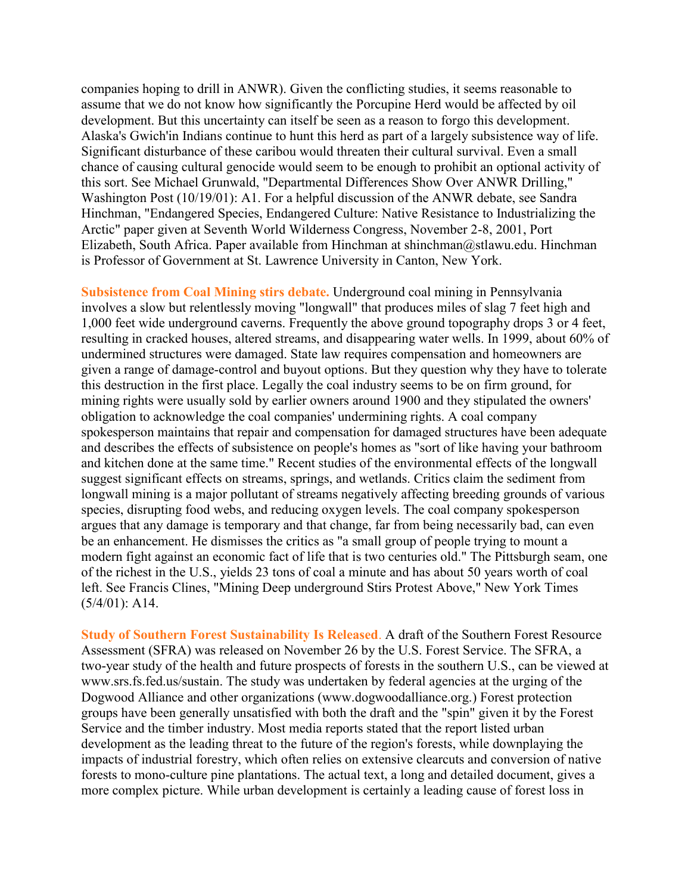companies hoping to drill in ANWR). Given the conflicting studies, it seems reasonable to assume that we do not know how significantly the Porcupine Herd would be affected by oil development. But this uncertainty can itself be seen as a reason to forgo this development. Alaska's Gwich'in Indians continue to hunt this herd as part of a largely subsistence way of life. Significant disturbance of these caribou would threaten their cultural survival. Even a small chance of causing cultural genocide would seem to be enough to prohibit an optional activity of this sort. See Michael Grunwald, "Departmental Differences Show Over ANWR Drilling," Washington Post (10/19/01): A1. For a helpful discussion of the ANWR debate, see Sandra Hinchman, "Endangered Species, Endangered Culture: Native Resistance to Industrializing the Arctic" paper given at Seventh World Wilderness Congress, November 2-8, 2001, Port Elizabeth, South Africa. Paper available from Hinchman at shinchman@stlawu.edu. Hinchman is Professor of Government at St. Lawrence University in Canton, New York.

**Subsistence from Coal Mining stirs debate.** Underground coal mining in Pennsylvania involves a slow but relentlessly moving "longwall" that produces miles of slag 7 feet high and 1,000 feet wide underground caverns. Frequently the above ground topography drops 3 or 4 feet, resulting in cracked houses, altered streams, and disappearing water wells. In 1999, about 60% of undermined structures were damaged. State law requires compensation and homeowners are given a range of damage-control and buyout options. But they question why they have to tolerate this destruction in the first place. Legally the coal industry seems to be on firm ground, for mining rights were usually sold by earlier owners around 1900 and they stipulated the owners' obligation to acknowledge the coal companies' undermining rights. A coal company spokesperson maintains that repair and compensation for damaged structures have been adequate and describes the effects of subsistence on people's homes as "sort of like having your bathroom and kitchen done at the same time." Recent studies of the environmental effects of the longwall suggest significant effects on streams, springs, and wetlands. Critics claim the sediment from longwall mining is a major pollutant of streams negatively affecting breeding grounds of various species, disrupting food webs, and reducing oxygen levels. The coal company spokesperson argues that any damage is temporary and that change, far from being necessarily bad, can even be an enhancement. He dismisses the critics as "a small group of people trying to mount a modern fight against an economic fact of life that is two centuries old." The Pittsburgh seam, one of the richest in the U.S., yields 23 tons of coal a minute and has about 50 years worth of coal left. See Francis Clines, "Mining Deep underground Stirs Protest Above," New York Times (5/4/01): A14.

**Study of Southern Forest Sustainability Is Released**. A draft of the Southern Forest Resource Assessment (SFRA) was released on November 26 by the U.S. Forest Service. The SFRA, a two-year study of the health and future prospects of forests in the southern U.S., can be viewed at www.srs.fs.fed.us/sustain. The study was undertaken by federal agencies at the urging of the Dogwood Alliance and other organizations (www.dogwoodalliance.org.) Forest protection groups have been generally unsatisfied with both the draft and the "spin" given it by the Forest Service and the timber industry. Most media reports stated that the report listed urban development as the leading threat to the future of the region's forests, while downplaying the impacts of industrial forestry, which often relies on extensive clearcuts and conversion of native forests to mono-culture pine plantations. The actual text, a long and detailed document, gives a more complex picture. While urban development is certainly a leading cause of forest loss in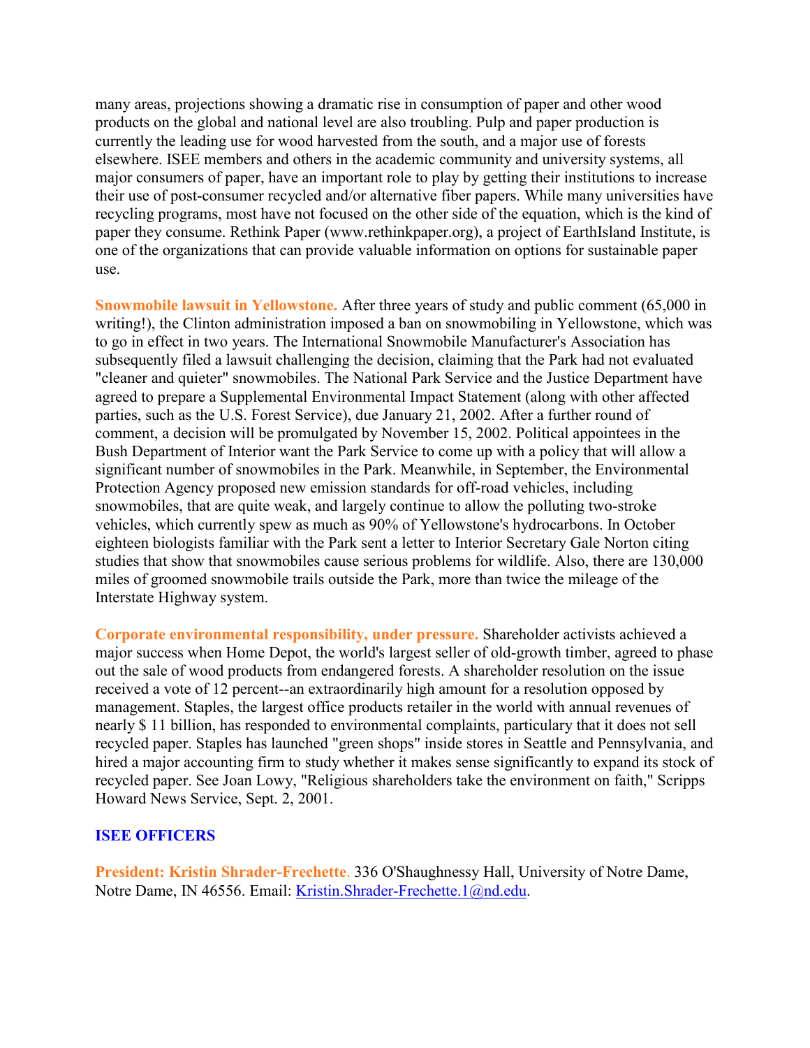many areas, projections showing a dramatic rise in consumption of paper and other wood products on the global and national level are also troubling. Pulp and paper production is currently the leading use for wood harvested from the south, and a major use of forests elsewhere. ISEE members and others in the academic community and university systems, all major consumers of paper, have an important role to play by getting their institutions to increase their use of post-consumer recycled and/or alternative fiber papers. While many universities have recycling programs, most have not focused on the other side of the equation, which is the kind of paper they consume. Rethink Paper (www.rethinkpaper.org), a project of EarthIsland Institute, is one of the organizations that can provide valuable information on options for sustainable paper use.

**Snowmobile lawsuit in Yellowstone.** After three years of study and public comment (65,000 in writing!), the Clinton administration imposed a ban on snowmobiling in Yellowstone, which was to go in effect in two years. The International Snowmobile Manufacturer's Association has subsequently filed a lawsuit challenging the decision, claiming that the Park had not evaluated "cleaner and quieter" snowmobiles. The National Park Service and the Justice Department have agreed to prepare a Supplemental Environmental Impact Statement (along with other affected parties, such as the U.S. Forest Service), due January 21, 2002. After a further round of comment, a decision will be promulgated by November 15, 2002. Political appointees in the Bush Department of Interior want the Park Service to come up with a policy that will allow a significant number of snowmobiles in the Park. Meanwhile, in September, the Environmental Protection Agency proposed new emission standards for off-road vehicles, including snowmobiles, that are quite weak, and largely continue to allow the polluting two-stroke vehicles, which currently spew as much as 90% of Yellowstone's hydrocarbons. In October eighteen biologists familiar with the Park sent a letter to Interior Secretary Gale Norton citing studies that show that snowmobiles cause serious problems for wildlife. Also, there are 130,000 miles of groomed snowmobile trails outside the Park, more than twice the mileage of the Interstate Highway system.

**Corporate environmental responsibility, under pressure.** Shareholder activists achieved a major success when Home Depot, the world's largest seller of old-growth timber, agreed to phase out the sale of wood products from endangered forests. A shareholder resolution on the issue received a vote of 12 percent--an extraordinarily high amount for a resolution opposed by management. Staples, the largest office products retailer in the world with annual revenues of nearly $ 11 billion, has responded to environmental complaints, particulary that it does not sell recycled paper. Staples has launched "green shops" inside stores in Seattle and Pennsylvania, and hired a major accounting firm to study whether it makes sense significantly to expand its stock of recycled paper. See Joan Lowy, "Religious shareholders take the environment on faith," Scripps Howard News Service, Sept. 2, 2001.

## ISEE OFFICERS

**President: Kristin Shrader-Frechette**. 336 O'Shaughnessy Hall, University of Notre Dame, Notre Dame, IN 46556. Email: Kristin.Shrader-Frechette.1@nd.edu.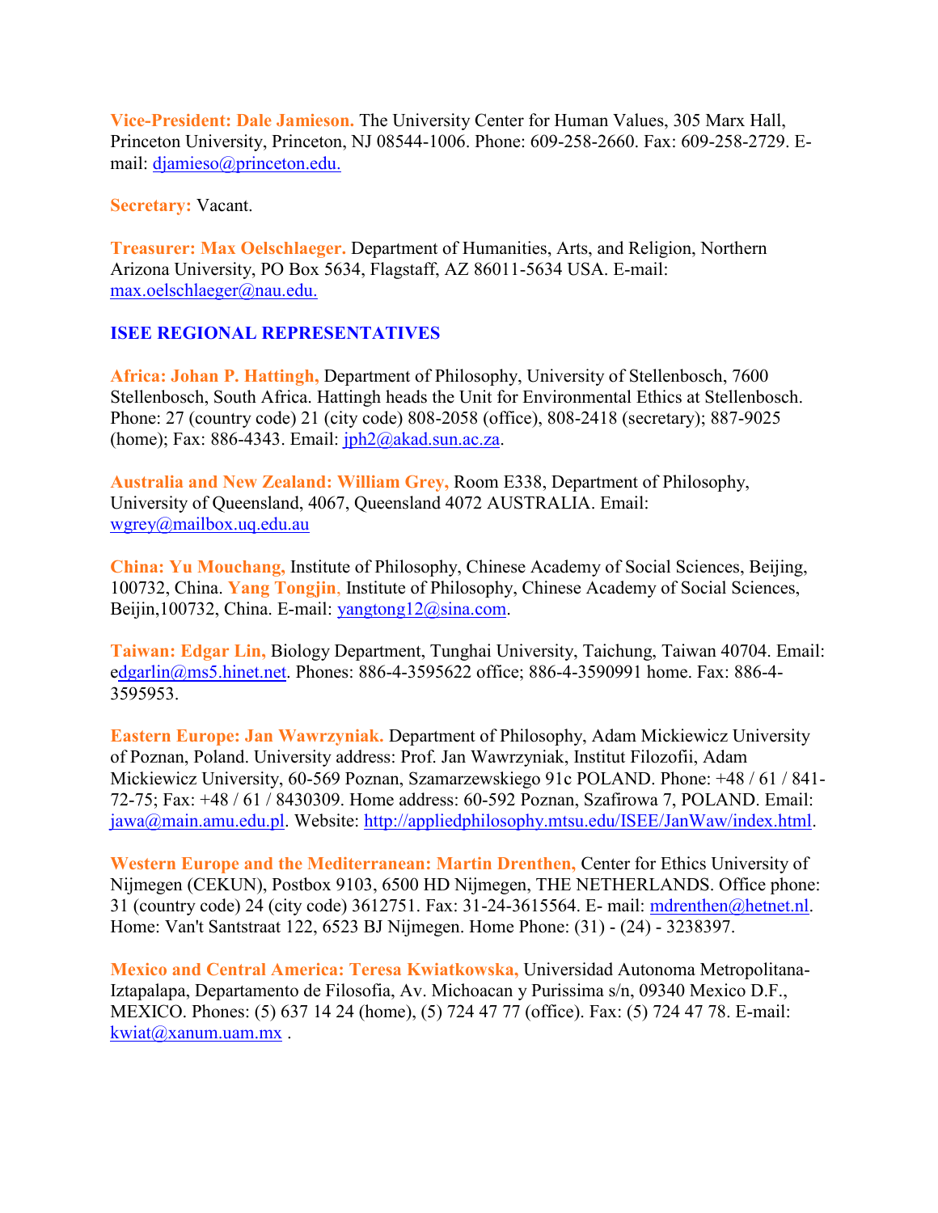**Vice-President: Dale Jamieson.** The University Center for Human Values, 305 Marx Hall, Princeton University, Princeton, NJ 08544-1006. Phone: 609-258-2660. Fax: 609-258-2729. E-mail: djamieso@princeton.edu.

**Secretary:** Vacant.

**Treasurer: Max Oelschlaeger.** Department of Humanities, Arts, and Religion, Northern Arizona University, PO Box 5634, Flagstaff, AZ 86011-5634 USA. E-mail: max.oelschlaeger@nau.edu.

## ISEE REGIONAL REPRESENTATIVES

**Africa: Johan P. Hattingh,** Department of Philosophy, University of Stellenbosch, 7600 Stellenbosch, South Africa. Hattingh heads the Unit for Environmental Ethics at Stellenbosch. Phone: 27 (country code) 21 (city code) 808-2058 (office), 808-2418 (secretary); 887-9025 (home); Fax: 886-4343. Email: jph2@akad.sun.ac.za.

**Australia and New Zealand: William Grey,** Room E338, Department of Philosophy, University of Queensland, 4067, Queensland 4072 AUSTRALIA. Email: wgrey@mailbox.uq.edu.au

**China: Yu Mouchang,** Institute of Philosophy, Chinese Academy of Social Sciences, Beijing, 100732, China. **Yang Tongjin,** Institute of Philosophy, Chinese Academy of Social Sciences, Beijin,100732, China. E-mail: yangtong12@sina.com.

**Taiwan: Edgar Lin,** Biology Department, Tunghai University, Taichung, Taiwan 40704. Email: edgarlin@ms5.hinet.net. Phones: 886-4-3595622 office; 886-4-3590991 home. Fax: 886-4-3595953.

**Eastern Europe: Jan Wawrzyniak.** Department of Philosophy, Adam Mickiewicz University of Poznan, Poland. University address: Prof. Jan Wawrzyniak, Institut Filozofii, Adam Mickiewicz University, 60-569 Poznan, Szamarzewskiego 91c POLAND. Phone: +48 / 61 / 841-72-75; Fax: +48 / 61 / 8430309. Home address: 60-592 Poznan, Szafirowa 7, POLAND. Email: jawa@main.amu.edu.pl. Website: http://appliedphilosophy.mtsu.edu/ISEE/JanWaw/index.html.

**Western Europe and the Mediterranean: Martin Drenthen,** Center for Ethics University of Nijmegen (CEKUN), Postbox 9103, 6500 HD Nijmegen, THE NETHERLANDS. Office phone: 31 (country code) 24 (city code) 3612751. Fax: 31-24-3615564. E- mail: mdrenthen@hetnet.nl. Home: Van't Santstraat 122, 6523 BJ Nijmegen. Home Phone: (31) - (24) - 3238397.

**Mexico and Central America: Teresa Kwiatkowska,** Universidad Autonoma Metropolitana-Iztapalapa, Departamento de Filosofia, Av. Michoacan y Purissima s/n, 09340 Mexico D.F., MEXICO. Phones: (5) 637 14 24 (home), (5) 724 47 77 (office). Fax: (5) 724 47 78. E-mail: kwiat@xanum.uam.mx .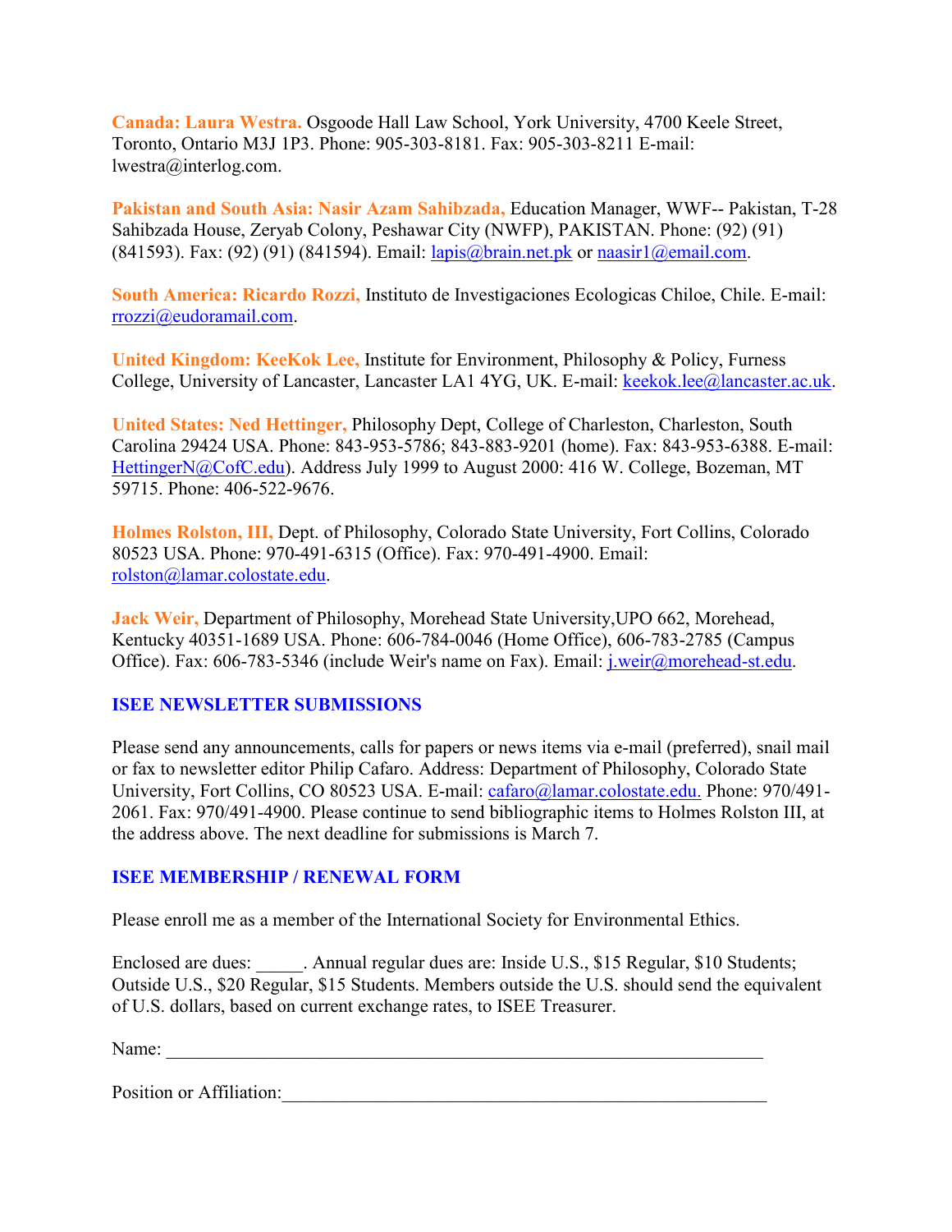**Canada: Laura Westra.** Osgoode Hall Law School, York University, 4700 Keele Street, Toronto, Ontario M3J 1P3. Phone: 905-303-8181. Fax: 905-303-8211 E-mail: lwestra@interlog.com.

**Pakistan and South Asia: Nasir Azam Sahibzada,** Education Manager, WWF-- Pakistan, T-28 Sahibzada House, Zeryab Colony, Peshawar City (NWFP), PAKISTAN. Phone: (92) (91) (841593). Fax: (92) (91) (841594). Email: lapis@brain.net.pk or naasir1@email.com.

**South America: Ricardo Rozzi,** Instituto de Investigaciones Ecologicas Chiloe, Chile. E-mail: rrozzi@eudoramail.com.

**United Kingdom: KeeKok Lee,** Institute for Environment, Philosophy & Policy, Furness College, University of Lancaster, Lancaster LA1 4YG, UK. E-mail: keekok.lee@lancaster.ac.uk.

**United States: Ned Hettinger,** Philosophy Dept, College of Charleston, Charleston, South Carolina 29424 USA. Phone: 843-953-5786; 843-883-9201 (home). Fax: 843-953-6388. E-mail: HettingerN@CofC.edu). Address July 1999 to August 2000: 416 W. College, Bozeman, MT 59715. Phone: 406-522-9676.

**Holmes Rolston, III,** Dept. of Philosophy, Colorado State University, Fort Collins, Colorado 80523 USA. Phone: 970-491-6315 (Office). Fax: 970-491-4900. Email: rolston@lamar.colostate.edu.

**Jack Weir,** Department of Philosophy, Morehead State University,UPO 662, Morehead, Kentucky 40351-1689 USA. Phone: 606-784-0046 (Home Office), 606-783-2785 (Campus Office). Fax: 606-783-5346 (include Weir's name on Fax). Email: j.weir@morehead-st.edu.

## ISEE NEWSLETTER SUBMISSIONS

Please send any announcements, calls for papers or news items via e-mail (preferred), snail mail or fax to newsletter editor Philip Cafaro. Address: Department of Philosophy, Colorado State University, Fort Collins, CO 80523 USA. E-mail: cafaro@lamar.colostate.edu. Phone: 970/491-2061. Fax: 970/491-4900. Please continue to send bibliographic items to Holmes Rolston III, at the address above. The next deadline for submissions is March 7.

## ISEE MEMBERSHIP / RENEWAL FORM

Please enroll me as a member of the International Society for Environmental Ethics.

Enclosed are dues: _____. Annual regular dues are: Inside U.S., $15 Regular, $10 Students; Outside U.S., $20 Regular, $15 Students. Members outside the U.S. should send the equivalent of U.S. dollars, based on current exchange rates, to ISEE Treasurer.

Name: ________________________________________________________________

Position or Affiliation:____________________________________________________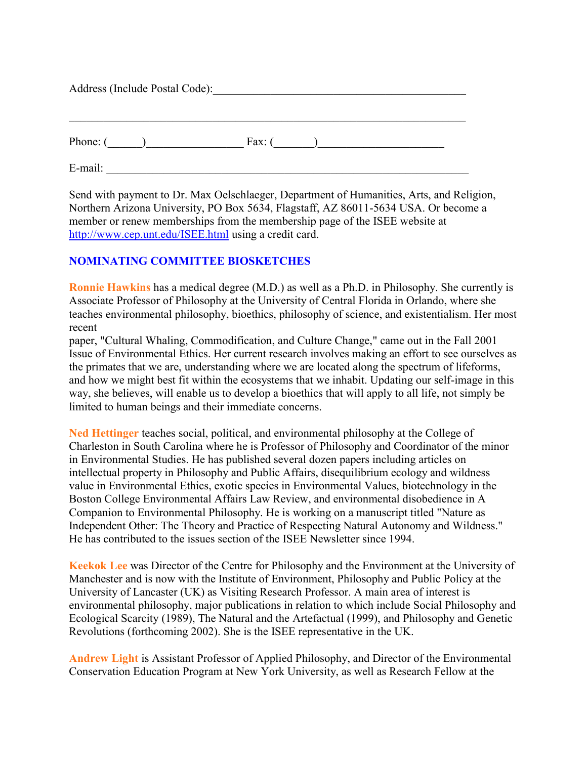Address (Include Postal Code):_____________________________________________

_____________________________________________________________________

Phone: (______)_________________ Fax: (_______)______________________

E-mail: _________________________________________________________________

Send with payment to Dr. Max Oelschlaeger, Department of Humanities, Arts, and Religion, Northern Arizona University, PO Box 5634, Flagstaff, AZ 86011-5634 USA. Or become a member or renew memberships from the membership page of the ISEE website at http://www.cep.unt.edu/ISEE.html using a credit card.

## NOMINATING COMMITTEE BIOSKETCHES

**Ronnie Hawkins** has a medical degree (M.D.) as well as a Ph.D. in Philosophy. She currently is Associate Professor of Philosophy at the University of Central Florida in Orlando, where she teaches environmental philosophy, bioethics, philosophy of science, and existentialism. Her most recent paper, "Cultural Whaling, Commodification, and Culture Change," came out in the Fall 2001 Issue of Environmental Ethics. Her current research involves making an effort to see ourselves as the primates that we are, understanding where we are located along the spectrum of lifeforms, and how we might best fit within the ecosystems that we inhabit. Updating our self-image in this way, she believes, will enable us to develop a bioethics that will apply to all life, not simply be limited to human beings and their immediate concerns.

**Ned Hettinger** teaches social, political, and environmental philosophy at the College of Charleston in South Carolina where he is Professor of Philosophy and Coordinator of the minor in Environmental Studies. He has published several dozen papers including articles on intellectual property in Philosophy and Public Affairs, disequilibrium ecology and wildness value in Environmental Ethics, exotic species in Environmental Values, biotechnology in the Boston College Environmental Affairs Law Review, and environmental disobedience in A Companion to Environmental Philosophy. He is working on a manuscript titled "Nature as Independent Other: The Theory and Practice of Respecting Natural Autonomy and Wildness." He has contributed to the issues section of the ISEE Newsletter since 1994.

**Keekok Lee** was Director of the Centre for Philosophy and the Environment at the University of Manchester and is now with the Institute of Environment, Philosophy and Public Policy at the University of Lancaster (UK) as Visiting Research Professor. A main area of interest is environmental philosophy, major publications in relation to which include Social Philosophy and Ecological Scarcity (1989), The Natural and the Artefactual (1999), and Philosophy and Genetic Revolutions (forthcoming 2002). She is the ISEE representative in the UK.

**Andrew Light** is Assistant Professor of Applied Philosophy, and Director of the Environmental Conservation Education Program at New York University, as well as Research Fellow at the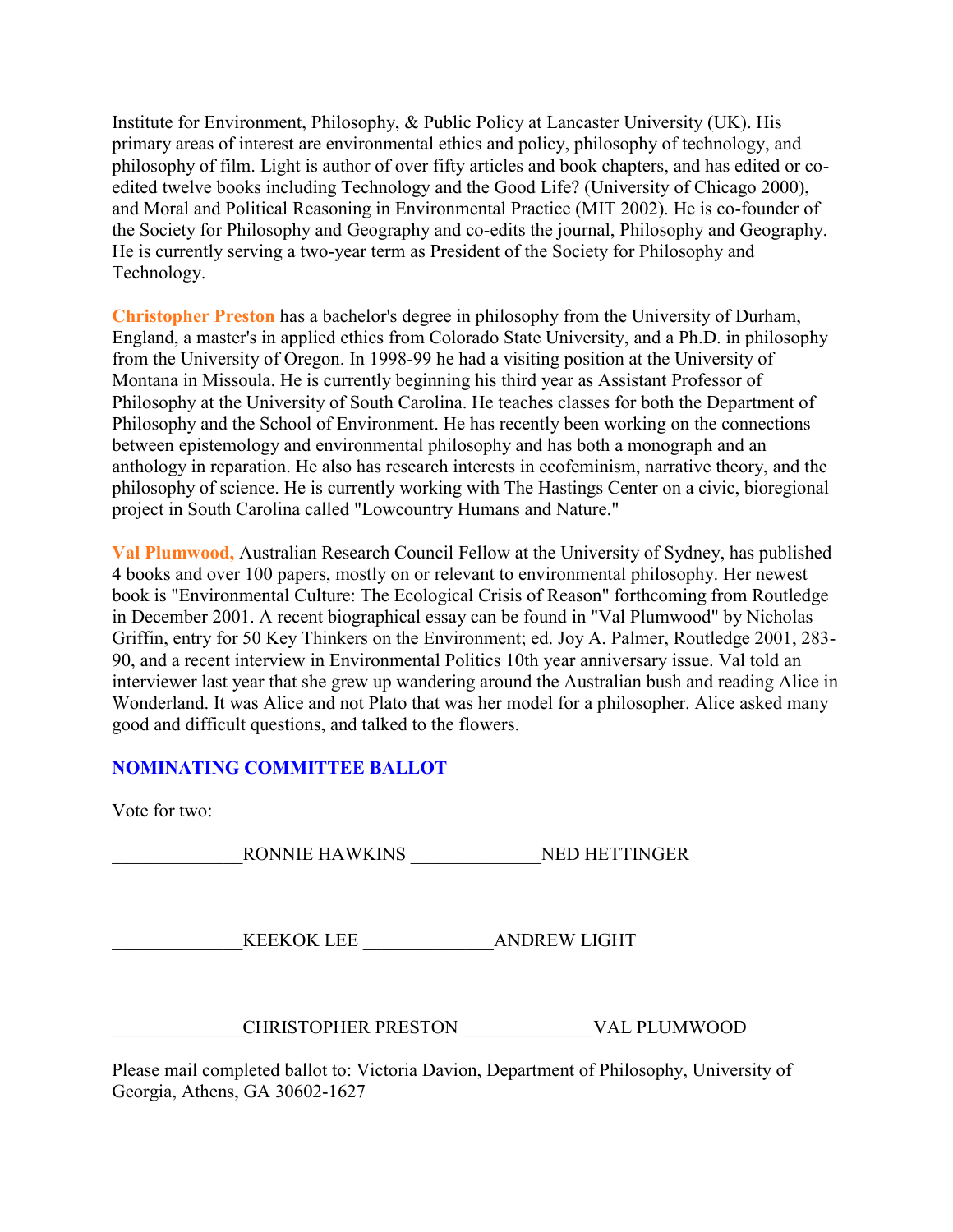Institute for Environment, Philosophy, & Public Policy at Lancaster University (UK). His primary areas of interest are environmental ethics and policy, philosophy of technology, and philosophy of film. Light is author of over fifty articles and book chapters, and has edited or co-edited twelve books including Technology and the Good Life? (University of Chicago 2000), and Moral and Political Reasoning in Environmental Practice (MIT 2002). He is co-founder of the Society for Philosophy and Geography and co-edits the journal, Philosophy and Geography. He is currently serving a two-year term as President of the Society for Philosophy and Technology.

**Christopher Preston** has a bachelor's degree in philosophy from the University of Durham, England, a master's in applied ethics from Colorado State University, and a Ph.D. in philosophy from the University of Oregon. In 1998-99 he had a visiting position at the University of Montana in Missoula. He is currently beginning his third year as Assistant Professor of Philosophy at the University of South Carolina. He teaches classes for both the Department of Philosophy and the School of Environment. He has recently been working on the connections between epistemology and environmental philosophy and has both a monograph and an anthology in reparation. He also has research interests in ecofeminism, narrative theory, and the philosophy of science. He is currently working with The Hastings Center on a civic, bioregional project in South Carolina called "Lowcountry Humans and Nature."

**Val Plumwood,** Australian Research Council Fellow at the University of Sydney, has published 4 books and over 100 papers, mostly on or relevant to environmental philosophy. Her newest book is "Environmental Culture: The Ecological Crisis of Reason" forthcoming from Routledge in December 2001. A recent biographical essay can be found in "Val Plumwood" by Nicholas Griffin, entry for 50 Key Thinkers on the Environment; ed. Joy A. Palmer, Routledge 2001, 283-90, and a recent interview in Environmental Politics 10th year anniversary issue. Val told an interviewer last year that she grew up wandering around the Australian bush and reading Alice in Wonderland. It was Alice and not Plato that was her model for a philosopher. Alice asked many good and difficult questions, and talked to the flowers.

## NOMINATING COMMITTEE BALLOT

Vote for two:

______________RONNIE HAWKINS ______________NED HETTINGER

______________KEEKOK LEE ______________ANDREW LIGHT

______________CHRISTOPHER PRESTON ______________VAL PLUMWOOD

Please mail completed ballot to: Victoria Davion, Department of Philosophy, University of Georgia, Athens, GA 30602-1627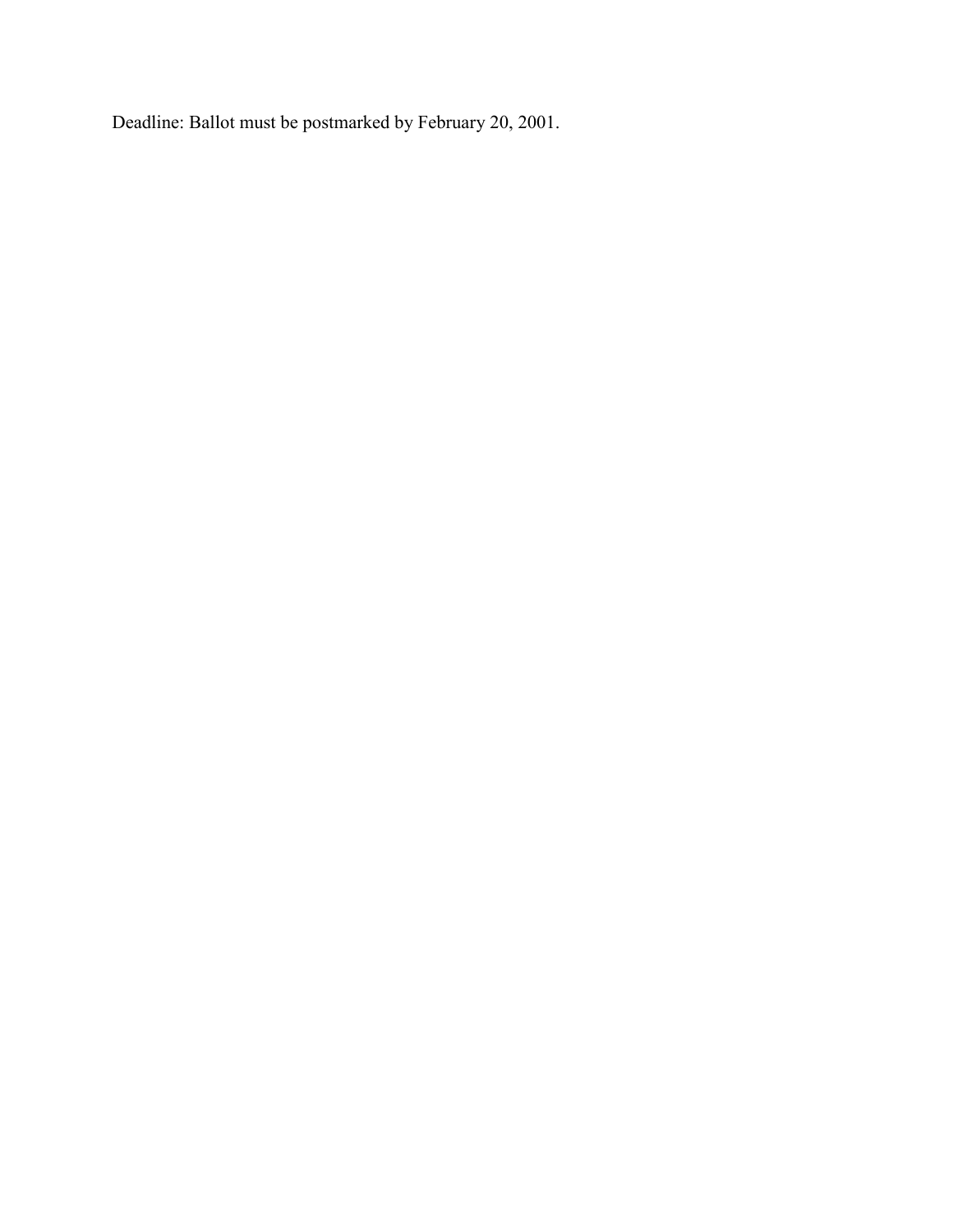Deadline: Ballot must be postmarked by February 20, 2001.